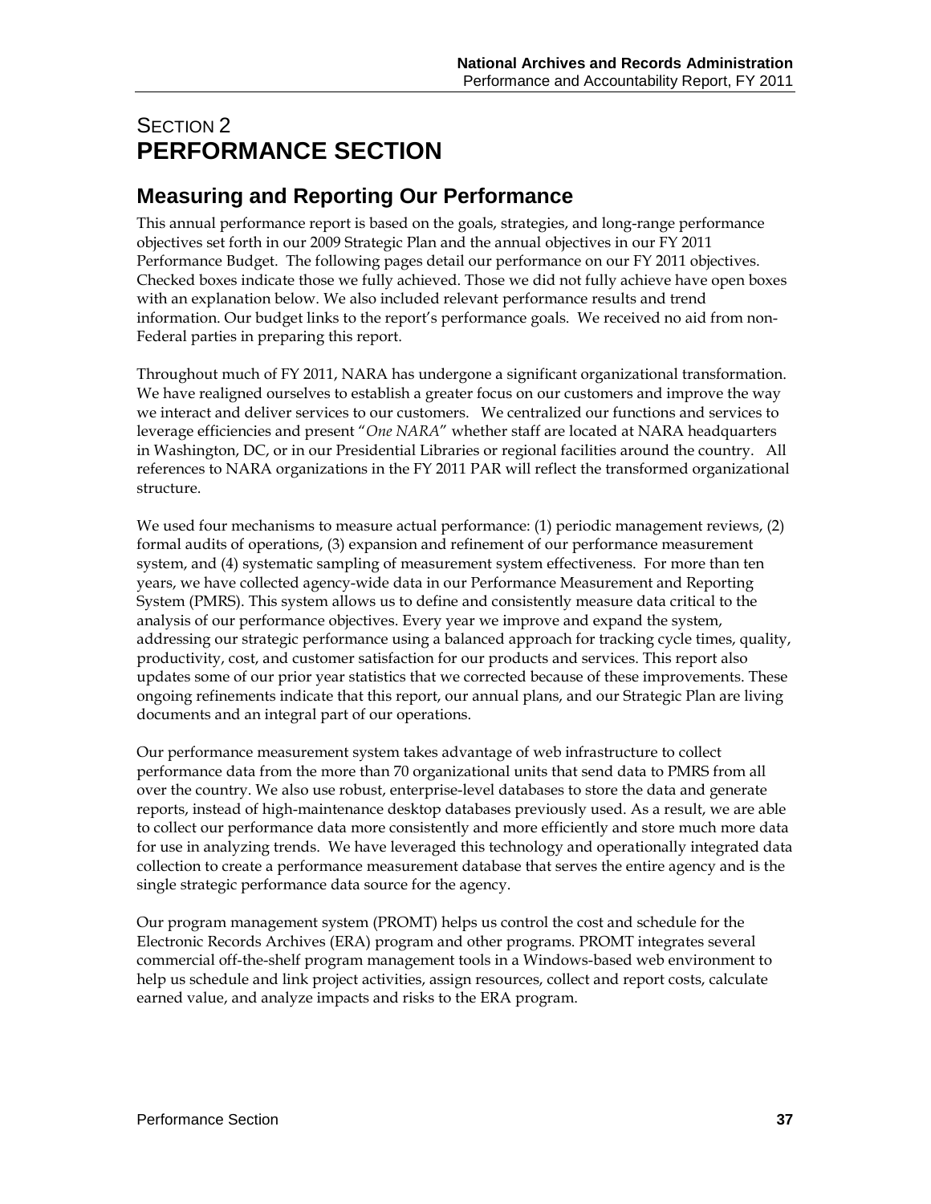# SECTION 2
# PERFORMANCE SECTION

## Measuring and Reporting Our Performance

This annual performance report is based on the goals, strategies, and long-range performance objectives set forth in our 2009 Strategic Plan and the annual objectives in our FY 2011 Performance Budget. The following pages detail our performance on our FY 2011 objectives. Checked boxes indicate those we fully achieved. Those we did not fully achieve have open boxes with an explanation below. We also included relevant performance results and trend information. Our budget links to the report's performance goals. We received no aid from non-Federal parties in preparing this report.

Throughout much of FY 2011, NARA has undergone a significant organizational transformation. We have realigned ourselves to establish a greater focus on our customers and improve the way we interact and deliver services to our customers. We centralized our functions and services to leverage efficiencies and present "*One NARA*" whether staff are located at NARA headquarters in Washington, DC, or in our Presidential Libraries or regional facilities around the country. All references to NARA organizations in the FY 2011 PAR will reflect the transformed organizational structure.

We used four mechanisms to measure actual performance: (1) periodic management reviews, (2) formal audits of operations, (3) expansion and refinement of our performance measurement system, and (4) systematic sampling of measurement system effectiveness. For more than ten years, we have collected agency-wide data in our Performance Measurement and Reporting System (PMRS). This system allows us to define and consistently measure data critical to the analysis of our performance objectives. Every year we improve and expand the system, addressing our strategic performance using a balanced approach for tracking cycle times, quality, productivity, cost, and customer satisfaction for our products and services. This report also updates some of our prior year statistics that we corrected because of these improvements. These ongoing refinements indicate that this report, our annual plans, and our Strategic Plan are living documents and an integral part of our operations.

Our performance measurement system takes advantage of web infrastructure to collect performance data from the more than 70 organizational units that send data to PMRS from all over the country. We also use robust, enterprise-level databases to store the data and generate reports, instead of high-maintenance desktop databases previously used. As a result, we are able to collect our performance data more consistently and more efficiently and store much more data for use in analyzing trends. We have leveraged this technology and operationally integrated data collection to create a performance measurement database that serves the entire agency and is the single strategic performance data source for the agency.

Our program management system (PROMT) helps us control the cost and schedule for the Electronic Records Archives (ERA) program and other programs. PROMT integrates several commercial off-the-shelf program management tools in a Windows-based web environment to help us schedule and link project activities, assign resources, collect and report costs, calculate earned value, and analyze impacts and risks to the ERA program.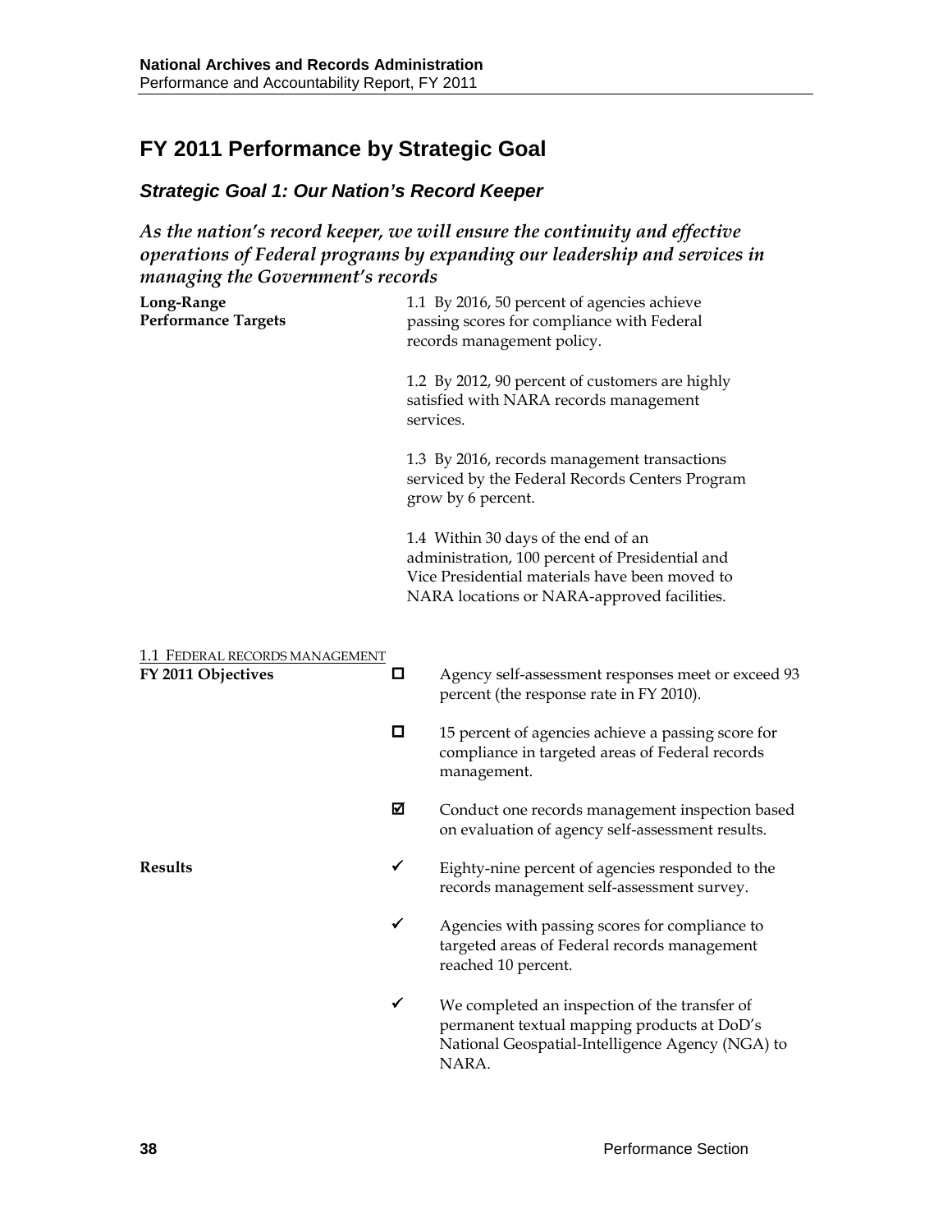# FY 2011 Performance by Strategic Goal

## *Strategic Goal 1: Our Nation's Record Keeper*

### *As the nation's record keeper, we will ensure the continuity and effective operations of Federal programs by expanding our leadership and services in managing the Government's records*

**Long-Range Performance Targets**

1.1 By 2016, 50 percent of agencies achieve passing scores for compliance with Federal records management policy.

1.2 By 2012, 90 percent of customers are highly satisfied with NARA records management services.

1.3 By 2016, records management transactions serviced by the Federal Records Centers Program grow by 6 percent.

1.4 Within 30 days of the end of an administration, 100 percent of Presidential and Vice Presidential materials have been moved to NARA locations or NARA-approved facilities.

1.1 FEDERAL RECORDS MANAGEMENT

**FY 2011 Objectives**

- ☐ Agency self-assessment responses meet or exceed 93 percent (the response rate in FY 2010).
- ☐ 15 percent of agencies achieve a passing score for compliance in targeted areas of Federal records management.
- ☑ Conduct one records management inspection based on evaluation of agency self-assessment results.

**Results**

- ✓ Eighty-nine percent of agencies responded to the records management self-assessment survey.
- ✓ Agencies with passing scores for compliance to targeted areas of Federal records management reached 10 percent.
- ✓ We completed an inspection of the transfer of permanent textual mapping products at DoD's National Geospatial-Intelligence Agency (NGA) to NARA.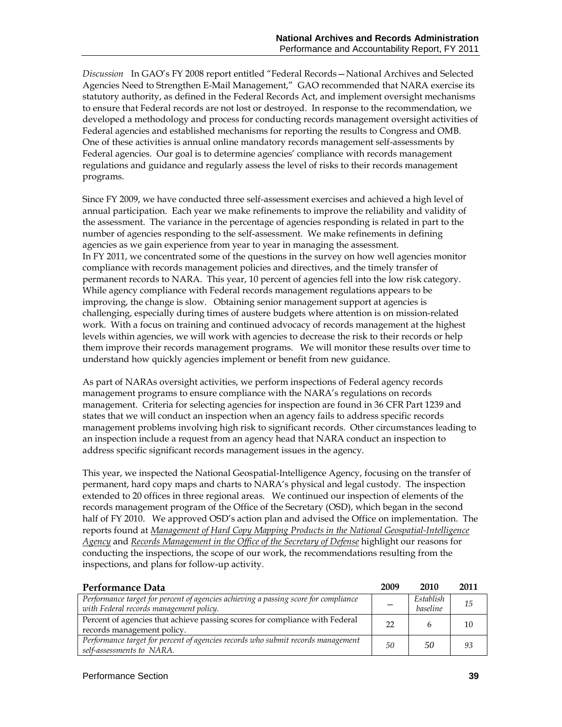*Discussion* In GAO's FY 2008 report entitled "Federal Records—National Archives and Selected Agencies Need to Strengthen E-Mail Management," GAO recommended that NARA exercise its statutory authority, as defined in the Federal Records Act, and implement oversight mechanisms to ensure that Federal records are not lost or destroyed. In response to the recommendation, we developed a methodology and process for conducting records management oversight activities of Federal agencies and established mechanisms for reporting the results to Congress and OMB. One of these activities is annual online mandatory records management self-assessments by Federal agencies. Our goal is to determine agencies' compliance with records management regulations and guidance and regularly assess the level of risks to their records management programs.

Since FY 2009, we have conducted three self-assessment exercises and achieved a high level of annual participation. Each year we make refinements to improve the reliability and validity of the assessment. The variance in the percentage of agencies responding is related in part to the number of agencies responding to the self-assessment. We make refinements in defining agencies as we gain experience from year to year in managing the assessment.
In FY 2011, we concentrated some of the questions in the survey on how well agencies monitor compliance with records management policies and directives, and the timely transfer of permanent records to NARA. This year, 10 percent of agencies fell into the low risk category. While agency compliance with Federal records management regulations appears to be improving, the change is slow. Obtaining senior management support at agencies is challenging, especially during times of austere budgets where attention is on mission-related work. With a focus on training and continued advocacy of records management at the highest levels within agencies, we will work with agencies to decrease the risk to their records or help them improve their records management programs. We will monitor these results over time to understand how quickly agencies implement or benefit from new guidance.

As part of NARAs oversight activities, we perform inspections of Federal agency records management programs to ensure compliance with the NARA's regulations on records management. Criteria for selecting agencies for inspection are found in 36 CFR Part 1239 and states that we will conduct an inspection when an agency fails to address specific records management problems involving high risk to significant records. Other circumstances leading to an inspection include a request from an agency head that NARA conduct an inspection to address specific significant records management issues in the agency.

This year, we inspected the National Geospatial-Intelligence Agency, focusing on the transfer of permanent, hard copy maps and charts to NARA's physical and legal custody. The inspection extended to 20 offices in three regional areas. We continued our inspection of elements of the records management program of the Office of the Secretary (OSD), which began in the second half of FY 2010. We approved OSD's action plan and advised the Office on implementation. The reports found at *Management of Hard Copy Mapping Products in the National Geospatial-Intelligence Agency* and *Records Management in the Office of the Secretary of Defense* highlight our reasons for conducting the inspections, the scope of our work, the recommendations resulting from the inspections, and plans for follow-up activity.

| Performance Data | 2009 | 2010 | 2011 |
|---|---|---|---|
| *Performance target for percent of agencies achieving a passing score for compliance with Federal records management policy.* | — | *Establish baseline* | *15* |
| Percent of agencies that achieve passing scores for compliance with Federal records management policy. | 22 | 6 | 10 |
| *Performance target for percent of agencies records who submit records management self-assessments to NARA.* | *50* | *50* | *93* |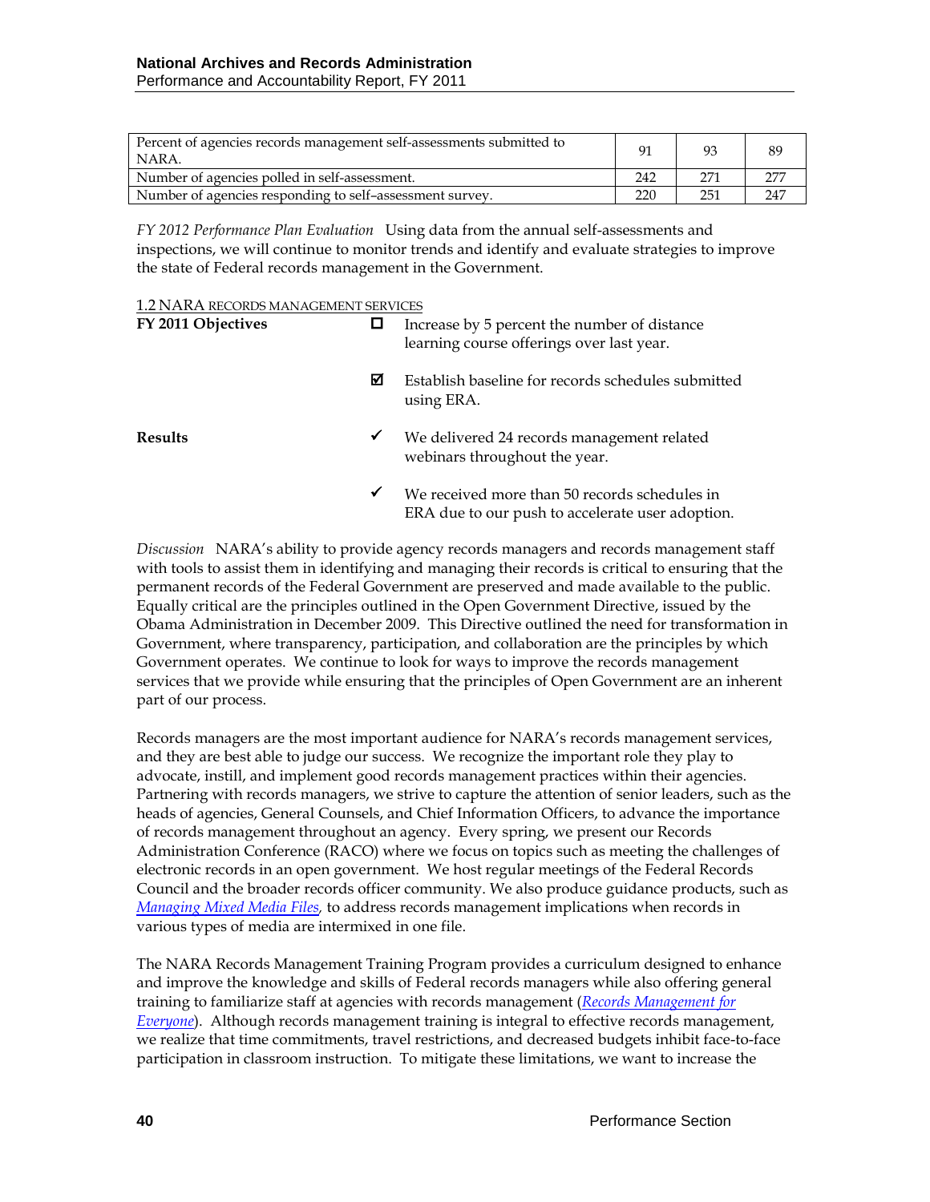| | | | |
|---|---|---|---|
| Percent of agencies records management self-assessments submitted to NARA. | 91 | 93 | 89 |
| Number of agencies polled in self-assessment. | 242 | 271 | 277 |
| Number of agencies responding to self–assessment survey. | 220 | 251 | 247 |

*FY 2012 Performance Plan Evaluation* Using data from the annual self-assessments and inspections, we will continue to monitor trends and identify and evaluate strategies to improve the state of Federal records management in the Government.

### 1.2 NARA RECORDS MANAGEMENT SERVICES

**FY 2011 Objectives**

- ☐ Increase by 5 percent the number of distance learning course offerings over last year.
- ☑ Establish baseline for records schedules submitted using ERA.

**Results**

- ✓ We delivered 24 records management related webinars throughout the year.
- ✓ We received more than 50 records schedules in ERA due to our push to accelerate user adoption.

*Discussion* NARA's ability to provide agency records managers and records management staff with tools to assist them in identifying and managing their records is critical to ensuring that the permanent records of the Federal Government are preserved and made available to the public. Equally critical are the principles outlined in the Open Government Directive, issued by the Obama Administration in December 2009. This Directive outlined the need for transformation in Government, where transparency, participation, and collaboration are the principles by which Government operates. We continue to look for ways to improve the records management services that we provide while ensuring that the principles of Open Government are an inherent part of our process.

Records managers are the most important audience for NARA's records management services, and they are best able to judge our success. We recognize the important role they play to advocate, instill, and implement good records management practices within their agencies. Partnering with records managers, we strive to capture the attention of senior leaders, such as the heads of agencies, General Counsels, and Chief Information Officers, to advance the importance of records management throughout an agency. Every spring, we present our Records Administration Conference (RACO) where we focus on topics such as meeting the challenges of electronic records in an open government. We host regular meetings of the Federal Records Council and the broader records officer community. We also produce guidance products, such as *Managing Mixed Media Files*, to address records management implications when records in various types of media are intermixed in one file.

The NARA Records Management Training Program provides a curriculum designed to enhance and improve the knowledge and skills of Federal records managers while also offering general training to familiarize staff at agencies with records management (*Records Management for Everyone*). Although records management training is integral to effective records management, we realize that time commitments, travel restrictions, and decreased budgets inhibit face-to-face participation in classroom instruction. To mitigate these limitations, we want to increase the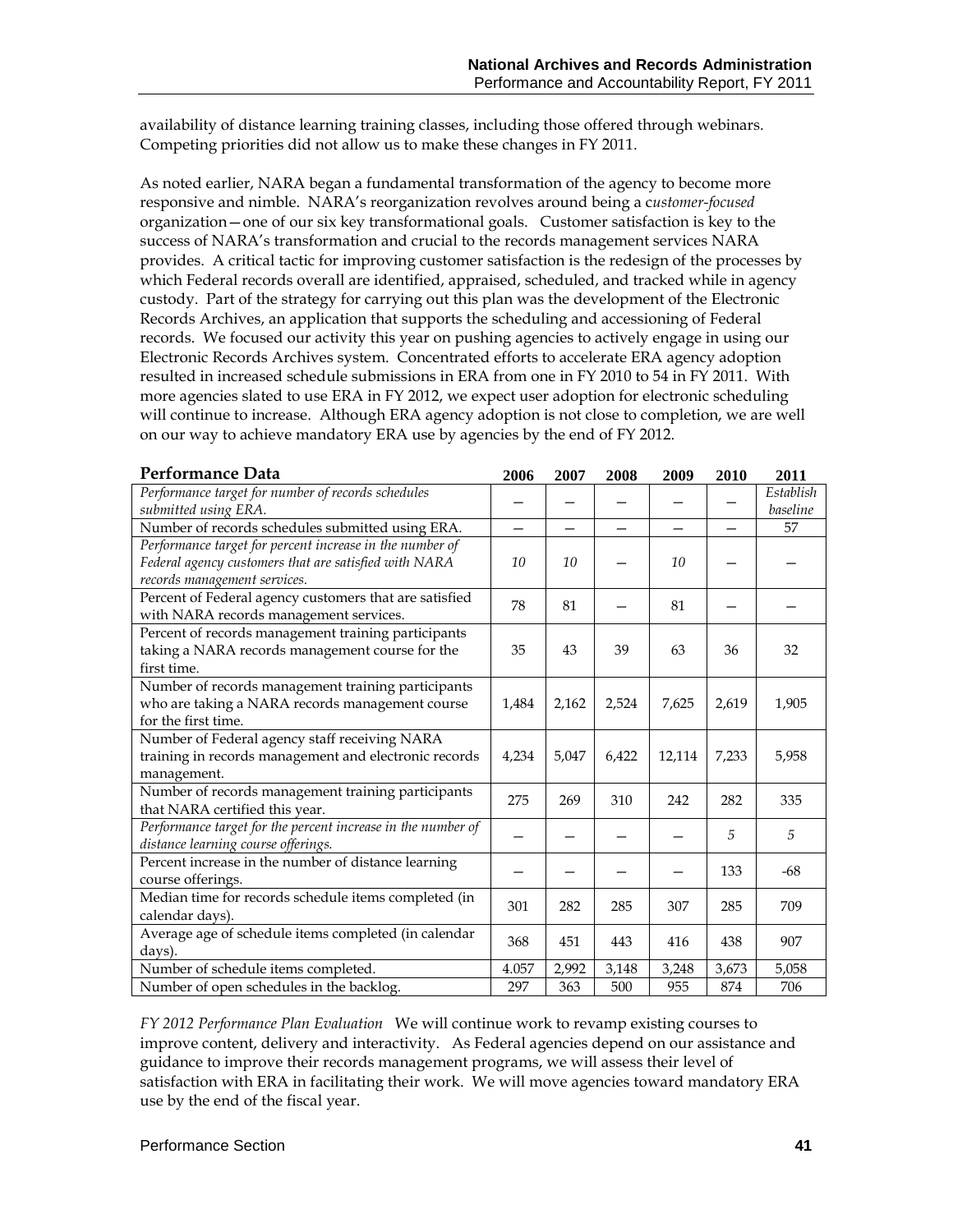availability of distance learning training classes, including those offered through webinars. Competing priorities did not allow us to make these changes in FY 2011.

As noted earlier, NARA began a fundamental transformation of the agency to become more responsive and nimble. NARA's reorganization revolves around being a c*ustomer-focused* organization—one of our six key transformational goals. Customer satisfaction is key to the success of NARA's transformation and crucial to the records management services NARA provides. A critical tactic for improving customer satisfaction is the redesign of the processes by which Federal records overall are identified, appraised, scheduled, and tracked while in agency custody. Part of the strategy for carrying out this plan was the development of the Electronic Records Archives, an application that supports the scheduling and accessioning of Federal records. We focused our activity this year on pushing agencies to actively engage in using our Electronic Records Archives system. Concentrated efforts to accelerate ERA agency adoption resulted in increased schedule submissions in ERA from one in FY 2010 to 54 in FY 2011. With more agencies slated to use ERA in FY 2012, we expect user adoption for electronic scheduling will continue to increase. Although ERA agency adoption is not close to completion, we are well on our way to achieve mandatory ERA use by agencies by the end of FY 2012.

| Performance Data | 2006 | 2007 | 2008 | 2009 | 2010 | 2011 |
|---|---|---|---|---|---|---|
| *Performance target for number of records schedules submitted using ERA.* | — | — | — | — | — | *Establish baseline* |
| Number of records schedules submitted using ERA. | — | — | — | — | — | 57 |
| *Performance target for percent increase in the number of Federal agency customers that are satisfied with NARA records management services.* | *10* | *10* | — | *10* | — | — |
| Percent of Federal agency customers that are satisfied with NARA records management services. | 78 | 81 | — | 81 | — | — |
| Percent of records management training participants taking a NARA records management course for the first time. | 35 | 43 | 39 | 63 | 36 | 32 |
| Number of records management training participants who are taking a NARA records management course for the first time. | 1,484 | 2,162 | 2,524 | 7,625 | 2,619 | 1,905 |
| Number of Federal agency staff receiving NARA training in records management and electronic records management. | 4,234 | 5,047 | 6,422 | 12,114 | 7,233 | 5,958 |
| Number of records management training participants that NARA certified this year. | 275 | 269 | 310 | 242 | 282 | 335 |
| *Performance target for the percent increase in the number of distance learning course offerings.* | — | — | — | — | *5* | *5* |
| Percent increase in the number of distance learning course offerings. | — | — | — | — | 133 | -68 |
| Median time for records schedule items completed (in calendar days). | 301 | 282 | 285 | 307 | 285 | 709 |
| Average age of schedule items completed (in calendar days). | 368 | 451 | 443 | 416 | 438 | 907 |
| Number of schedule items completed. | 4.057 | 2,992 | 3,148 | 3,248 | 3,673 | 5,058 |
| Number of open schedules in the backlog. | 297 | 363 | 500 | 955 | 874 | 706 |

*FY 2012 Performance Plan Evaluation* We will continue work to revamp existing courses to improve content, delivery and interactivity. As Federal agencies depend on our assistance and guidance to improve their records management programs, we will assess their level of satisfaction with ERA in facilitating their work. We will move agencies toward mandatory ERA use by the end of the fiscal year.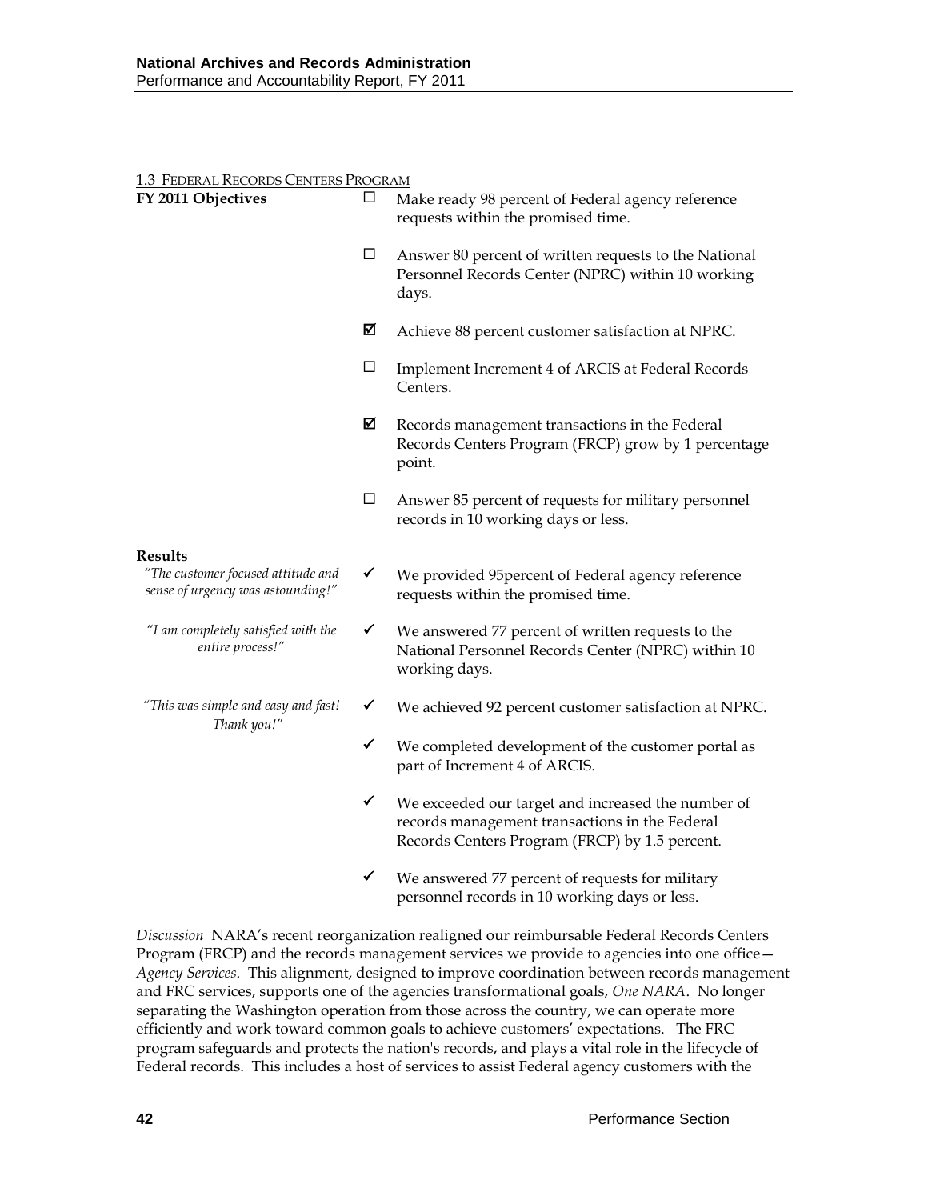### 1.3 Federal Records Centers Program

**FY 2011 Objectives**

- ☐ Make ready 98 percent of Federal agency reference requests within the promised time.
- ☐ Answer 80 percent of written requests to the National Personnel Records Center (NPRC) within 10 working days.
- ☑ Achieve 88 percent customer satisfaction at NPRC.
- ☐ Implement Increment 4 of ARCIS at Federal Records Centers.
- ☑ Records management transactions in the Federal Records Centers Program (FRCP) grow by 1 percentage point.
- ☐ Answer 85 percent of requests for military personnel records in 10 working days or less.

**Results**

*"The customer focused attitude and sense of urgency was astounding!"*

*"I am completely satisfied with the entire process!"*

*"This was simple and easy and fast! Thank you!"*

- ✓ We provided 95percent of Federal agency reference requests within the promised time.
- ✓ We answered 77 percent of written requests to the National Personnel Records Center (NPRC) within 10 working days.
- ✓ We achieved 92 percent customer satisfaction at NPRC.
- ✓ We completed development of the customer portal as part of Increment 4 of ARCIS.
- ✓ We exceeded our target and increased the number of records management transactions in the Federal Records Centers Program (FRCP) by 1.5 percent.
- ✓ We answered 77 percent of requests for military personnel records in 10 working days or less.

*Discussion* NARA's recent reorganization realigned our reimbursable Federal Records Centers Program (FRCP) and the records management services we provide to agencies into one office—*Agency Services*. This alignment, designed to improve coordination between records management and FRC services, supports one of the agencies transformational goals, *One NARA*. No longer separating the Washington operation from those across the country, we can operate more efficiently and work toward common goals to achieve customers' expectations. The FRC program safeguards and protects the nation's records, and plays a vital role in the lifecycle of Federal records. This includes a host of services to assist Federal agency customers with the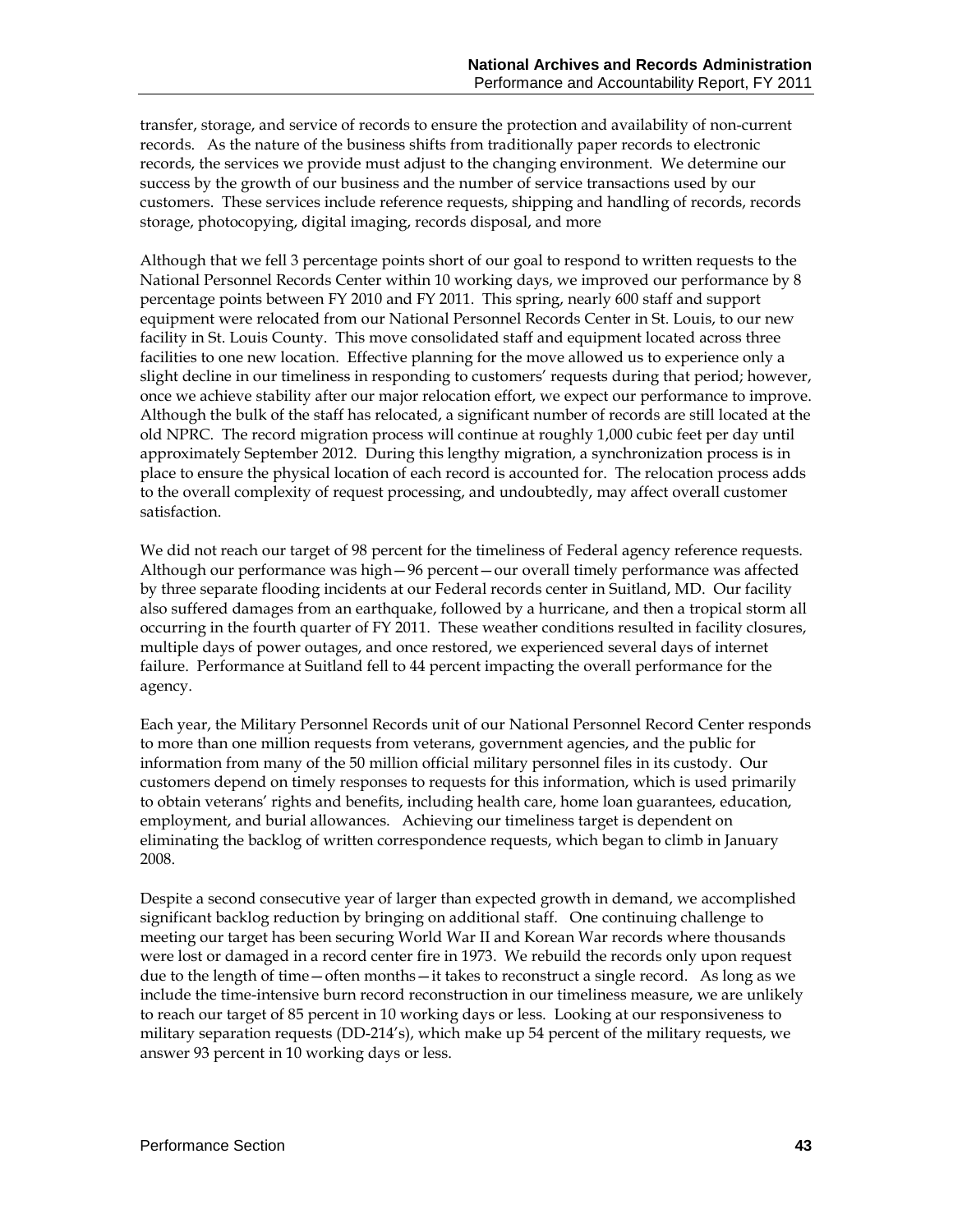transfer, storage, and service of records to ensure the protection and availability of non-current records. As the nature of the business shifts from traditionally paper records to electronic records, the services we provide must adjust to the changing environment. We determine our success by the growth of our business and the number of service transactions used by our customers. These services include reference requests, shipping and handling of records, records storage, photocopying, digital imaging, records disposal, and more

Although that we fell 3 percentage points short of our goal to respond to written requests to the National Personnel Records Center within 10 working days, we improved our performance by 8 percentage points between FY 2010 and FY 2011. This spring, nearly 600 staff and support equipment were relocated from our National Personnel Records Center in St. Louis, to our new facility in St. Louis County. This move consolidated staff and equipment located across three facilities to one new location. Effective planning for the move allowed us to experience only a slight decline in our timeliness in responding to customers' requests during that period; however, once we achieve stability after our major relocation effort, we expect our performance to improve. Although the bulk of the staff has relocated, a significant number of records are still located at the old NPRC. The record migration process will continue at roughly 1,000 cubic feet per day until approximately September 2012. During this lengthy migration, a synchronization process is in place to ensure the physical location of each record is accounted for. The relocation process adds to the overall complexity of request processing, and undoubtedly, may affect overall customer satisfaction.

We did not reach our target of 98 percent for the timeliness of Federal agency reference requests. Although our performance was high—96 percent—our overall timely performance was affected by three separate flooding incidents at our Federal records center in Suitland, MD. Our facility also suffered damages from an earthquake, followed by a hurricane, and then a tropical storm all occurring in the fourth quarter of FY 2011. These weather conditions resulted in facility closures, multiple days of power outages, and once restored, we experienced several days of internet failure. Performance at Suitland fell to 44 percent impacting the overall performance for the agency.

Each year, the Military Personnel Records unit of our National Personnel Record Center responds to more than one million requests from veterans, government agencies, and the public for information from many of the 50 million official military personnel files in its custody. Our customers depend on timely responses to requests for this information, which is used primarily to obtain veterans' rights and benefits, including health care, home loan guarantees, education, employment, and burial allowances. Achieving our timeliness target is dependent on eliminating the backlog of written correspondence requests, which began to climb in January 2008.

Despite a second consecutive year of larger than expected growth in demand, we accomplished significant backlog reduction by bringing on additional staff. One continuing challenge to meeting our target has been securing World War II and Korean War records where thousands were lost or damaged in a record center fire in 1973. We rebuild the records only upon request due to the length of time—often months—it takes to reconstruct a single record. As long as we include the time-intensive burn record reconstruction in our timeliness measure, we are unlikely to reach our target of 85 percent in 10 working days or less. Looking at our responsiveness to military separation requests (DD-214's), which make up 54 percent of the military requests, we answer 93 percent in 10 working days or less.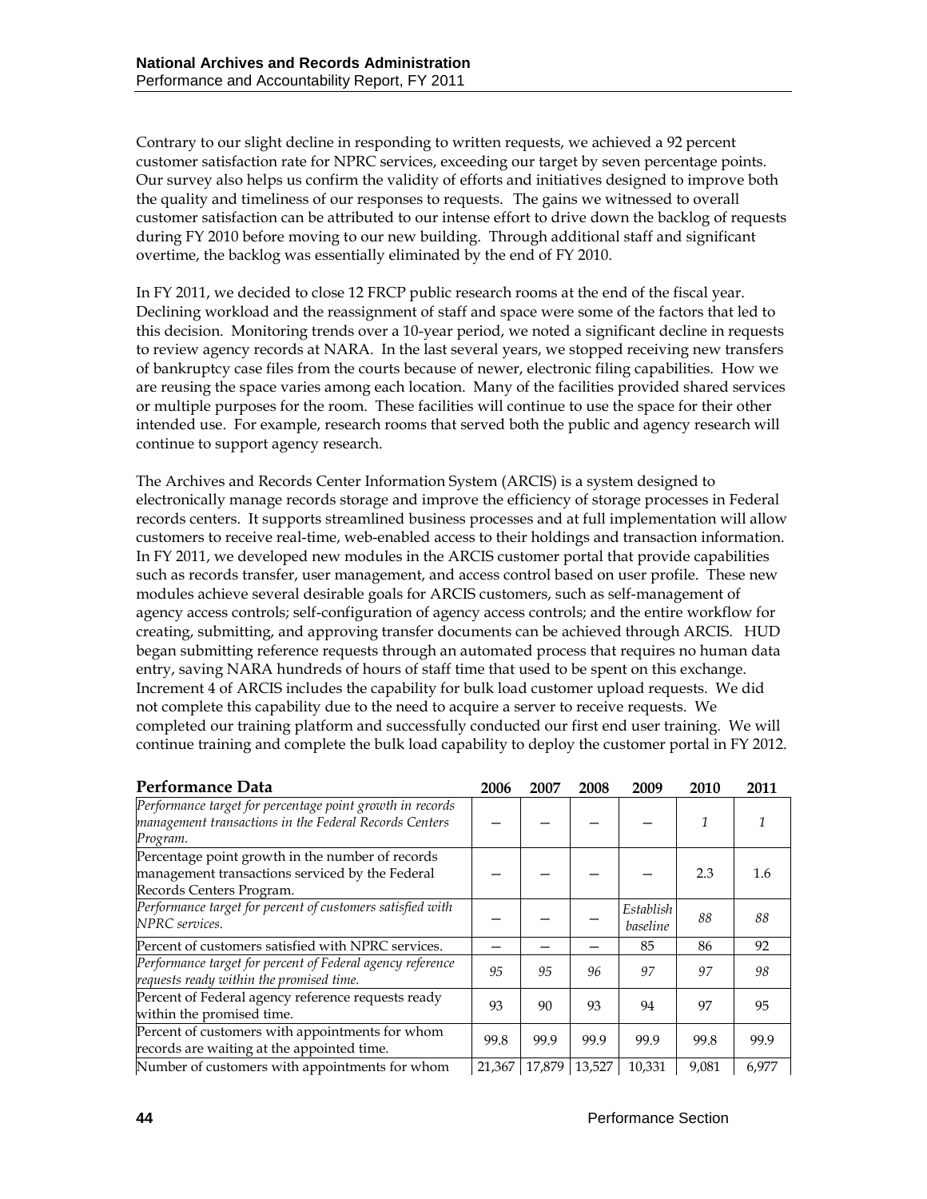Contrary to our slight decline in responding to written requests, we achieved a 92 percent customer satisfaction rate for NPRC services, exceeding our target by seven percentage points. Our survey also helps us confirm the validity of efforts and initiatives designed to improve both the quality and timeliness of our responses to requests. The gains we witnessed to overall customer satisfaction can be attributed to our intense effort to drive down the backlog of requests during FY 2010 before moving to our new building. Through additional staff and significant overtime, the backlog was essentially eliminated by the end of FY 2010.

In FY 2011, we decided to close 12 FRCP public research rooms at the end of the fiscal year. Declining workload and the reassignment of staff and space were some of the factors that led to this decision. Monitoring trends over a 10-year period, we noted a significant decline in requests to review agency records at NARA. In the last several years, we stopped receiving new transfers of bankruptcy case files from the courts because of newer, electronic filing capabilities. How we are reusing the space varies among each location. Many of the facilities provided shared services or multiple purposes for the room. These facilities will continue to use the space for their other intended use. For example, research rooms that served both the public and agency research will continue to support agency research.

The Archives and Records Center Information System (ARCIS) is a system designed to electronically manage records storage and improve the efficiency of storage processes in Federal records centers. It supports streamlined business processes and at full implementation will allow customers to receive real-time, web-enabled access to their holdings and transaction information. In FY 2011, we developed new modules in the ARCIS customer portal that provide capabilities such as records transfer, user management, and access control based on user profile. These new modules achieve several desirable goals for ARCIS customers, such as self-management of agency access controls; self-configuration of agency access controls; and the entire workflow for creating, submitting, and approving transfer documents can be achieved through ARCIS. HUD began submitting reference requests through an automated process that requires no human data entry, saving NARA hundreds of hours of staff time that used to be spent on this exchange. Increment 4 of ARCIS includes the capability for bulk load customer upload requests. We did not complete this capability due to the need to acquire a server to receive requests. We completed our training platform and successfully conducted our first end user training. We will continue training and complete the bulk load capability to deploy the customer portal in FY 2012.

| Performance Data | 2006 | 2007 | 2008 | 2009 | 2010 | 2011 |
|---|---|---|---|---|---|---|
| *Performance target for percentage point growth in records management transactions in the Federal Records Centers Program.* | – | – | – | – | *1* | *1* |
| Percentage point growth in the number of records management transactions serviced by the Federal Records Centers Program. | – | – | – | – | 2.3 | 1.6 |
| *Performance target for percent of customers satisfied with NPRC services.* | – | – | – | *Establish baseline* | *88* | *88* |
| Percent of customers satisfied with NPRC services. | – | – | – | 85 | 86 | 92 |
| *Performance target for percent of Federal agency reference requests ready within the promised time.* | *95* | *95* | *96* | *97* | *97* | *98* |
| Percent of Federal agency reference requests ready within the promised time. | 93 | 90 | 93 | 94 | 97 | 95 |
| Percent of customers with appointments for whom records are waiting at the appointed time. | 99.8 | 99.9 | 99.9 | 99.9 | 99.8 | 99.9 |
| Number of customers with appointments for whom | 21,367 | 17,879 | 13,527 | 10,331 | 9,081 | 6,977 |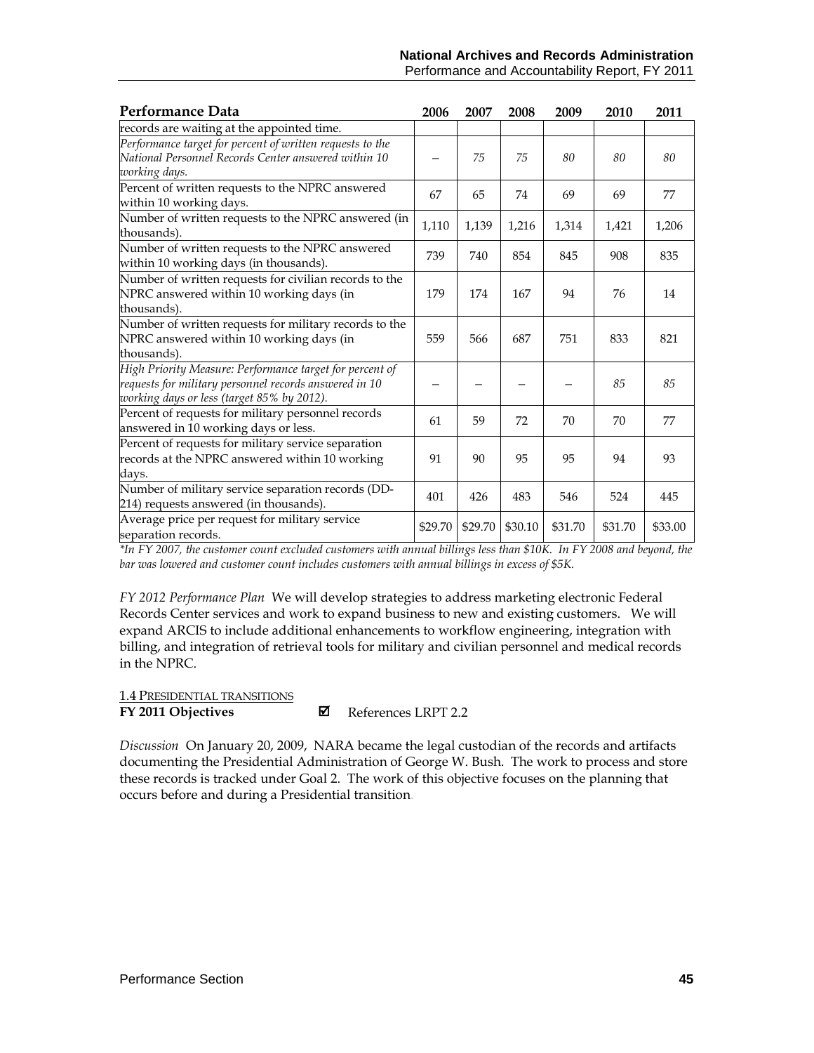| Performance Data | 2006 | 2007 | 2008 | 2009 | 2010 | 2011 |
|---|---|---|---|---|---|---|
| records are waiting at the appointed time. | | | | | | |
| *Performance target for percent of written requests to the National Personnel Records Center answered within 10 working days.* | – | *75* | *75* | *80* | *80* | *80* |
| Percent of written requests to the NPRC answered within 10 working days. | 67 | 65 | 74 | 69 | 69 | 77 |
| Number of written requests to the NPRC answered (in thousands). | 1,110 | 1,139 | 1,216 | 1,314 | 1,421 | 1,206 |
| Number of written requests to the NPRC answered within 10 working days (in thousands). | 739 | 740 | 854 | 845 | 908 | 835 |
| Number of written requests for civilian records to the NPRC answered within 10 working days (in thousands). | 179 | 174 | 167 | 94 | 76 | 14 |
| Number of written requests for military records to the NPRC answered within 10 working days (in thousands). | 559 | 566 | 687 | 751 | 833 | 821 |
| *High Priority Measure: Performance target for percent of requests for military personnel records answered in 10 working days or less (target 85% by 2012).* | – | – | – | – | *85* | *85* |
| Percent of requests for military personnel records answered in 10 working days or less. | 61 | 59 | 72 | 70 | 70 | 77 |
| Percent of requests for military service separation records at the NPRC answered within 10 working days. | 91 | 90 | 95 | 95 | 94 | 93 |
| Number of military service separation records (DD-214) requests answered (in thousands). | 401 | 426 | 483 | 546 | 524 | 445 |
| Average price per request for military service separation records. | $29.70 | $29.70 | $30.10 | $31.70 | $31.70 | $33.00 |

*\*In FY 2007, the customer count excluded customers with annual billings less than $10K. In FY 2008 and beyond, the bar was lowered and customer count includes customers with annual billings in excess of $5K.*

*FY 2012 Performance Plan* We will develop strategies to address marketing electronic Federal Records Center services and work to expand business to new and existing customers. We will expand ARCIS to include additional enhancements to workflow engineering, integration with billing, and integration of retrieval tools for military and civilian personnel and medical records in the NPRC.

## 1.4 Presidential transitions

**FY 2011 Objectives** ☑ References LRPT 2.2

*Discussion* On January 20, 2009, NARA became the legal custodian of the records and artifacts documenting the Presidential Administration of George W. Bush. The work to process and store these records is tracked under Goal 2. The work of this objective focuses on the planning that occurs before and during a Presidential transition.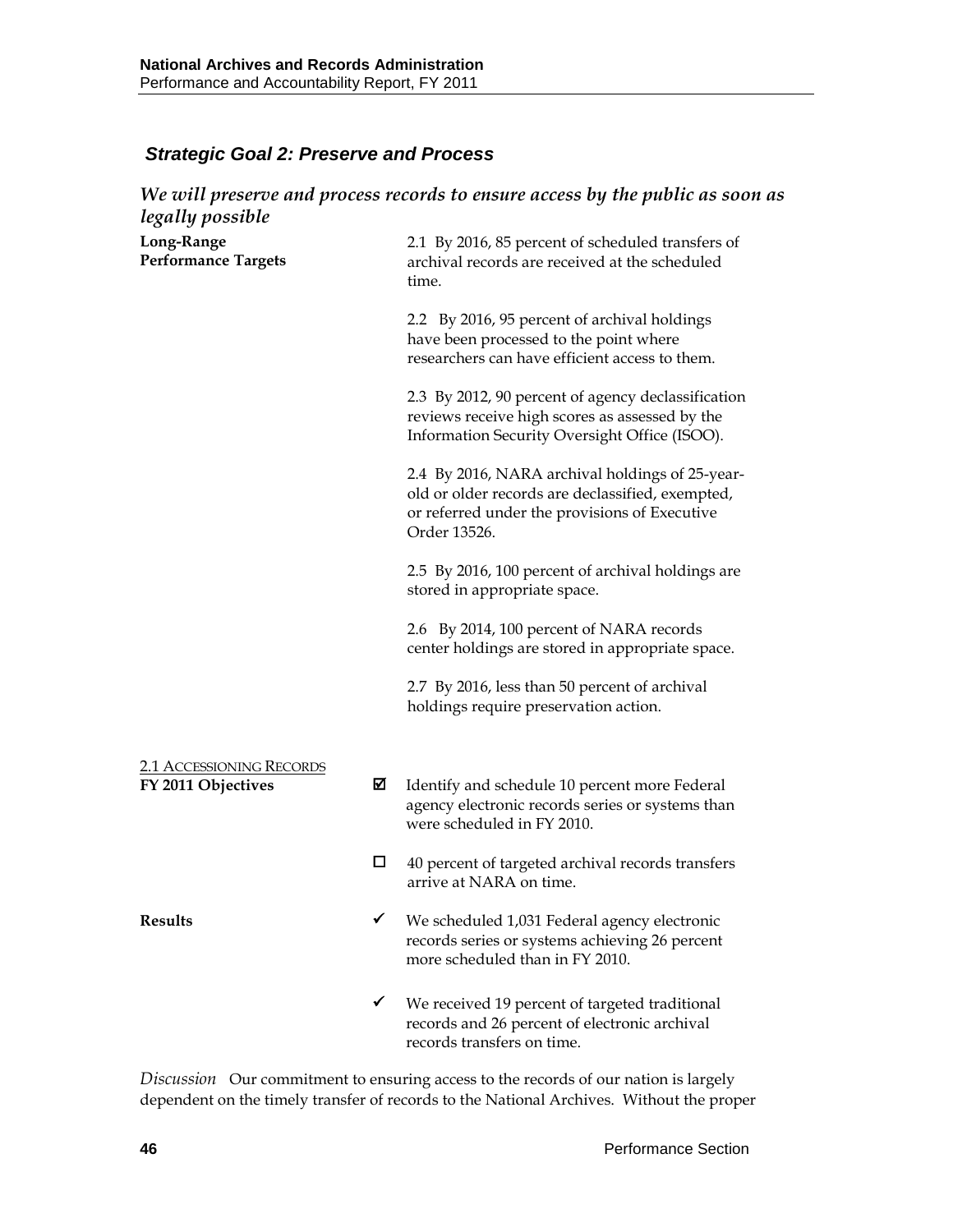## *Strategic Goal 2: Preserve and Process*

### *We will preserve and process records to ensure access by the public as soon as legally possible*

**Long-Range Performance Targets**

2.1 By 2016, 85 percent of scheduled transfers of archival records are received at the scheduled time.

2.2 By 2016, 95 percent of archival holdings have been processed to the point where researchers can have efficient access to them.

2.3 By 2012, 90 percent of agency declassification reviews receive high scores as assessed by the Information Security Oversight Office (ISOO).

2.4 By 2016, NARA archival holdings of 25-year-old or older records are declassified, exempted, or referred under the provisions of Executive Order 13526.

2.5 By 2016, 100 percent of archival holdings are stored in appropriate space.

2.6 By 2014, 100 percent of NARA records center holdings are stored in appropriate space.

2.7 By 2016, less than 50 percent of archival holdings require preservation action.

2.1 ACCESSIONING RECORDS

**FY 2011 Objectives**

- ☑ Identify and schedule 10 percent more Federal agency electronic records series or systems than were scheduled in FY 2010.
- ☐ 40 percent of targeted archival records transfers arrive at NARA on time.

**Results**

- ✓ We scheduled 1,031 Federal agency electronic records series or systems achieving 26 percent more scheduled than in FY 2010.
- ✓ We received 19 percent of targeted traditional records and 26 percent of electronic archival records transfers on time.

*Discussion* Our commitment to ensuring access to the records of our nation is largely dependent on the timely transfer of records to the National Archives. Without the proper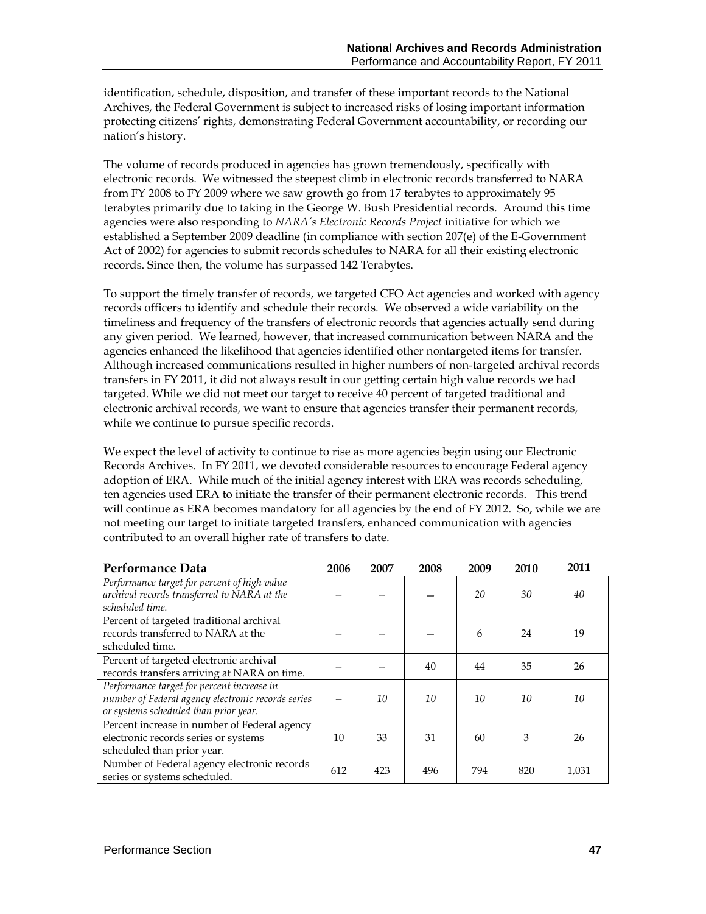identification, schedule, disposition, and transfer of these important records to the National Archives, the Federal Government is subject to increased risks of losing important information protecting citizens' rights, demonstrating Federal Government accountability, or recording our nation's history.

The volume of records produced in agencies has grown tremendously, specifically with electronic records. We witnessed the steepest climb in electronic records transferred to NARA from FY 2008 to FY 2009 where we saw growth go from 17 terabytes to approximately 95 terabytes primarily due to taking in the George W. Bush Presidential records. Around this time agencies were also responding to *NARA's Electronic Records Project* initiative for which we established a September 2009 deadline (in compliance with section 207(e) of the E-Government Act of 2002) for agencies to submit records schedules to NARA for all their existing electronic records. Since then, the volume has surpassed 142 Terabytes.

To support the timely transfer of records, we targeted CFO Act agencies and worked with agency records officers to identify and schedule their records. We observed a wide variability on the timeliness and frequency of the transfers of electronic records that agencies actually send during any given period. We learned, however, that increased communication between NARA and the agencies enhanced the likelihood that agencies identified other nontargeted items for transfer. Although increased communications resulted in higher numbers of non-targeted archival records transfers in FY 2011, it did not always result in our getting certain high value records we had targeted. While we did not meet our target to receive 40 percent of targeted traditional and electronic archival records, we want to ensure that agencies transfer their permanent records, while we continue to pursue specific records.

We expect the level of activity to continue to rise as more agencies begin using our Electronic Records Archives. In FY 2011, we devoted considerable resources to encourage Federal agency adoption of ERA. While much of the initial agency interest with ERA was records scheduling, ten agencies used ERA to initiate the transfer of their permanent electronic records. This trend will continue as ERA becomes mandatory for all agencies by the end of FY 2012. So, while we are not meeting our target to initiate targeted transfers, enhanced communication with agencies contributed to an overall higher rate of transfers to date.

| **Performance Data** | **2006** | **2007** | **2008** | **2009** | **2010** | **2011** |
|---|---|---|---|---|---|---|
| *Performance target for percent of high value archival records transferred to NARA at the scheduled time.* | – | – | – | *20* | *30* | *40* |
| Percent of targeted traditional archival records transferred to NARA at the scheduled time. | – | – | – | 6 | 24 | 19 |
| Percent of targeted electronic archival records transfers arriving at NARA on time. | – | – | 40 | 44 | 35 | 26 |
| *Performance target for percent increase in number of Federal agency electronic records series or systems scheduled than prior year.* | – | *10* | *10* | *10* | *10* | *10* |
| Percent increase in number of Federal agency electronic records series or systems scheduled than prior year. | 10 | 33 | 31 | 60 | 3 | 26 |
| Number of Federal agency electronic records series or systems scheduled. | 612 | 423 | 496 | 794 | 820 | 1,031 |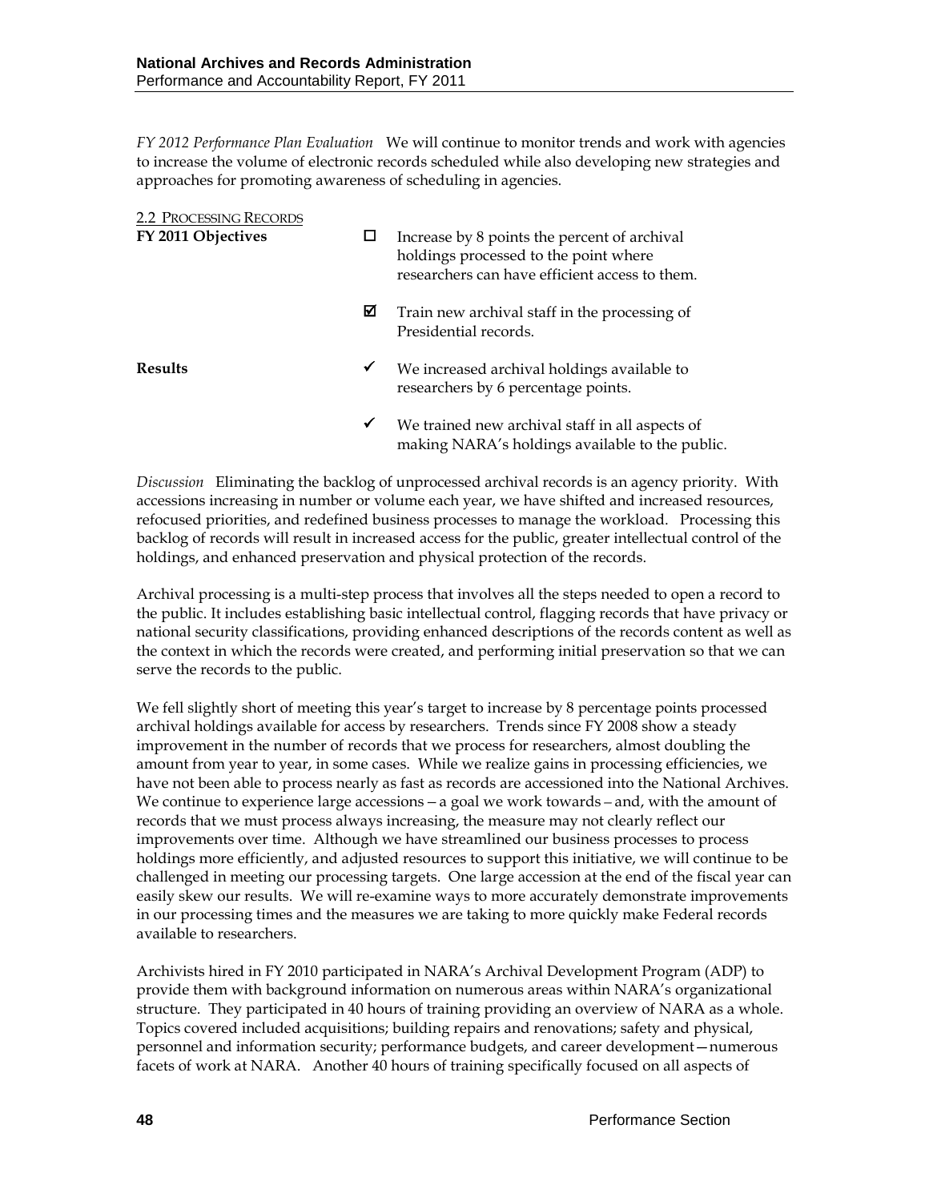*FY 2012 Performance Plan Evaluation* We will continue to monitor trends and work with agencies to increase the volume of electronic records scheduled while also developing new strategies and approaches for promoting awareness of scheduling in agencies.

2.2 PROCESSING RECORDS

**FY 2011 Objectives**

- ☐ Increase by 8 points the percent of archival holdings processed to the point where researchers can have efficient access to them.
- ☑ Train new archival staff in the processing of Presidential records.

**Results**

- ✔ We increased archival holdings available to researchers by 6 percentage points.
- ✔ We trained new archival staff in all aspects of making NARA's holdings available to the public.

*Discussion* Eliminating the backlog of unprocessed archival records is an agency priority. With accessions increasing in number or volume each year, we have shifted and increased resources, refocused priorities, and redefined business processes to manage the workload. Processing this backlog of records will result in increased access for the public, greater intellectual control of the holdings, and enhanced preservation and physical protection of the records.

Archival processing is a multi-step process that involves all the steps needed to open a record to the public. It includes establishing basic intellectual control, flagging records that have privacy or national security classifications, providing enhanced descriptions of the records content as well as the context in which the records were created, and performing initial preservation so that we can serve the records to the public.

We fell slightly short of meeting this year's target to increase by 8 percentage points processed archival holdings available for access by researchers. Trends since FY 2008 show a steady improvement in the number of records that we process for researchers, almost doubling the amount from year to year, in some cases. While we realize gains in processing efficiencies, we have not been able to process nearly as fast as records are accessioned into the National Archives. We continue to experience large accessions – a goal we work towards – and, with the amount of records that we must process always increasing, the measure may not clearly reflect our improvements over time. Although we have streamlined our business processes to process holdings more efficiently, and adjusted resources to support this initiative, we will continue to be challenged in meeting our processing targets. One large accession at the end of the fiscal year can easily skew our results. We will re-examine ways to more accurately demonstrate improvements in our processing times and the measures we are taking to more quickly make Federal records available to researchers.

Archivists hired in FY 2010 participated in NARA's Archival Development Program (ADP) to provide them with background information on numerous areas within NARA's organizational structure. They participated in 40 hours of training providing an overview of NARA as a whole. Topics covered included acquisitions; building repairs and renovations; safety and physical, personnel and information security; performance budgets, and career development—numerous facets of work at NARA. Another 40 hours of training specifically focused on all aspects of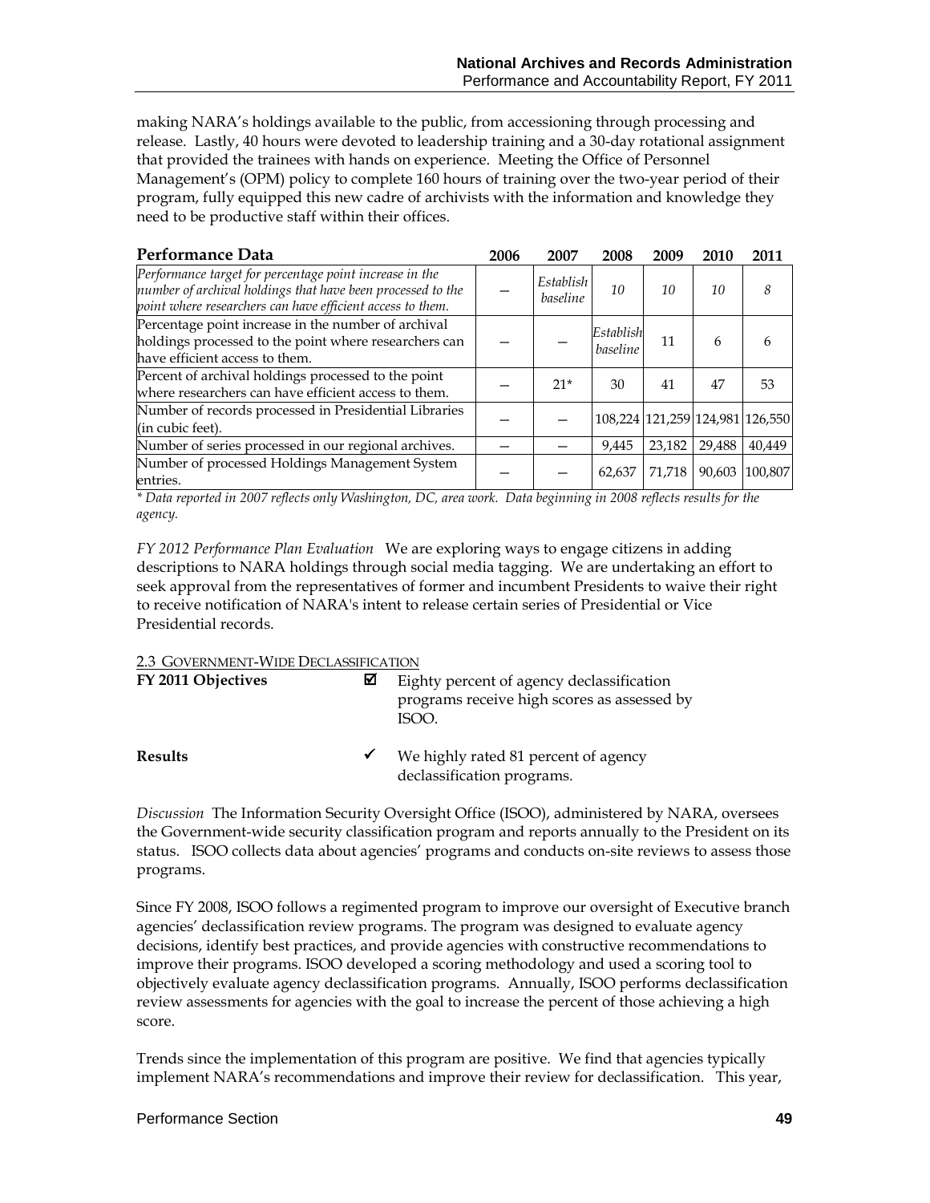making NARA's holdings available to the public, from accessioning through processing and release. Lastly, 40 hours were devoted to leadership training and a 30-day rotational assignment that provided the trainees with hands on experience. Meeting the Office of Personnel Management's (OPM) policy to complete 160 hours of training over the two-year period of their program, fully equipped this new cadre of archivists with the information and knowledge they need to be productive staff within their offices.

| Performance Data | 2006 | 2007 | 2008 | 2009 | 2010 | 2011 |
|---|---|---|---|---|---|---|
| *Performance target for percentage point increase in the number of archival holdings that have been processed to the point where researchers can have efficient access to them.* | – | *Establish baseline* | *10* | *10* | *10* | *8* |
| Percentage point increase in the number of archival holdings processed to the point where researchers can have efficient access to them. | – | – | *Establish baseline* | 11 | 6 | 6 |
| Percent of archival holdings processed to the point where researchers can have efficient access to them. | – | 21* | 30 | 41 | 47 | 53 |
| Number of records processed in Presidential Libraries (in cubic feet). | – | – | 108,224 | 121,259 | 124,981 | 126,550 |
| Number of series processed in our regional archives. | – | – | 9,445 | 23,182 | 29,488 | 40,449 |
| Number of processed Holdings Management System entries. | – | – | 62,637 | 71,718 | 90,603 | 100,807 |

*\* Data reported in 2007 reflects only Washington, DC, area work. Data beginning in 2008 reflects results for the agency.*

*FY 2012 Performance Plan Evaluation* We are exploring ways to engage citizens in adding descriptions to NARA holdings through social media tagging. We are undertaking an effort to seek approval from the representatives of former and incumbent Presidents to waive their right to receive notification of NARA's intent to release certain series of Presidential or Vice Presidential records.

## 2.3 Government-Wide Declassification

**FY 2011 Objectives** ☑ Eighty percent of agency declassification programs receive high scores as assessed by ISOO.

**Results** ✓ We highly rated 81 percent of agency declassification programs.

*Discussion* The Information Security Oversight Office (ISOO), administered by NARA, oversees the Government-wide security classification program and reports annually to the President on its status. ISOO collects data about agencies' programs and conducts on-site reviews to assess those programs.

Since FY 2008, ISOO follows a regimented program to improve our oversight of Executive branch agencies' declassification review programs. The program was designed to evaluate agency decisions, identify best practices, and provide agencies with constructive recommendations to improve their programs. ISOO developed a scoring methodology and used a scoring tool to objectively evaluate agency declassification programs. Annually, ISOO performs declassification review assessments for agencies with the goal to increase the percent of those achieving a high score.

Trends since the implementation of this program are positive. We find that agencies typically implement NARA's recommendations and improve their review for declassification. This year,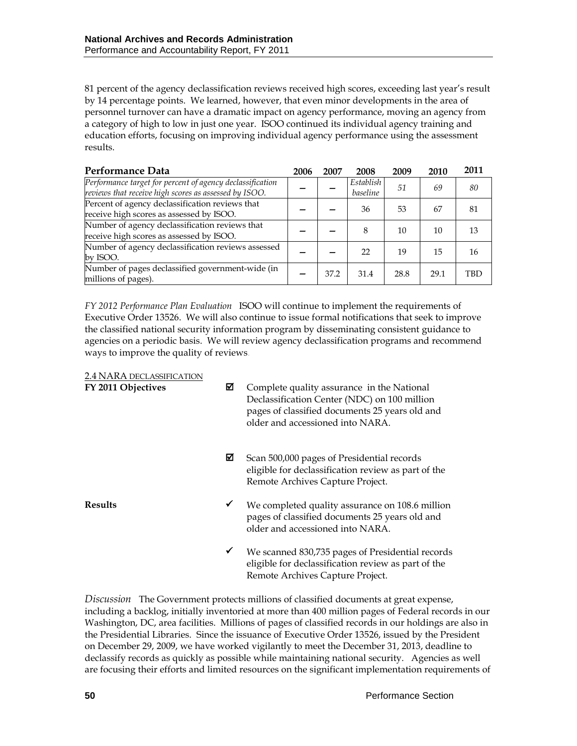81 percent of the agency declassification reviews received high scores, exceeding last year's result by 14 percentage points. We learned, however, that even minor developments in the area of personnel turnover can have a dramatic impact on agency performance, moving an agency from a category of high to low in just one year. ISOO continued its individual agency training and education efforts, focusing on improving individual agency performance using the assessment results.

| **Performance Data** | **2006** | **2007** | **2008** | **2009** | **2010** | **2011** |
|---|---|---|---|---|---|---|
| *Performance target for percent of agency declassification reviews that receive high scores as assessed by ISOO.* | – | – | *Establish baseline* | *51* | *69* | *80* |
| Percent of agency declassification reviews that receive high scores as assessed by ISOO. | – | – | 36 | 53 | 67 | 81 |
| Number of agency declassification reviews that receive high scores as assessed by ISOO. | – | – | 8 | 10 | 10 | 13 |
| Number of agency declassification reviews assessed by ISOO. | – | – | 22 | 19 | 15 | 16 |
| Number of pages declassified government-wide (in millions of pages). | – | 37.2 | 31.4 | 28.8 | 29.1 | TBD |

*FY 2012 Performance Plan Evaluation* ISOO will continue to implement the requirements of Executive Order 13526. We will also continue to issue formal notifications that seek to improve the classified national security information program by disseminating consistent guidance to agencies on a periodic basis. We will review agency declassification programs and recommend ways to improve the quality of reviews.

## 2.4 NARA DECLASSIFICATION

**FY 2011 Objectives**

- ☑ Complete quality assurance in the National Declassification Center (NDC) on 100 million pages of classified documents 25 years old and older and accessioned into NARA.
- ☑ Scan 500,000 pages of Presidential records eligible for declassification review as part of the Remote Archives Capture Project.

**Results**

- ✓ We completed quality assurance on 108.6 million pages of classified documents 25 years old and older and accessioned into NARA.
- ✓ We scanned 830,735 pages of Presidential records eligible for declassification review as part of the Remote Archives Capture Project.

*Discussion* The Government protects millions of classified documents at great expense, including a backlog, initially inventoried at more than 400 million pages of Federal records in our Washington, DC, area facilities. Millions of pages of classified records in our holdings are also in the Presidential Libraries. Since the issuance of Executive Order 13526, issued by the President on December 29, 2009, we have worked vigilantly to meet the December 31, 2013, deadline to declassify records as quickly as possible while maintaining national security. Agencies as well are focusing their efforts and limited resources on the significant implementation requirements of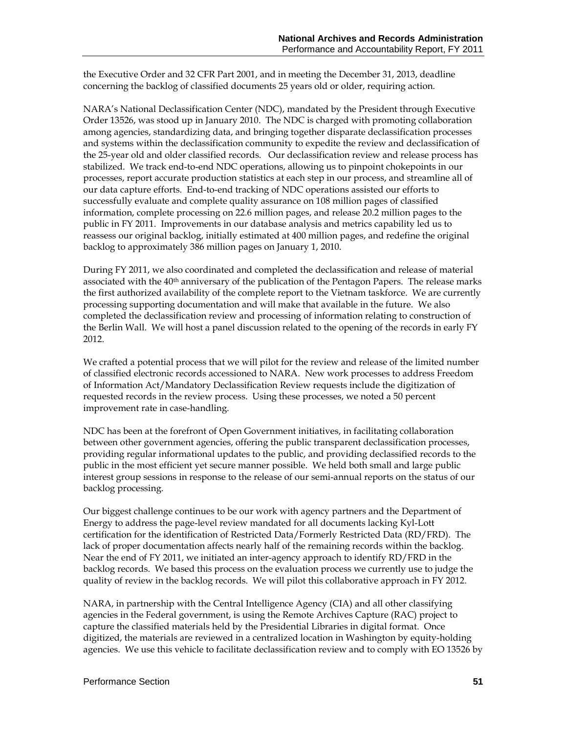the Executive Order and 32 CFR Part 2001, and in meeting the December 31, 2013, deadline concerning the backlog of classified documents 25 years old or older, requiring action.

NARA's National Declassification Center (NDC), mandated by the President through Executive Order 13526, was stood up in January 2010. The NDC is charged with promoting collaboration among agencies, standardizing data, and bringing together disparate declassification processes and systems within the declassification community to expedite the review and declassification of the 25-year old and older classified records. Our declassification review and release process has stabilized. We track end-to-end NDC operations, allowing us to pinpoint chokepoints in our processes, report accurate production statistics at each step in our process, and streamline all of our data capture efforts. End-to-end tracking of NDC operations assisted our efforts to successfully evaluate and complete quality assurance on 108 million pages of classified information, complete processing on 22.6 million pages, and release 20.2 million pages to the public in FY 2011. Improvements in our database analysis and metrics capability led us to reassess our original backlog, initially estimated at 400 million pages, and redefine the original backlog to approximately 386 million pages on January 1, 2010.

During FY 2011, we also coordinated and completed the declassification and release of material associated with the 40th anniversary of the publication of the Pentagon Papers. The release marks the first authorized availability of the complete report to the Vietnam taskforce. We are currently processing supporting documentation and will make that available in the future. We also completed the declassification review and processing of information relating to construction of the Berlin Wall. We will host a panel discussion related to the opening of the records in early FY 2012.

We crafted a potential process that we will pilot for the review and release of the limited number of classified electronic records accessioned to NARA. New work processes to address Freedom of Information Act/Mandatory Declassification Review requests include the digitization of requested records in the review process. Using these processes, we noted a 50 percent improvement rate in case-handling.

NDC has been at the forefront of Open Government initiatives, in facilitating collaboration between other government agencies, offering the public transparent declassification processes, providing regular informational updates to the public, and providing declassified records to the public in the most efficient yet secure manner possible. We held both small and large public interest group sessions in response to the release of our semi-annual reports on the status of our backlog processing.

Our biggest challenge continues to be our work with agency partners and the Department of Energy to address the page-level review mandated for all documents lacking Kyl-Lott certification for the identification of Restricted Data/Formerly Restricted Data (RD/FRD). The lack of proper documentation affects nearly half of the remaining records within the backlog. Near the end of FY 2011, we initiated an inter-agency approach to identify RD/FRD in the backlog records. We based this process on the evaluation process we currently use to judge the quality of review in the backlog records. We will pilot this collaborative approach in FY 2012.

NARA, in partnership with the Central Intelligence Agency (CIA) and all other classifying agencies in the Federal government, is using the Remote Archives Capture (RAC) project to capture the classified materials held by the Presidential Libraries in digital format. Once digitized, the materials are reviewed in a centralized location in Washington by equity-holding agencies. We use this vehicle to facilitate declassification review and to comply with EO 13526 by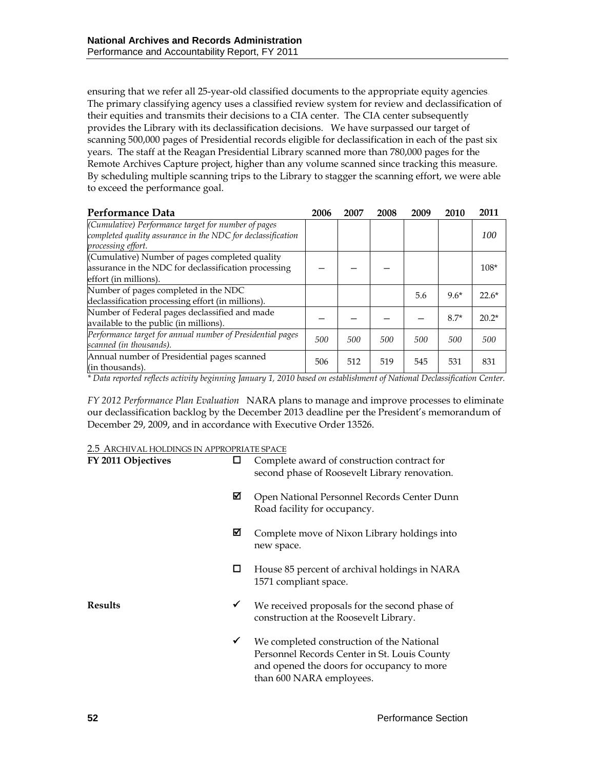ensuring that we refer all 25-year-old classified documents to the appropriate equity agencies. The primary classifying agency uses a classified review system for review and declassification of their equities and transmits their decisions to a CIA center. The CIA center subsequently provides the Library with its declassification decisions. We have surpassed our target of scanning 500,000 pages of Presidential records eligible for declassification in each of the past six years. The staff at the Reagan Presidential Library scanned more than 780,000 pages for the Remote Archives Capture project, higher than any volume scanned since tracking this measure. By scheduling multiple scanning trips to the Library to stagger the scanning effort, we were able to exceed the performance goal.

| **Performance Data** | **2006** | **2007** | **2008** | **2009** | **2010** | **2011** |
|---|---|---|---|---|---|---|
| *(Cumulative) Performance target for number of pages completed quality assurance in the NDC for declassification processing effort.* | | | | | | *100* |
| (Cumulative) Number of pages completed quality assurance in the NDC for declassification processing effort (in millions). | – | – | – | | | 108* |
| Number of pages completed in the NDC declassification processing effort (in millions). | | | | 5.6 | 9.6* | 22.6* |
| Number of Federal pages declassified and made available to the public (in millions). | – | – | – | – | 8.7* | 20.2* |
| *Performance target for annual number of Presidential pages scanned (in thousands).* | *500* | *500* | *500* | *500* | *500* | *500* |
| Annual number of Presidential pages scanned (in thousands). | 506 | 512 | 519 | 545 | 531 | 831 |

*\* Data reported reflects activity beginning January 1, 2010 based on establishment of National Declassification Center.*

*FY 2012 Performance Plan Evaluation* NARA plans to manage and improve processes to eliminate our declassification backlog by the December 2013 deadline per the President's memorandum of December 29, 2009, and in accordance with Executive Order 13526.

2.5 ARCHIVAL HOLDINGS IN APPROPRIATE SPACE

**FY 2011 Objectives**

- ☐ Complete award of construction contract for second phase of Roosevelt Library renovation.
- ☑ Open National Personnel Records Center Dunn Road facility for occupancy.
- ☑ Complete move of Nixon Library holdings into new space.
- ☐ House 85 percent of archival holdings in NARA 1571 compliant space.

**Results**

- ✓ We received proposals for the second phase of construction at the Roosevelt Library.
- ✓ We completed construction of the National Personnel Records Center in St. Louis County and opened the doors for occupancy to more than 600 NARA employees.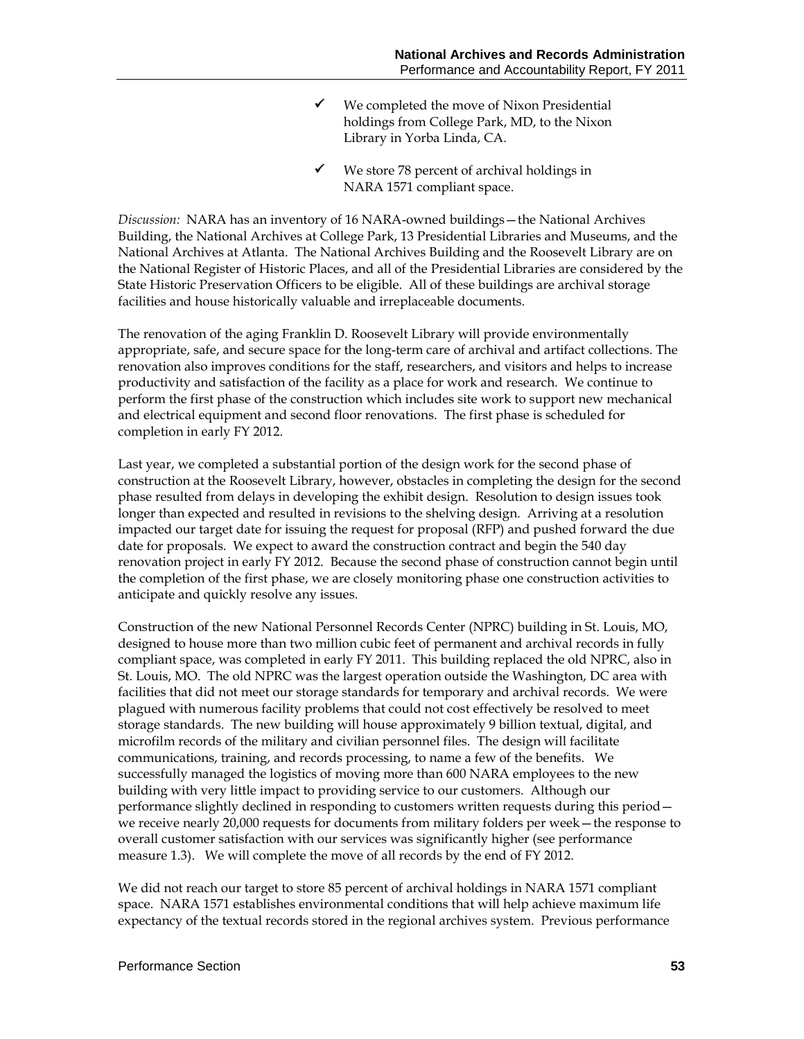- ✓ We completed the move of Nixon Presidential holdings from College Park, MD, to the Nixon Library in Yorba Linda, CA.
- ✓ We store 78 percent of archival holdings in NARA 1571 compliant space.

*Discussion:* NARA has an inventory of 16 NARA-owned buildings—the National Archives Building, the National Archives at College Park, 13 Presidential Libraries and Museums, and the National Archives at Atlanta. The National Archives Building and the Roosevelt Library are on the National Register of Historic Places, and all of the Presidential Libraries are considered by the State Historic Preservation Officers to be eligible. All of these buildings are archival storage facilities and house historically valuable and irreplaceable documents.

The renovation of the aging Franklin D. Roosevelt Library will provide environmentally appropriate, safe, and secure space for the long-term care of archival and artifact collections. The renovation also improves conditions for the staff, researchers, and visitors and helps to increase productivity and satisfaction of the facility as a place for work and research. We continue to perform the first phase of the construction which includes site work to support new mechanical and electrical equipment and second floor renovations. The first phase is scheduled for completion in early FY 2012.

Last year, we completed a substantial portion of the design work for the second phase of construction at the Roosevelt Library, however, obstacles in completing the design for the second phase resulted from delays in developing the exhibit design. Resolution to design issues took longer than expected and resulted in revisions to the shelving design. Arriving at a resolution impacted our target date for issuing the request for proposal (RFP) and pushed forward the due date for proposals. We expect to award the construction contract and begin the 540 day renovation project in early FY 2012. Because the second phase of construction cannot begin until the completion of the first phase, we are closely monitoring phase one construction activities to anticipate and quickly resolve any issues.

Construction of the new National Personnel Records Center (NPRC) building in St. Louis, MO, designed to house more than two million cubic feet of permanent and archival records in fully compliant space, was completed in early FY 2011. This building replaced the old NPRC, also in St. Louis, MO. The old NPRC was the largest operation outside the Washington, DC area with facilities that did not meet our storage standards for temporary and archival records. We were plagued with numerous facility problems that could not cost effectively be resolved to meet storage standards. The new building will house approximately 9 billion textual, digital, and microfilm records of the military and civilian personnel files. The design will facilitate communications, training, and records processing, to name a few of the benefits. We successfully managed the logistics of moving more than 600 NARA employees to the new building with very little impact to providing service to our customers. Although our performance slightly declined in responding to customers written requests during this period—we receive nearly 20,000 requests for documents from military folders per week—the response to overall customer satisfaction with our services was significantly higher (see performance measure 1.3). We will complete the move of all records by the end of FY 2012.

We did not reach our target to store 85 percent of archival holdings in NARA 1571 compliant space. NARA 1571 establishes environmental conditions that will help achieve maximum life expectancy of the textual records stored in the regional archives system. Previous performance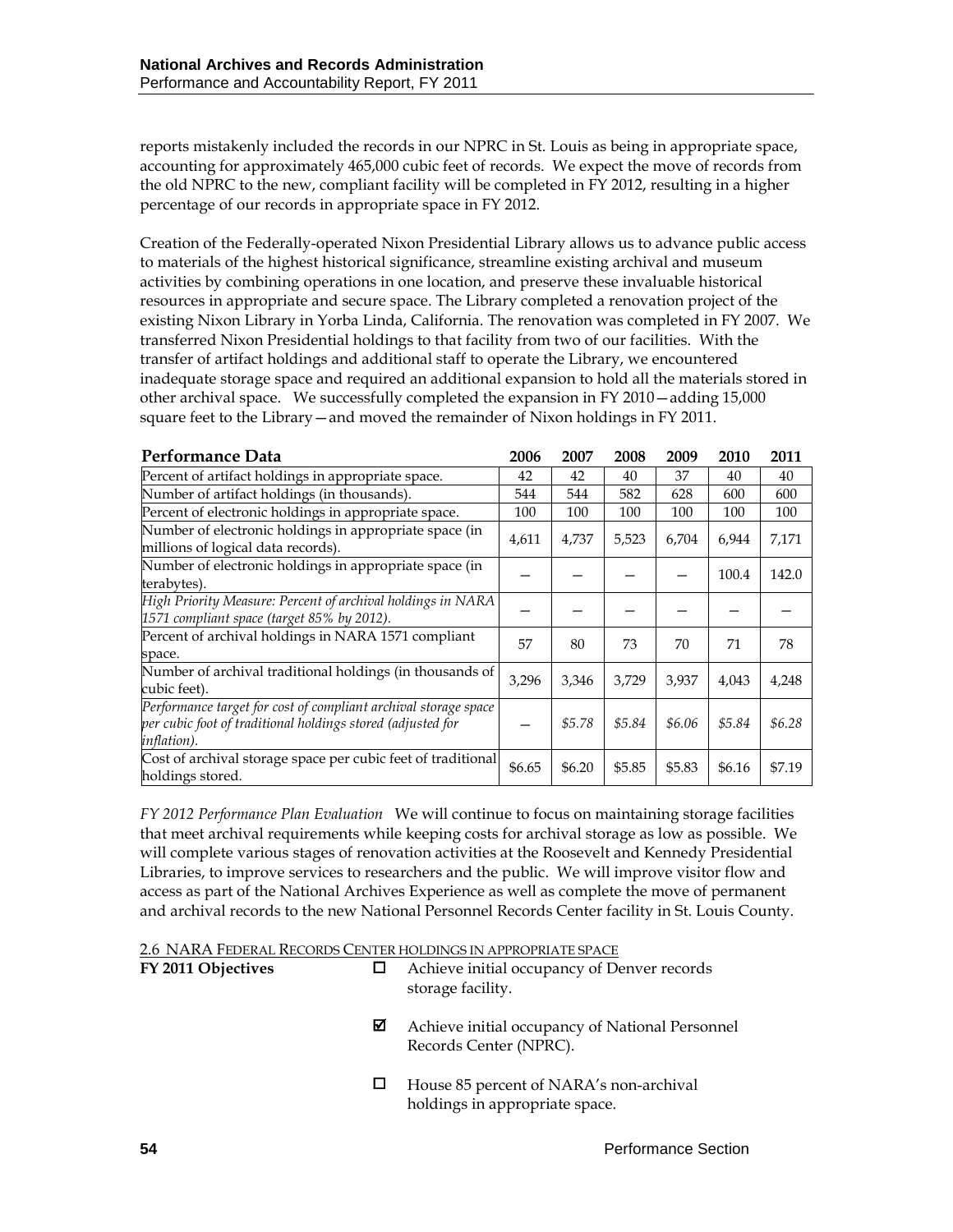reports mistakenly included the records in our NPRC in St. Louis as being in appropriate space, accounting for approximately 465,000 cubic feet of records. We expect the move of records from the old NPRC to the new, compliant facility will be completed in FY 2012, resulting in a higher percentage of our records in appropriate space in FY 2012.

Creation of the Federally-operated Nixon Presidential Library allows us to advance public access to materials of the highest historical significance, streamline existing archival and museum activities by combining operations in one location, and preserve these invaluable historical resources in appropriate and secure space. The Library completed a renovation project of the existing Nixon Library in Yorba Linda, California. The renovation was completed in FY 2007. We transferred Nixon Presidential holdings to that facility from two of our facilities. With the transfer of artifact holdings and additional staff to operate the Library, we encountered inadequate storage space and required an additional expansion to hold all the materials stored in other archival space. We successfully completed the expansion in FY 2010—adding 15,000 square feet to the Library—and moved the remainder of Nixon holdings in FY 2011.

| Performance Data | 2006 | 2007 | 2008 | 2009 | 2010 | 2011 |
|---|---|---|---|---|---|---|
| Percent of artifact holdings in appropriate space. | 42 | 42 | 40 | 37 | 40 | 40 |
| Number of artifact holdings (in thousands). | 544 | 544 | 582 | 628 | 600 | 600 |
| Percent of electronic holdings in appropriate space. | 100 | 100 | 100 | 100 | 100 | 100 |
| Number of electronic holdings in appropriate space (in millions of logical data records). | 4,611 | 4,737 | 5,523 | 6,704 | 6,944 | 7,171 |
| Number of electronic holdings in appropriate space (in terabytes). | — | — | — | — | 100.4 | 142.0 |
| *High Priority Measure: Percent of archival holdings in NARA 1571 compliant space (target 85% by 2012).* | — | — | — | — | — | — |
| Percent of archival holdings in NARA 1571 compliant space. | 57 | 80 | 73 | 70 | 71 | 78 |
| Number of archival traditional holdings (in thousands of cubic feet). | 3,296 | 3,346 | 3,729 | 3,937 | 4,043 | 4,248 |
| *Performance target for cost of compliant archival storage space per cubic foot of traditional holdings stored (adjusted for inflation).* | — | *$5.78* | *$5.84* | *$6.06* | *$5.84* | *$6.28* |
| Cost of archival storage space per cubic feet of traditional holdings stored. | $6.65 | $6.20 | $5.85 | $5.83 | $6.16 | $7.19 |

*FY 2012 Performance Plan Evaluation* We will continue to focus on maintaining storage facilities that meet archival requirements while keeping costs for archival storage as low as possible. We will complete various stages of renovation activities at the Roosevelt and Kennedy Presidential Libraries, to improve services to researchers and the public. We will improve visitor flow and access as part of the National Archives Experience as well as complete the move of permanent and archival records to the new National Personnel Records Center facility in St. Louis County.

2.6 NARA FEDERAL RECORDS CENTER HOLDINGS IN APPROPRIATE SPACE

**FY 2011 Objectives**

- ☐ Achieve initial occupancy of Denver records storage facility.
- ☑ Achieve initial occupancy of National Personnel Records Center (NPRC).
- ☐ House 85 percent of NARA's non-archival holdings in appropriate space.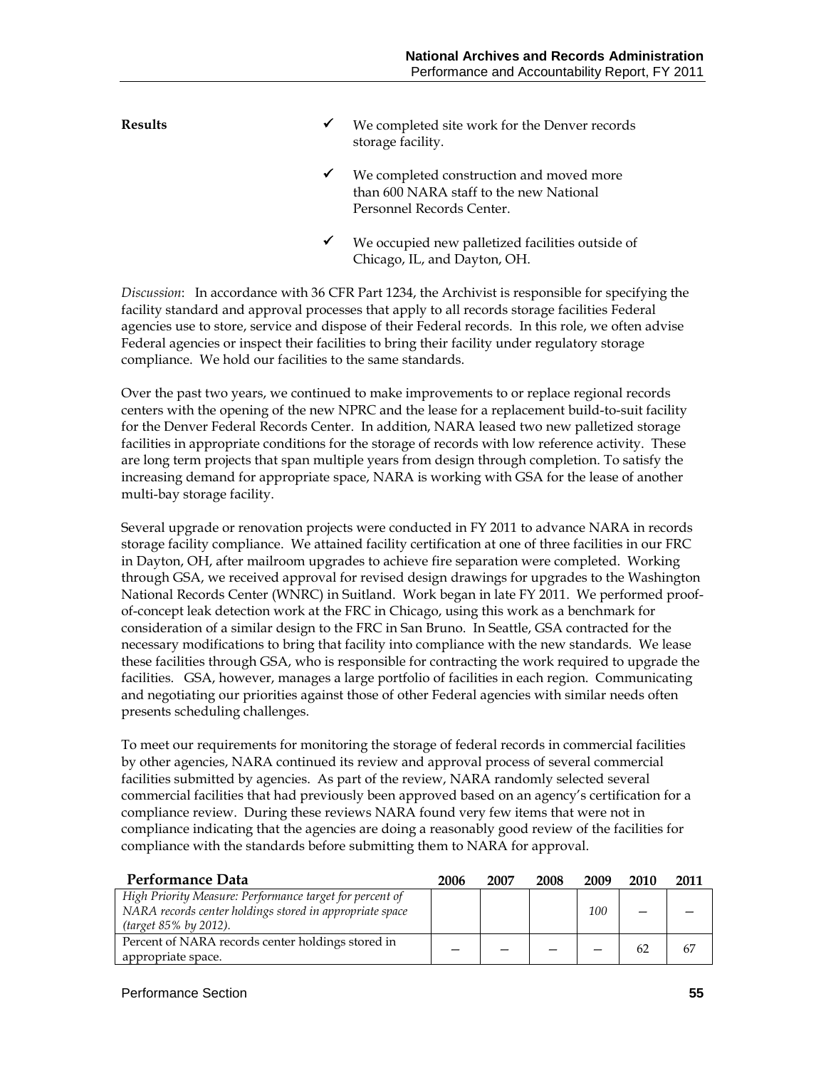**Results**

- ✓ We completed site work for the Denver records storage facility.
- ✓ We completed construction and moved more than 600 NARA staff to the new National Personnel Records Center.
- ✓ We occupied new palletized facilities outside of Chicago, IL, and Dayton, OH.

*Discussion*: In accordance with 36 CFR Part 1234, the Archivist is responsible for specifying the facility standard and approval processes that apply to all records storage facilities Federal agencies use to store, service and dispose of their Federal records. In this role, we often advise Federal agencies or inspect their facilities to bring their facility under regulatory storage compliance. We hold our facilities to the same standards.

Over the past two years, we continued to make improvements to or replace regional records centers with the opening of the new NPRC and the lease for a replacement build-to-suit facility for the Denver Federal Records Center. In addition, NARA leased two new palletized storage facilities in appropriate conditions for the storage of records with low reference activity. These are long term projects that span multiple years from design through completion. To satisfy the increasing demand for appropriate space, NARA is working with GSA for the lease of another multi-bay storage facility.

Several upgrade or renovation projects were conducted in FY 2011 to advance NARA in records storage facility compliance. We attained facility certification at one of three facilities in our FRC in Dayton, OH, after mailroom upgrades to achieve fire separation were completed. Working through GSA, we received approval for revised design drawings for upgrades to the Washington National Records Center (WNRC) in Suitland. Work began in late FY 2011. We performed proof-of-concept leak detection work at the FRC in Chicago, using this work as a benchmark for consideration of a similar design to the FRC in San Bruno. In Seattle, GSA contracted for the necessary modifications to bring that facility into compliance with the new standards. We lease these facilities through GSA, who is responsible for contracting the work required to upgrade the facilities. GSA, however, manages a large portfolio of facilities in each region. Communicating and negotiating our priorities against those of other Federal agencies with similar needs often presents scheduling challenges.

To meet our requirements for monitoring the storage of federal records in commercial facilities by other agencies, NARA continued its review and approval process of several commercial facilities submitted by agencies. As part of the review, NARA randomly selected several commercial facilities that had previously been approved based on an agency's certification for a compliance review. During these reviews NARA found very few items that were not in compliance indicating that the agencies are doing a reasonably good review of the facilities for compliance with the standards before submitting them to NARA for approval.

| Performance Data | 2006 | 2007 | 2008 | 2009 | 2010 | 2011 |
|---|---|---|---|---|---|---|
| *High Priority Measure: Performance target for percent of NARA records center holdings stored in appropriate space (target 85% by 2012).* | | | | *100* | – | – |
| Percent of NARA records center holdings stored in appropriate space. | – | – | – | – | 62 | 67 |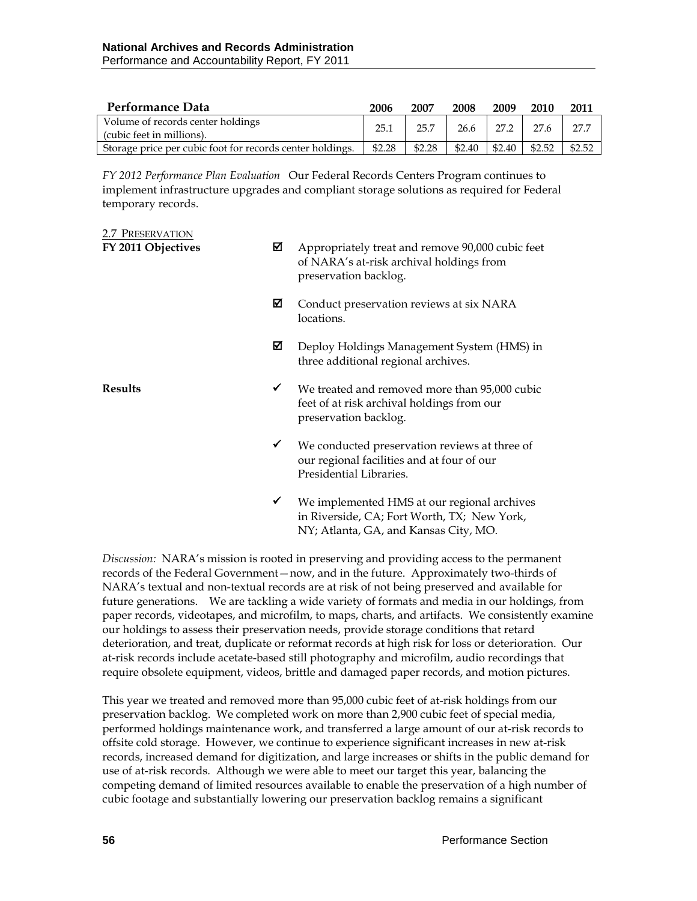| Performance Data | 2006 | 2007 | 2008 | 2009 | 2010 | 2011 |
|---|---|---|---|---|---|---|
| Volume of records center holdings (cubic feet in millions). | 25.1 | 25.7 | 26.6 | 27.2 | 27.6 | 27.7 |
| Storage price per cubic foot for records center holdings. | \$2.28 | \$2.28 | \$2.40 | \$2.40 | \$2.52 | \$2.52 |

*FY 2012 Performance Plan Evaluation* Our Federal Records Centers Program continues to implement infrastructure upgrades and compliant storage solutions as required for Federal temporary records.

## 2.7 Preservation

**FY 2011 Objectives**

- ☑ Appropriately treat and remove 90,000 cubic feet of NARA's at-risk archival holdings from preservation backlog.
- ☑ Conduct preservation reviews at six NARA locations.
- ☑ Deploy Holdings Management System (HMS) in three additional regional archives.

**Results**

- ✓ We treated and removed more than 95,000 cubic feet of at risk archival holdings from our preservation backlog.
- ✓ We conducted preservation reviews at three of our regional facilities and at four of our Presidential Libraries.
- ✓ We implemented HMS at our regional archives in Riverside, CA; Fort Worth, TX; New York, NY; Atlanta, GA, and Kansas City, MO.

*Discussion:* NARA's mission is rooted in preserving and providing access to the permanent records of the Federal Government—now, and in the future. Approximately two-thirds of NARA's textual and non-textual records are at risk of not being preserved and available for future generations. We are tackling a wide variety of formats and media in our holdings, from paper records, videotapes, and microfilm, to maps, charts, and artifacts. We consistently examine our holdings to assess their preservation needs, provide storage conditions that retard deterioration, and treat, duplicate or reformat records at high risk for loss or deterioration. Our at-risk records include acetate-based still photography and microfilm, audio recordings that require obsolete equipment, videos, brittle and damaged paper records, and motion pictures.

This year we treated and removed more than 95,000 cubic feet of at-risk holdings from our preservation backlog. We completed work on more than 2,900 cubic feet of special media, performed holdings maintenance work, and transferred a large amount of our at-risk records to offsite cold storage. However, we continue to experience significant increases in new at-risk records, increased demand for digitization, and large increases or shifts in the public demand for use of at-risk records. Although we were able to meet our target this year, balancing the competing demand of limited resources available to enable the preservation of a high number of cubic footage and substantially lowering our preservation backlog remains a significant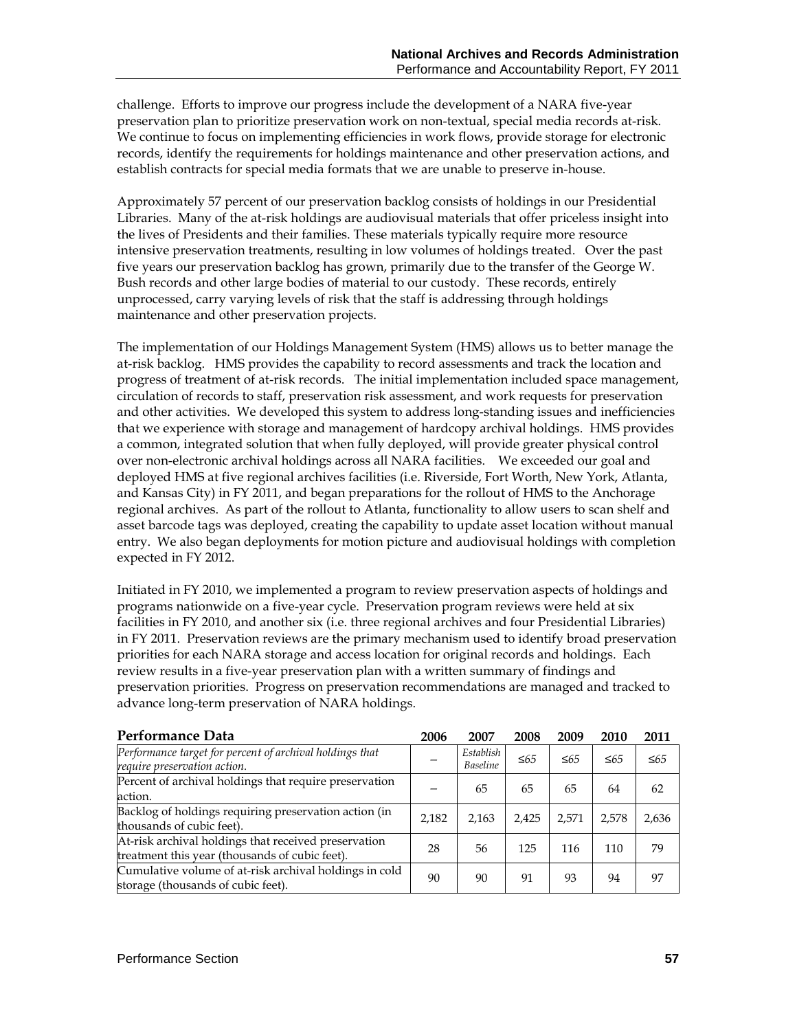challenge. Efforts to improve our progress include the development of a NARA five-year preservation plan to prioritize preservation work on non-textual, special media records at-risk. We continue to focus on implementing efficiencies in work flows, provide storage for electronic records, identify the requirements for holdings maintenance and other preservation actions, and establish contracts for special media formats that we are unable to preserve in-house.

Approximately 57 percent of our preservation backlog consists of holdings in our Presidential Libraries. Many of the at-risk holdings are audiovisual materials that offer priceless insight into the lives of Presidents and their families. These materials typically require more resource intensive preservation treatments, resulting in low volumes of holdings treated. Over the past five years our preservation backlog has grown, primarily due to the transfer of the George W. Bush records and other large bodies of material to our custody. These records, entirely unprocessed, carry varying levels of risk that the staff is addressing through holdings maintenance and other preservation projects.

The implementation of our Holdings Management System (HMS) allows us to better manage the at-risk backlog. HMS provides the capability to record assessments and track the location and progress of treatment of at-risk records. The initial implementation included space management, circulation of records to staff, preservation risk assessment, and work requests for preservation and other activities. We developed this system to address long-standing issues and inefficiencies that we experience with storage and management of hardcopy archival holdings. HMS provides a common, integrated solution that when fully deployed, will provide greater physical control over non-electronic archival holdings across all NARA facilities. We exceeded our goal and deployed HMS at five regional archives facilities (i.e. Riverside, Fort Worth, New York, Atlanta, and Kansas City) in FY 2011, and began preparations for the rollout of HMS to the Anchorage regional archives. As part of the rollout to Atlanta, functionality to allow users to scan shelf and asset barcode tags was deployed, creating the capability to update asset location without manual entry. We also began deployments for motion picture and audiovisual holdings with completion expected in FY 2012.

Initiated in FY 2010, we implemented a program to review preservation aspects of holdings and programs nationwide on a five-year cycle. Preservation program reviews were held at six facilities in FY 2010, and another six (i.e. three regional archives and four Presidential Libraries) in FY 2011. Preservation reviews are the primary mechanism used to identify broad preservation priorities for each NARA storage and access location for original records and holdings. Each review results in a five-year preservation plan with a written summary of findings and preservation priorities. Progress on preservation recommendations are managed and tracked to advance long-term preservation of NARA holdings.

| Performance Data | 2006 | 2007 | 2008 | 2009 | 2010 | 2011 |
|---|---|---|---|---|---|---|
| *Performance target for percent of archival holdings that require preservation action.* | – | *Establish Baseline* | *≤65* | *≤65* | *≤65* | *≤65* |
| Percent of archival holdings that require preservation action. | – | 65 | 65 | 65 | 64 | 62 |
| Backlog of holdings requiring preservation action (in thousands of cubic feet). | 2,182 | 2,163 | 2,425 | 2,571 | 2,578 | 2,636 |
| At-risk archival holdings that received preservation treatment this year (thousands of cubic feet). | 28 | 56 | 125 | 116 | 110 | 79 |
| Cumulative volume of at-risk archival holdings in cold storage (thousands of cubic feet). | 90 | 90 | 91 | 93 | 94 | 97 |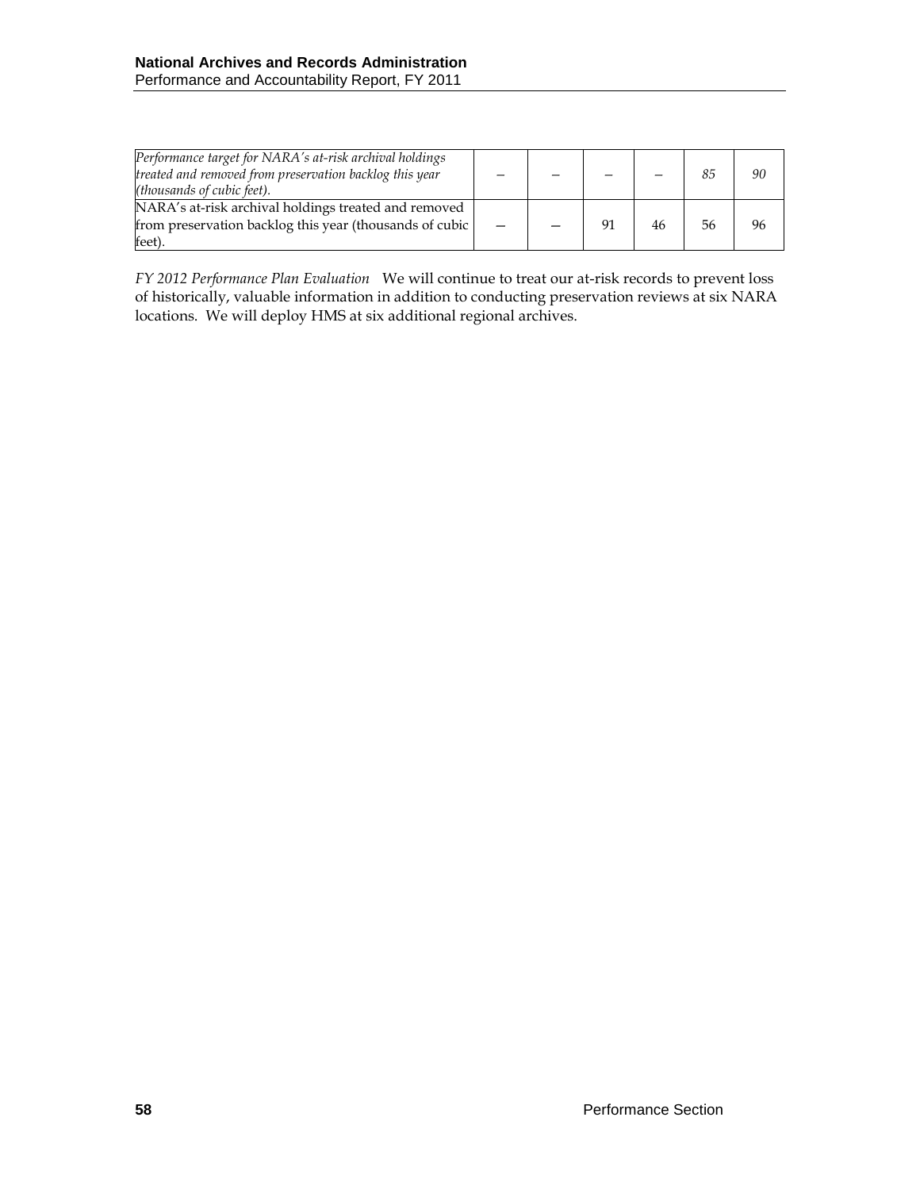| | | | | | | |
|---|---|---|---|---|---|---|
| *Performance target for NARA's at-risk archival holdings treated and removed from preservation backlog this year (thousands of cubic feet).* | – | – | – | – | *85* | *90* |
| NARA's at-risk archival holdings treated and removed from preservation backlog this year (thousands of cubic feet). | – | – | 91 | 46 | 56 | 96 |

*FY 2012 Performance Plan Evaluation* We will continue to treat our at-risk records to prevent loss of historically, valuable information in addition to conducting preservation reviews at six NARA locations. We will deploy HMS at six additional regional archives.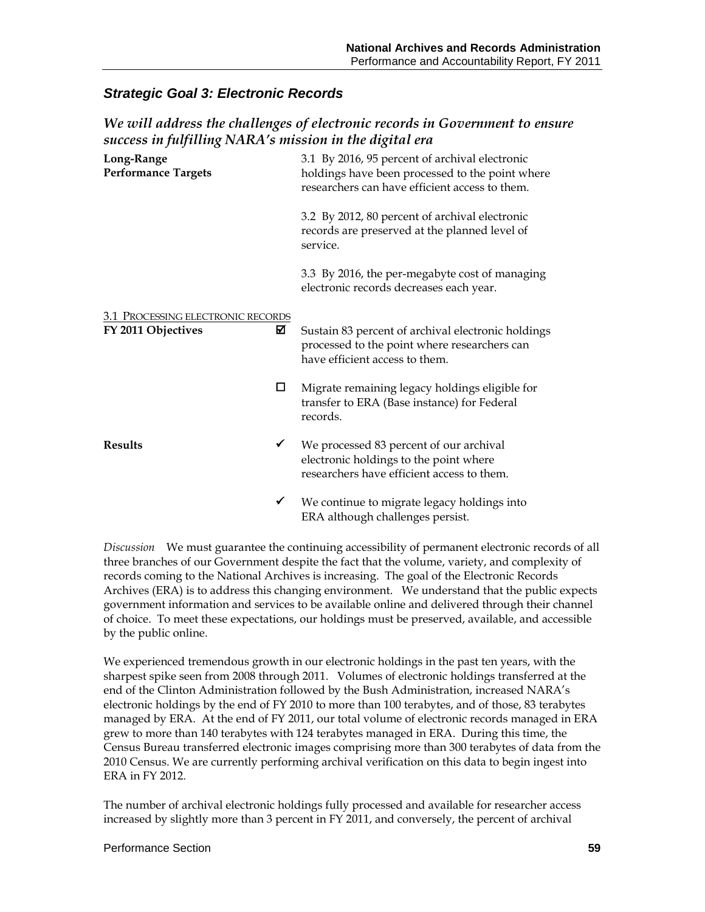## *Strategic Goal 3: Electronic Records*

### *We will address the challenges of electronic records in Government to ensure success in fulfilling NARA's mission in the digital era*

**Long-Range Performance Targets**

3.1 By 2016, 95 percent of archival electronic holdings have been processed to the point where researchers can have efficient access to them.

3.2 By 2012, 80 percent of archival electronic records are preserved at the planned level of service.

3.3 By 2016, the per-megabyte cost of managing electronic records decreases each year.

<u>3.1 PROCESSING ELECTRONIC RECORDS</u>

**FY 2011 Objectives**

☑ Sustain 83 percent of archival electronic holdings processed to the point where researchers can have efficient access to them.

☐ Migrate remaining legacy holdings eligible for transfer to ERA (Base instance) for Federal records.

**Results**

✓ We processed 83 percent of our archival electronic holdings to the point where researchers have efficient access to them.

✓ We continue to migrate legacy holdings into ERA although challenges persist.

*Discussion* We must guarantee the continuing accessibility of permanent electronic records of all three branches of our Government despite the fact that the volume, variety, and complexity of records coming to the National Archives is increasing. The goal of the Electronic Records Archives (ERA) is to address this changing environment. We understand that the public expects government information and services to be available online and delivered through their channel of choice. To meet these expectations, our holdings must be preserved, available, and accessible by the public online.

We experienced tremendous growth in our electronic holdings in the past ten years, with the sharpest spike seen from 2008 through 2011. Volumes of electronic holdings transferred at the end of the Clinton Administration followed by the Bush Administration, increased NARA's electronic holdings by the end of FY 2010 to more than 100 terabytes, and of those, 83 terabytes managed by ERA. At the end of FY 2011, our total volume of electronic records managed in ERA grew to more than 140 terabytes with 124 terabytes managed in ERA. During this time, the Census Bureau transferred electronic images comprising more than 300 terabytes of data from the 2010 Census. We are currently performing archival verification on this data to begin ingest into ERA in FY 2012.

The number of archival electronic holdings fully processed and available for researcher access increased by slightly more than 3 percent in FY 2011, and conversely, the percent of archival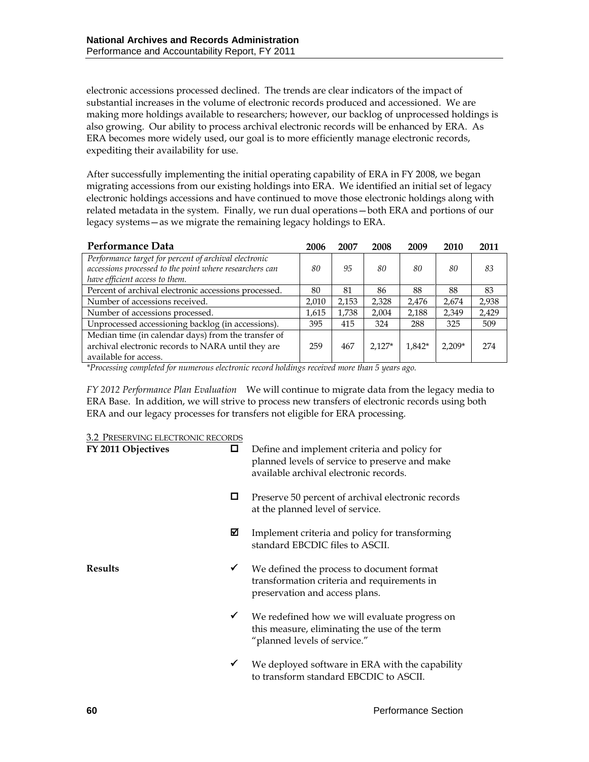electronic accessions processed declined. The trends are clear indicators of the impact of substantial increases in the volume of electronic records produced and accessioned. We are making more holdings available to researchers; however, our backlog of unprocessed holdings is also growing. Our ability to process archival electronic records will be enhanced by ERA. As ERA becomes more widely used, our goal is to more efficiently manage electronic records, expediting their availability for use.

After successfully implementing the initial operating capability of ERA in FY 2008, we began migrating accessions from our existing holdings into ERA. We identified an initial set of legacy electronic holdings accessions and have continued to move those electronic holdings along with related metadata in the system. Finally, we run dual operations—both ERA and portions of our legacy systems—as we migrate the remaining legacy holdings to ERA.

| Performance Data | 2006 | 2007 | 2008 | 2009 | 2010 | 2011 |
|---|---|---|---|---|---|---|
| *Performance target for percent of archival electronic accessions processed to the point where researchers can have efficient access to them.* | *80* | *95* | *80* | *80* | *80* | *83* |
| Percent of archival electronic accessions processed. | 80 | 81 | 86 | 88 | 88 | 83 |
| Number of accessions received. | 2,010 | 2,153 | 2,328 | 2,476 | 2,674 | 2,938 |
| Number of accessions processed. | 1,615 | 1,738 | 2,004 | 2,188 | 2,349 | 2,429 |
| Unprocessed accessioning backlog (in accessions). | 395 | 415 | 324 | 288 | 325 | 509 |
| Median time (in calendar days) from the transfer of archival electronic records to NARA until they are available for access. | 259 | 467 | 2,127* | 1,842* | 2,209* | 274 |

*\*Processing completed for numerous electronic record holdings received more than 5 years ago.*

*FY 2012 Performance Plan Evaluation* We will continue to migrate data from the legacy media to ERA Base. In addition, we will strive to process new transfers of electronic records using both ERA and our legacy processes for transfers not eligible for ERA processing.

3.2 PRESERVING ELECTRONIC RECORDS

**FY 2011 Objectives**

- ☐ Define and implement criteria and policy for planned levels of service to preserve and make available archival electronic records.
- ☐ Preserve 50 percent of archival electronic records at the planned level of service.
- ☑ Implement criteria and policy for transforming standard EBCDIC files to ASCII.

**Results**

- ✓ We defined the process to document format transformation criteria and requirements in preservation and access plans.
- ✓ We redefined how we will evaluate progress on this measure, eliminating the use of the term "planned levels of service."
- ✓ We deployed software in ERA with the capability to transform standard EBCDIC to ASCII.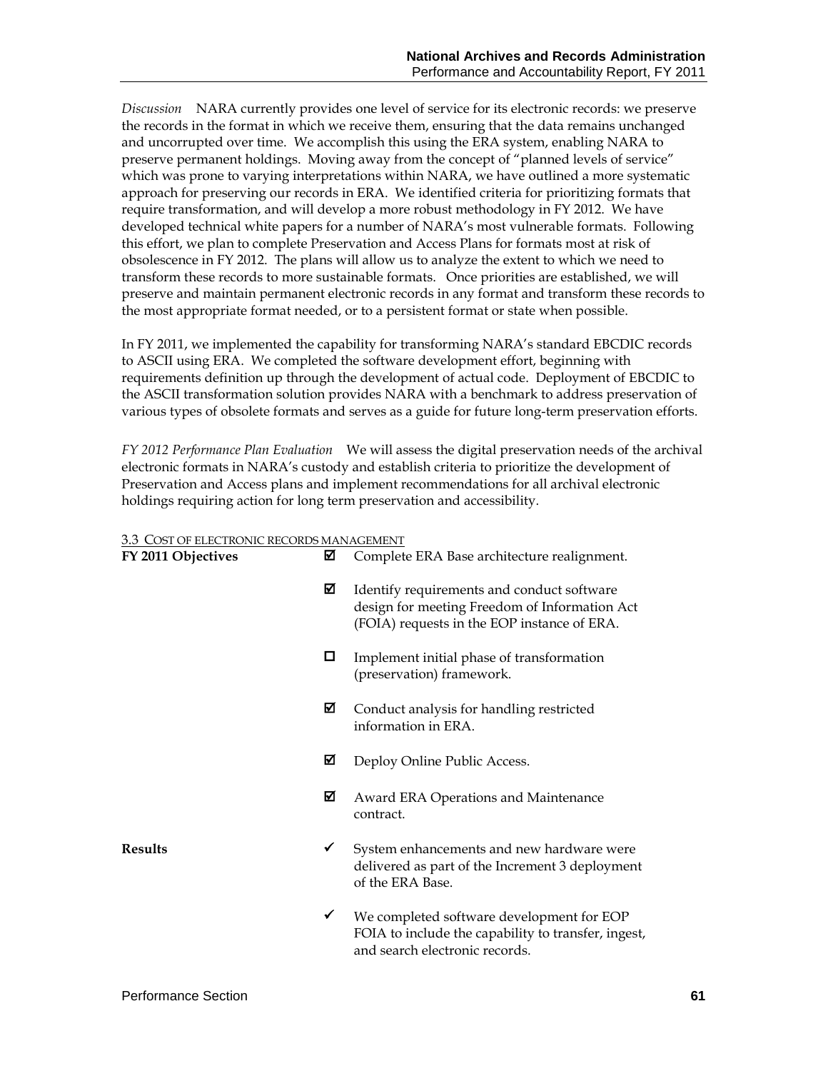*Discussion* NARA currently provides one level of service for its electronic records: we preserve the records in the format in which we receive them, ensuring that the data remains unchanged and uncorrupted over time. We accomplish this using the ERA system, enabling NARA to preserve permanent holdings. Moving away from the concept of "planned levels of service" which was prone to varying interpretations within NARA, we have outlined a more systematic approach for preserving our records in ERA. We identified criteria for prioritizing formats that require transformation, and will develop a more robust methodology in FY 2012. We have developed technical white papers for a number of NARA's most vulnerable formats. Following this effort, we plan to complete Preservation and Access Plans for formats most at risk of obsolescence in FY 2012. The plans will allow us to analyze the extent to which we need to transform these records to more sustainable formats. Once priorities are established, we will preserve and maintain permanent electronic records in any format and transform these records to the most appropriate format needed, or to a persistent format or state when possible.

In FY 2011, we implemented the capability for transforming NARA's standard EBCDIC records to ASCII using ERA. We completed the software development effort, beginning with requirements definition up through the development of actual code. Deployment of EBCDIC to the ASCII transformation solution provides NARA with a benchmark to address preservation of various types of obsolete formats and serves as a guide for future long-term preservation efforts.

*FY 2012 Performance Plan Evaluation* We will assess the digital preservation needs of the archival electronic formats in NARA's custody and establish criteria to prioritize the development of Preservation and Access plans and implement recommendations for all archival electronic holdings requiring action for long term preservation and accessibility.

3.3 Cost of electronic records management

**FY 2011 Objectives**

- ☑ Complete ERA Base architecture realignment.
- ☑ Identify requirements and conduct software design for meeting Freedom of Information Act (FOIA) requests in the EOP instance of ERA.
- ☐ Implement initial phase of transformation (preservation) framework.
- ☑ Conduct analysis for handling restricted information in ERA.
- ☑ Deploy Online Public Access.
- ☑ Award ERA Operations and Maintenance contract.

**Results**

- ✓ System enhancements and new hardware were delivered as part of the Increment 3 deployment of the ERA Base.
- ✓ We completed software development for EOP FOIA to include the capability to transfer, ingest, and search electronic records.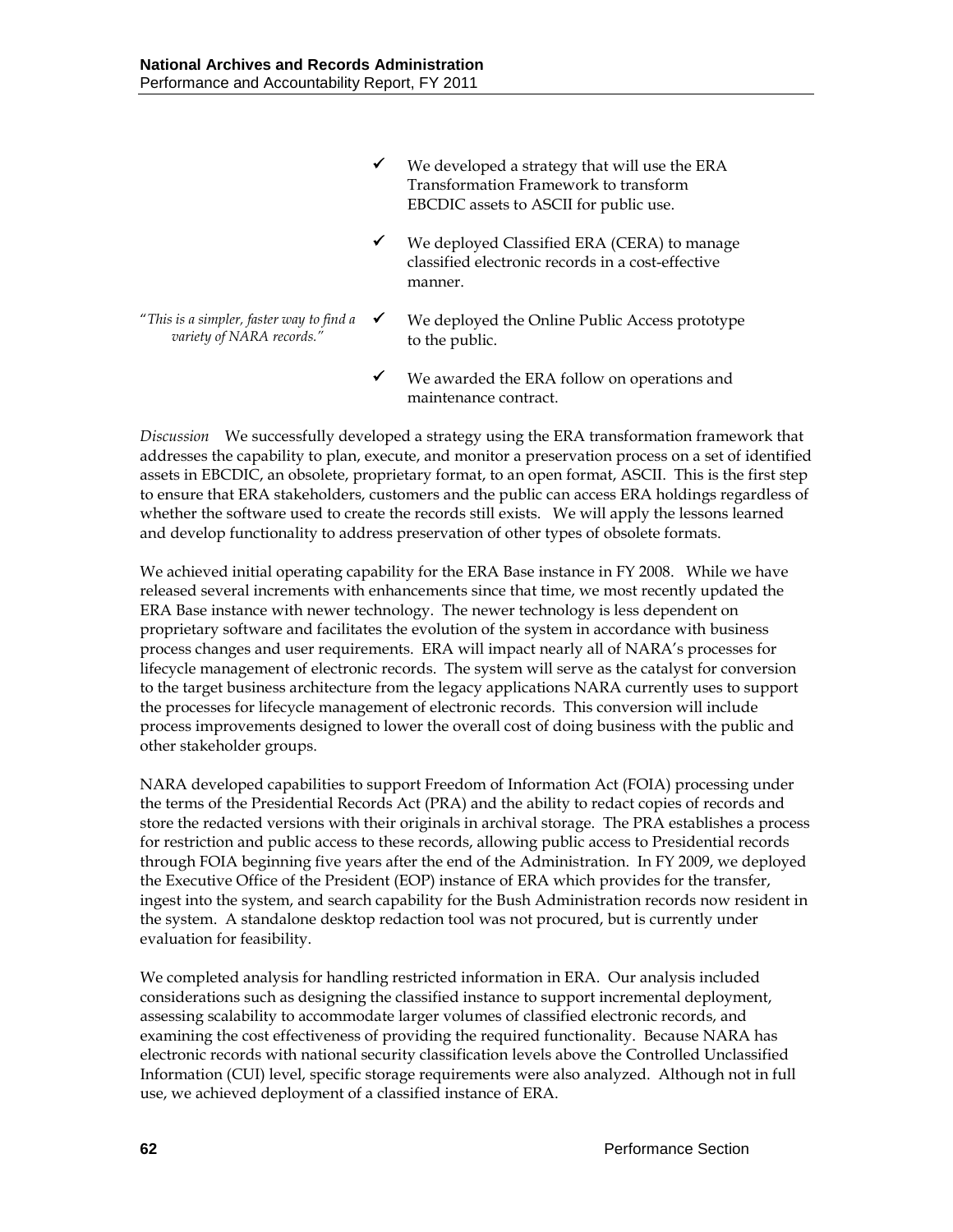- ✔ We developed a strategy that will use the ERA Transformation Framework to transform EBCDIC assets to ASCII for public use.
- ✔ We deployed Classified ERA (CERA) to manage classified electronic records in a cost-effective manner.
- ✔ We deployed the Online Public Access prototype to the public.
- ✔ We awarded the ERA follow on operations and maintenance contract.

*"This is a simpler, faster way to find a variety of NARA records."*

*Discussion* We successfully developed a strategy using the ERA transformation framework that addresses the capability to plan, execute, and monitor a preservation process on a set of identified assets in EBCDIC, an obsolete, proprietary format, to an open format, ASCII. This is the first step to ensure that ERA stakeholders, customers and the public can access ERA holdings regardless of whether the software used to create the records still exists. We will apply the lessons learned and develop functionality to address preservation of other types of obsolete formats.

We achieved initial operating capability for the ERA Base instance in FY 2008. While we have released several increments with enhancements since that time, we most recently updated the ERA Base instance with newer technology. The newer technology is less dependent on proprietary software and facilitates the evolution of the system in accordance with business process changes and user requirements. ERA will impact nearly all of NARA's processes for lifecycle management of electronic records. The system will serve as the catalyst for conversion to the target business architecture from the legacy applications NARA currently uses to support the processes for lifecycle management of electronic records. This conversion will include process improvements designed to lower the overall cost of doing business with the public and other stakeholder groups.

NARA developed capabilities to support Freedom of Information Act (FOIA) processing under the terms of the Presidential Records Act (PRA) and the ability to redact copies of records and store the redacted versions with their originals in archival storage. The PRA establishes a process for restriction and public access to these records, allowing public access to Presidential records through FOIA beginning five years after the end of the Administration. In FY 2009, we deployed the Executive Office of the President (EOP) instance of ERA which provides for the transfer, ingest into the system, and search capability for the Bush Administration records now resident in the system. A standalone desktop redaction tool was not procured, but is currently under evaluation for feasibility.

We completed analysis for handling restricted information in ERA. Our analysis included considerations such as designing the classified instance to support incremental deployment, assessing scalability to accommodate larger volumes of classified electronic records, and examining the cost effectiveness of providing the required functionality. Because NARA has electronic records with national security classification levels above the Controlled Unclassified Information (CUI) level, specific storage requirements were also analyzed. Although not in full use, we achieved deployment of a classified instance of ERA.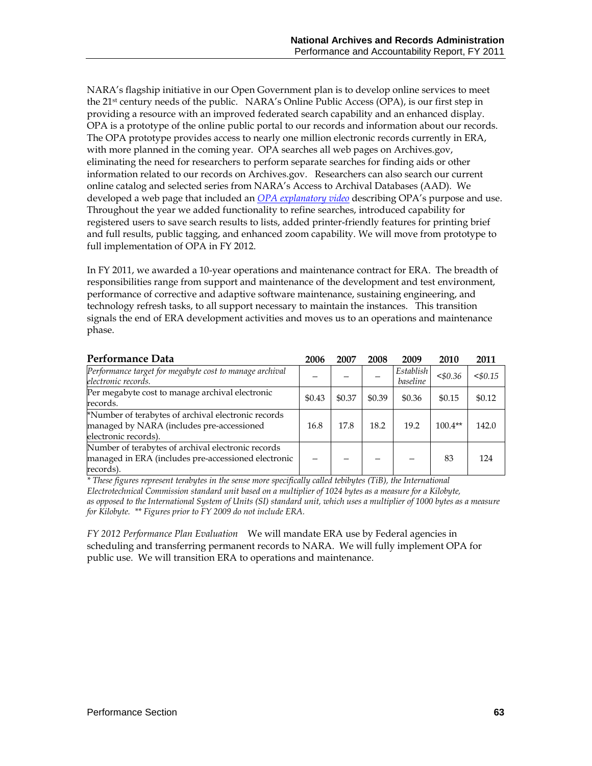NARA's flagship initiative in our Open Government plan is to develop online services to meet the 21st century needs of the public. NARA's Online Public Access (OPA), is our first step in providing a resource with an improved federated search capability and an enhanced display. OPA is a prototype of the online public portal to our records and information about our records. The OPA prototype provides access to nearly one million electronic records currently in ERA, with more planned in the coming year. OPA searches all web pages on Archives.gov, eliminating the need for researchers to perform separate searches for finding aids or other information related to our records on Archives.gov. Researchers can also search our current online catalog and selected series from NARA's Access to Archival Databases (AAD). We developed a web page that included an *OPA explanatory video* describing OPA's purpose and use. Throughout the year we added functionality to refine searches, introduced capability for registered users to save search results to lists, added printer-friendly features for printing brief and full results, public tagging, and enhanced zoom capability. We will move from prototype to full implementation of OPA in FY 2012.

In FY 2011, we awarded a 10-year operations and maintenance contract for ERA. The breadth of responsibilities range from support and maintenance of the development and test environment, performance of corrective and adaptive software maintenance, sustaining engineering, and technology refresh tasks, to all support necessary to maintain the instances. This transition signals the end of ERA development activities and moves us to an operations and maintenance phase.

| Performance Data | 2006 | 2007 | 2008 | 2009 | 2010 | 2011 |
|---|---|---|---|---|---|---|
| *Performance target for megabyte cost to manage archival electronic records.* | – | – | – | *Establish baseline* | *<$0.36* | *<$0.15* |
| Per megabyte cost to manage archival electronic records. | $0.43 | $0.37 | $0.39 | $0.36 | $0.15 | $0.12 |
| *Number of terabytes of archival electronic records managed by NARA (includes pre-accessioned electronic records). | 16.8 | 17.8 | 18.2 | 19.2 | 100.4** | 142.0 |
| Number of terabytes of archival electronic records managed in ERA (includes pre-accessioned electronic records). | – | – | – | – | 83 | 124 |

*\* These figures represent terabytes in the sense more specifically called tebibytes (TiB), the International Electrotechnical Commission standard unit based on a multiplier of 1024 bytes as a measure for a Kilobyte, as opposed to the International System of Units (SI) standard unit, which uses a multiplier of 1000 bytes as a measure for Kilobyte. \*\* Figures prior to FY 2009 do not include ERA.*

*FY 2012 Performance Plan Evaluation* We will mandate ERA use by Federal agencies in scheduling and transferring permanent records to NARA. We will fully implement OPA for public use. We will transition ERA to operations and maintenance.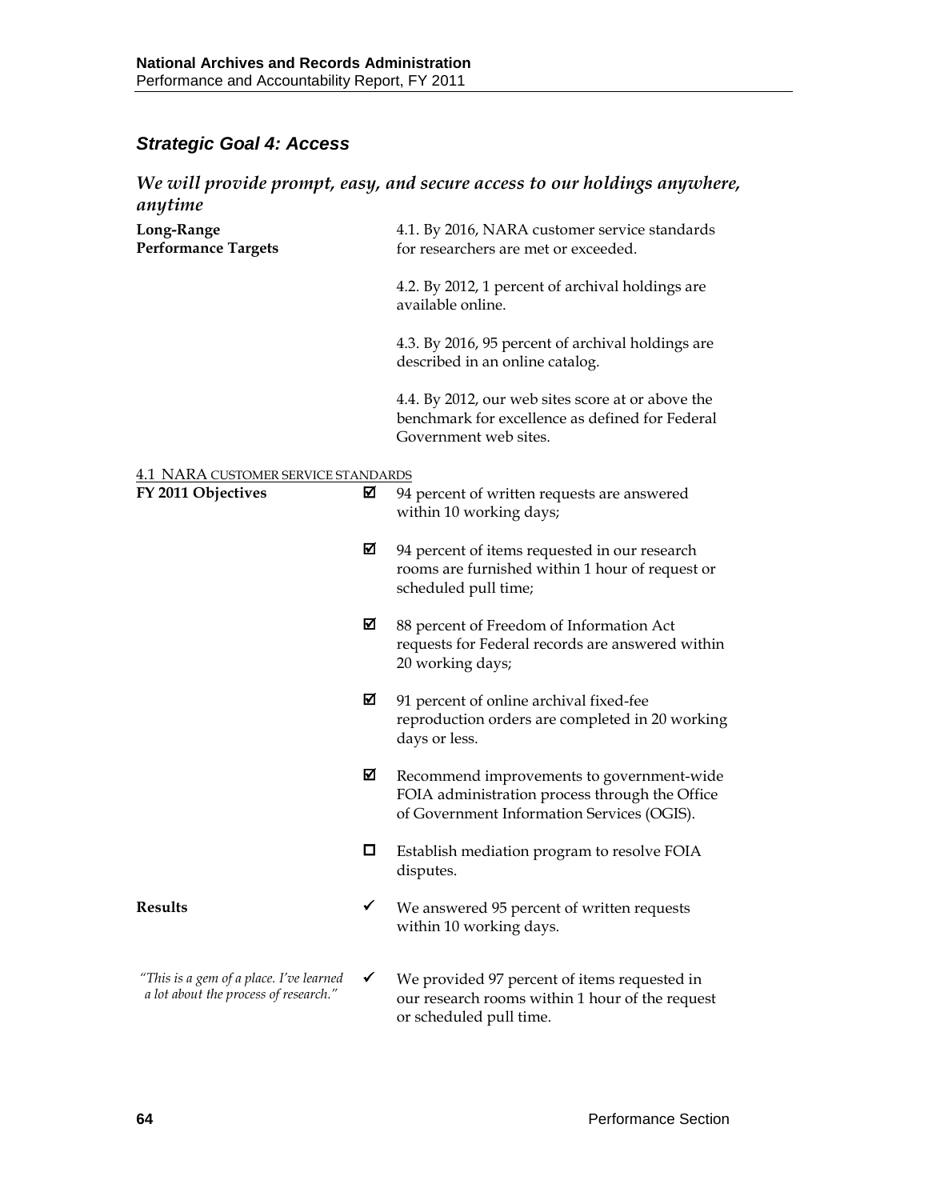## *Strategic Goal 4: Access*

### *We will provide prompt, easy, and secure access to our holdings anywhere, anytime*

**Long-Range Performance Targets**

4.1. By 2016, NARA customer service standards for researchers are met or exceeded.

4.2. By 2012, 1 percent of archival holdings are available online.

4.3. By 2016, 95 percent of archival holdings are described in an online catalog.

4.4. By 2012, our web sites score at or above the benchmark for excellence as defined for Federal Government web sites.

4.1 NARA CUSTOMER SERVICE STANDARDS

**FY 2011 Objectives**

- ☑ 94 percent of written requests are answered within 10 working days;
- ☑ 94 percent of items requested in our research rooms are furnished within 1 hour of request or scheduled pull time;
- ☑ 88 percent of Freedom of Information Act requests for Federal records are answered within 20 working days;
- ☑ 91 percent of online archival fixed-fee reproduction orders are completed in 20 working days or less.
- ☑ Recommend improvements to government-wide FOIA administration process through the Office of Government Information Services (OGIS).
- ☐ Establish mediation program to resolve FOIA disputes.

**Results**

- ✓ We answered 95 percent of written requests within 10 working days.
- ✓ We provided 97 percent of items requested in our research rooms within 1 hour of the request or scheduled pull time.

*"This is a gem of a place. I've learned a lot about the process of research."*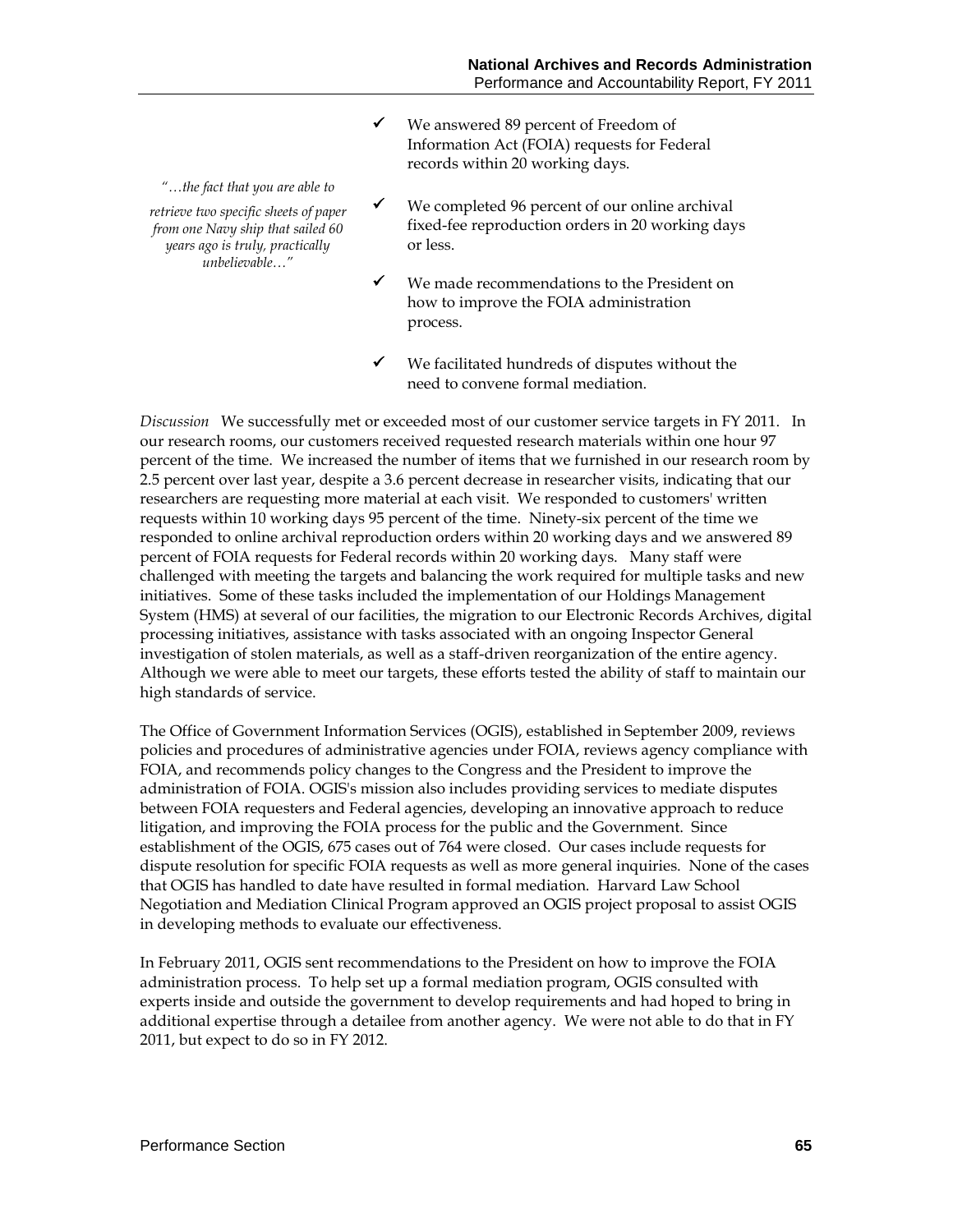*"…the fact that you are able to retrieve two specific sheets of paper from one Navy ship that sailed 60 years ago is truly, practically unbelievable…"*

- ✓ We answered 89 percent of Freedom of Information Act (FOIA) requests for Federal records within 20 working days.
- ✓ We completed 96 percent of our online archival fixed-fee reproduction orders in 20 working days or less.
- ✓ We made recommendations to the President on how to improve the FOIA administration process.
- ✓ We facilitated hundreds of disputes without the need to convene formal mediation.

*Discussion* We successfully met or exceeded most of our customer service targets in FY 2011. In our research rooms, our customers received requested research materials within one hour 97 percent of the time. We increased the number of items that we furnished in our research room by 2.5 percent over last year, despite a 3.6 percent decrease in researcher visits, indicating that our researchers are requesting more material at each visit. We responded to customers' written requests within 10 working days 95 percent of the time. Ninety-six percent of the time we responded to online archival reproduction orders within 20 working days and we answered 89 percent of FOIA requests for Federal records within 20 working days. Many staff were challenged with meeting the targets and balancing the work required for multiple tasks and new initiatives. Some of these tasks included the implementation of our Holdings Management System (HMS) at several of our facilities, the migration to our Electronic Records Archives, digital processing initiatives, assistance with tasks associated with an ongoing Inspector General investigation of stolen materials, as well as a staff-driven reorganization of the entire agency. Although we were able to meet our targets, these efforts tested the ability of staff to maintain our high standards of service.

The Office of Government Information Services (OGIS), established in September 2009, reviews policies and procedures of administrative agencies under FOIA, reviews agency compliance with FOIA, and recommends policy changes to the Congress and the President to improve the administration of FOIA. OGIS's mission also includes providing services to mediate disputes between FOIA requesters and Federal agencies, developing an innovative approach to reduce litigation, and improving the FOIA process for the public and the Government. Since establishment of the OGIS, 675 cases out of 764 were closed. Our cases include requests for dispute resolution for specific FOIA requests as well as more general inquiries. None of the cases that OGIS has handled to date have resulted in formal mediation. Harvard Law School Negotiation and Mediation Clinical Program approved an OGIS project proposal to assist OGIS in developing methods to evaluate our effectiveness.

In February 2011, OGIS sent recommendations to the President on how to improve the FOIA administration process. To help set up a formal mediation program, OGIS consulted with experts inside and outside the government to develop requirements and had hoped to bring in additional expertise through a detailee from another agency. We were not able to do that in FY 2011, but expect to do so in FY 2012.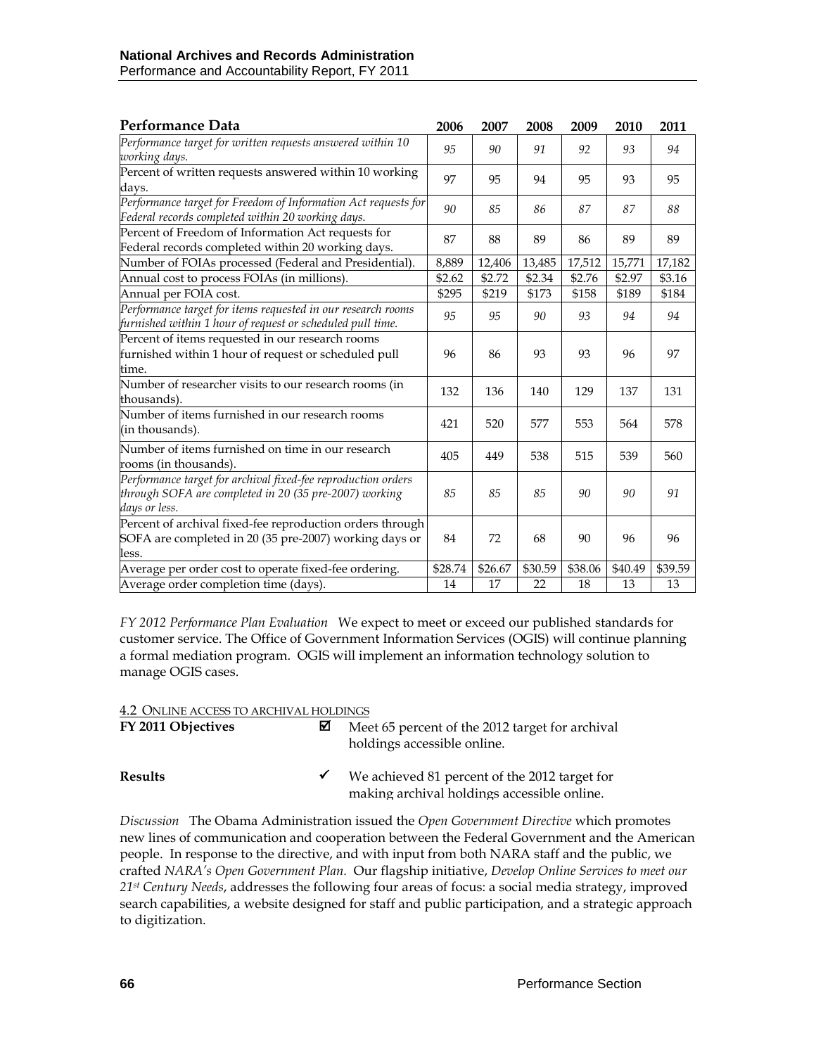| Performance Data | 2006 | 2007 | 2008 | 2009 | 2010 | 2011 |
|---|---|---|---|---|---|---|
| *Performance target for written requests answered within 10 working days.* | *95* | *90* | *91* | *92* | *93* | *94* |
| Percent of written requests answered within 10 working days. | 97 | 95 | 94 | 95 | 93 | 95 |
| *Performance target for Freedom of Information Act requests for Federal records completed within 20 working days.* | *90* | *85* | *86* | *87* | *87* | *88* |
| Percent of Freedom of Information Act requests for Federal records completed within 20 working days. | 87 | 88 | 89 | 86 | 89 | 89 |
| Number of FOIAs processed (Federal and Presidential). | 8,889 | 12,406 | 13,485 | 17,512 | 15,771 | 17,182 |
| Annual cost to process FOIAs (in millions). | $2.62 | $2.72 | $2.34 | $2.76 | $2.97 | $3.16 |
| Annual per FOIA cost. | $295 | $219 | $173 | $158 | $189 | $184 |
| *Performance target for items requested in our research rooms furnished within 1 hour of request or scheduled pull time.* | *95* | *95* | *90* | *93* | *94* | *94* |
| Percent of items requested in our research rooms furnished within 1 hour of request or scheduled pull time. | 96 | 86 | 93 | 93 | 96 | 97 |
| Number of researcher visits to our research rooms (in thousands). | 132 | 136 | 140 | 129 | 137 | 131 |
| Number of items furnished in our research rooms (in thousands). | 421 | 520 | 577 | 553 | 564 | 578 |
| Number of items furnished on time in our research rooms (in thousands). | 405 | 449 | 538 | 515 | 539 | 560 |
| *Performance target for archival fixed-fee reproduction orders through SOFA are completed in 20 (35 pre-2007) working days or less.* | *85* | *85* | *85* | *90* | *90* | *91* |
| Percent of archival fixed-fee reproduction orders through SOFA are completed in 20 (35 pre-2007) working days or less. | 84 | 72 | 68 | 90 | 96 | 96 |
| Average per order cost to operate fixed-fee ordering. | $28.74 | $26.67 | $30.59 | $38.06 | $40.49 | $39.59 |
| Average order completion time (days). | 14 | 17 | 22 | 18 | 13 | 13 |

*FY 2012 Performance Plan Evaluation* We expect to meet or exceed our published standards for customer service. The Office of Government Information Services (OGIS) will continue planning a formal mediation program. OGIS will implement an information technology solution to manage OGIS cases.

4.2 Online access to archival holdings

**FY 2011 Objectives** ☑ Meet 65 percent of the 2012 target for archival holdings accessible online.

**Results** ✓ We achieved 81 percent of the 2012 target for making archival holdings accessible online.

*Discussion* The Obama Administration issued the *Open Government Directive* which promotes new lines of communication and cooperation between the Federal Government and the American people. In response to the directive, and with input from both NARA staff and the public, we crafted *NARA's Open Government Plan*. Our flagship initiative, *Develop Online Services to meet our 21st Century Needs*, addresses the following four areas of focus: a social media strategy, improved search capabilities, a website designed for staff and public participation, and a strategic approach to digitization.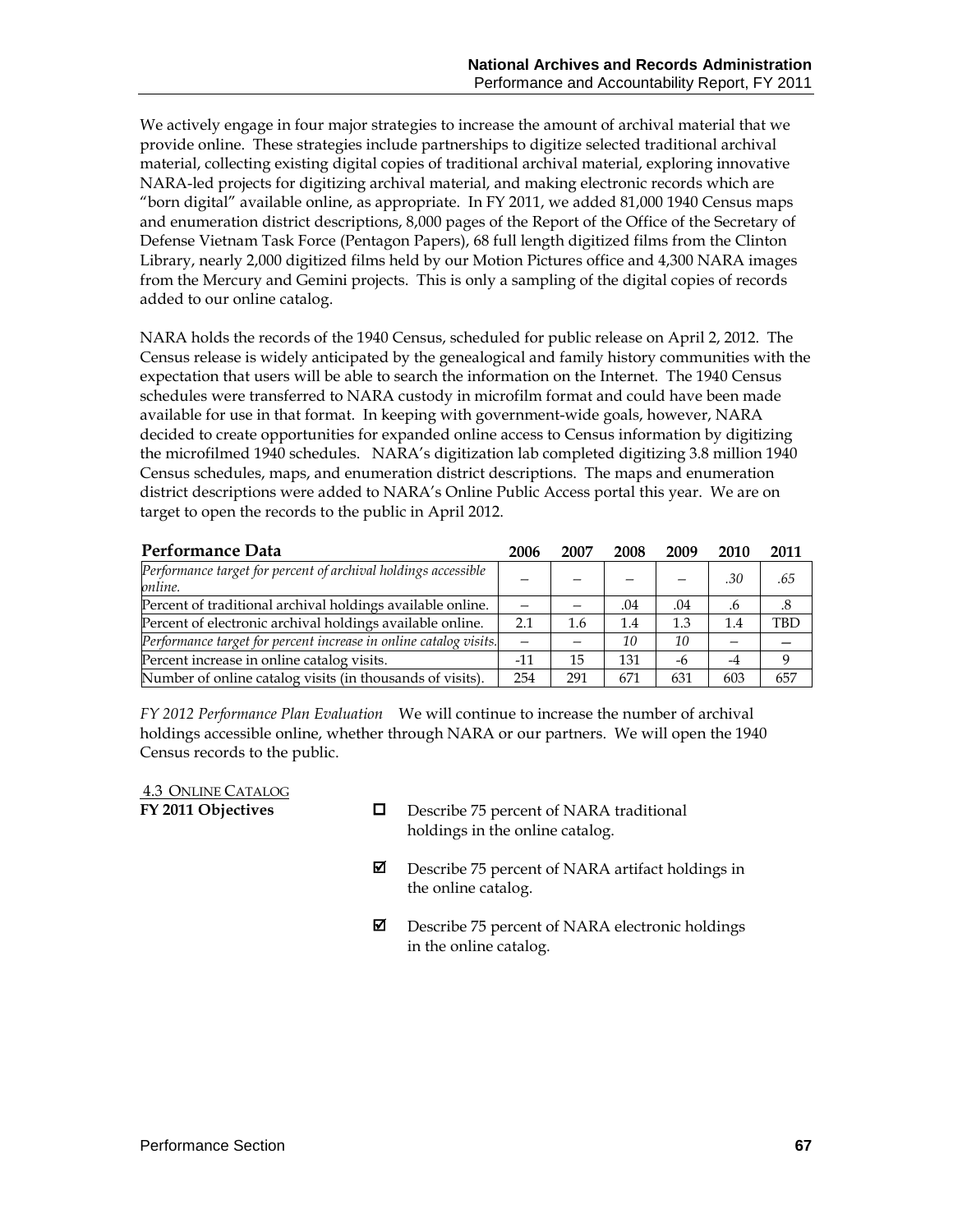We actively engage in four major strategies to increase the amount of archival material that we provide online. These strategies include partnerships to digitize selected traditional archival material, collecting existing digital copies of traditional archival material, exploring innovative NARA-led projects for digitizing archival material, and making electronic records which are "born digital" available online, as appropriate. In FY 2011, we added 81,000 1940 Census maps and enumeration district descriptions, 8,000 pages of the Report of the Office of the Secretary of Defense Vietnam Task Force (Pentagon Papers), 68 full length digitized films from the Clinton Library, nearly 2,000 digitized films held by our Motion Pictures office and 4,300 NARA images from the Mercury and Gemini projects. This is only a sampling of the digital copies of records added to our online catalog.

NARA holds the records of the 1940 Census, scheduled for public release on April 2, 2012. The Census release is widely anticipated by the genealogical and family history communities with the expectation that users will be able to search the information on the Internet. The 1940 Census schedules were transferred to NARA custody in microfilm format and could have been made available for use in that format. In keeping with government-wide goals, however, NARA decided to create opportunities for expanded online access to Census information by digitizing the microfilmed 1940 schedules. NARA's digitization lab completed digitizing 3.8 million 1940 Census schedules, maps, and enumeration district descriptions. The maps and enumeration district descriptions were added to NARA's Online Public Access portal this year. We are on target to open the records to the public in April 2012.

| Performance Data | 2006 | 2007 | 2008 | 2009 | 2010 | 2011 |
|---|---|---|---|---|---|---|
| *Performance target for percent of archival holdings accessible online.* | – | – | – | – | *.30* | *.65* |
| Percent of traditional archival holdings available online. | – | – | .04 | .04 | .6 | .8 |
| Percent of electronic archival holdings available online. | 2.1 | 1.6 | 1.4 | 1.3 | 1.4 | TBD |
| *Performance target for percent increase in online catalog visits.* | – | – | *10* | *10* | – | – |
| Percent increase in online catalog visits. | -11 | 15 | 131 | -6 | -4 | 9 |
| Number of online catalog visits (in thousands of visits). | 254 | 291 | 671 | 631 | 603 | 657 |

*FY 2012 Performance Plan Evaluation* We will continue to increase the number of archival holdings accessible online, whether through NARA or our partners. We will open the 1940 Census records to the public.

## 4.3 Online Catalog

**FY 2011 Objectives**

- ☐ Describe 75 percent of NARA traditional holdings in the online catalog.
- ☑ Describe 75 percent of NARA artifact holdings in the online catalog.
- ☑ Describe 75 percent of NARA electronic holdings in the online catalog.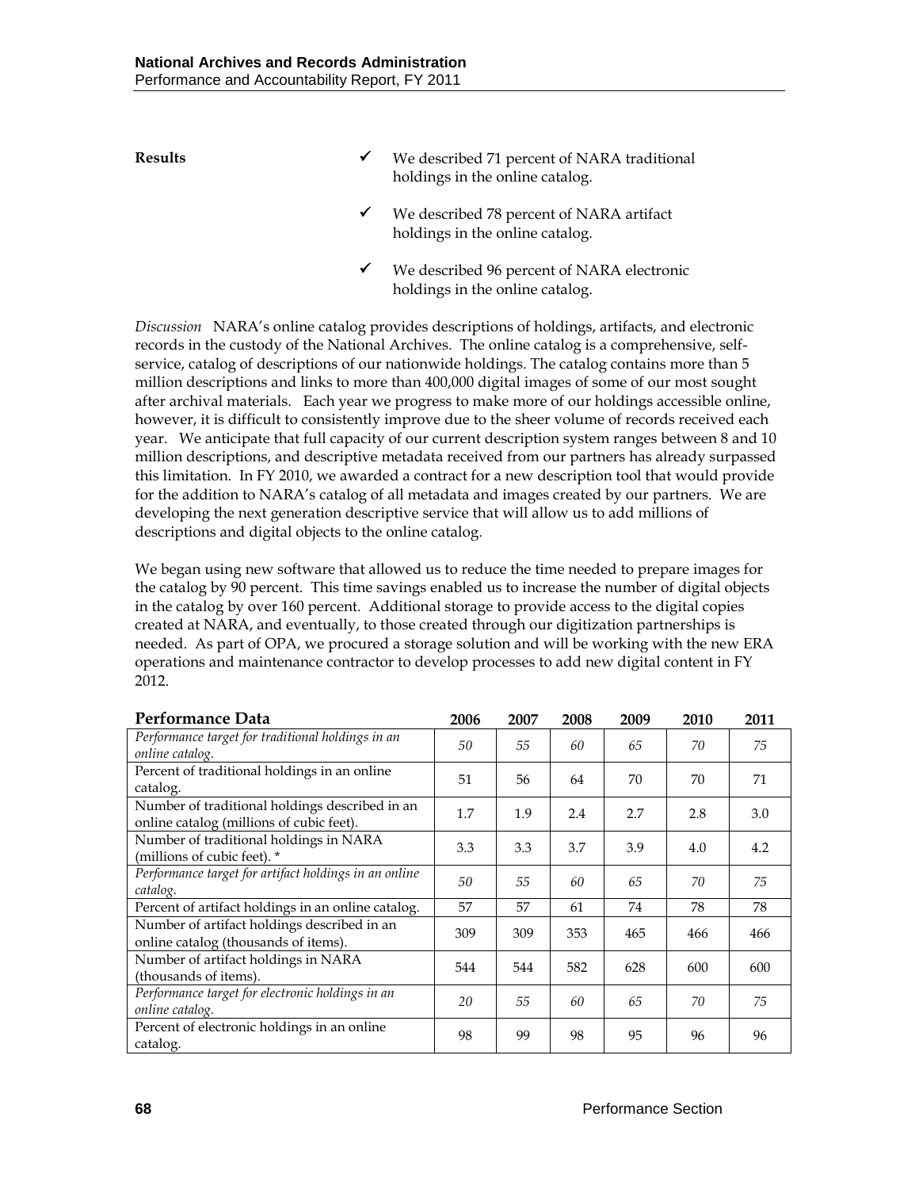**Results**

- ✓ We described 71 percent of NARA traditional holdings in the online catalog.
- ✓ We described 78 percent of NARA artifact holdings in the online catalog.
- ✓ We described 96 percent of NARA electronic holdings in the online catalog.

*Discussion* NARA's online catalog provides descriptions of holdings, artifacts, and electronic records in the custody of the National Archives. The online catalog is a comprehensive, self-service, catalog of descriptions of our nationwide holdings. The catalog contains more than 5 million descriptions and links to more than 400,000 digital images of some of our most sought after archival materials. Each year we progress to make more of our holdings accessible online, however, it is difficult to consistently improve due to the sheer volume of records received each year. We anticipate that full capacity of our current description system ranges between 8 and 10 million descriptions, and descriptive metadata received from our partners has already surpassed this limitation. In FY 2010, we awarded a contract for a new description tool that would provide for the addition to NARA's catalog of all metadata and images created by our partners. We are developing the next generation descriptive service that will allow us to add millions of descriptions and digital objects to the online catalog.

We began using new software that allowed us to reduce the time needed to prepare images for the catalog by 90 percent. This time savings enabled us to increase the number of digital objects in the catalog by over 160 percent. Additional storage to provide access to the digital copies created at NARA, and eventually, to those created through our digitization partnerships is needed. As part of OPA, we procured a storage solution and will be working with the new ERA operations and maintenance contractor to develop processes to add new digital content in FY 2012.

| Performance Data | 2006 | 2007 | 2008 | 2009 | 2010 | 2011 |
|---|---|---|---|---|---|---|
| *Performance target for traditional holdings in an online catalog.* | *50* | *55* | *60* | *65* | *70* | *75* |
| Percent of traditional holdings in an online catalog. | 51 | 56 | 64 | 70 | 70 | 71 |
| Number of traditional holdings described in an online catalog (millions of cubic feet). | 1.7 | 1.9 | 2.4 | 2.7 | 2.8 | 3.0 |
| Number of traditional holdings in NARA (millions of cubic feet). * | 3.3 | 3.3 | 3.7 | 3.9 | 4.0 | 4.2 |
| *Performance target for artifact holdings in an online catalog.* | *50* | *55* | *60* | *65* | *70* | *75* |
| Percent of artifact holdings in an online catalog. | 57 | 57 | 61 | 74 | 78 | 78 |
| Number of artifact holdings described in an online catalog (thousands of items). | 309 | 309 | 353 | 465 | 466 | 466 |
| Number of artifact holdings in NARA (thousands of items). | 544 | 544 | 582 | 628 | 600 | 600 |
| *Performance target for electronic holdings in an online catalog.* | *20* | *55* | *60* | *65* | *70* | *75* |
| Percent of electronic holdings in an online catalog. | 98 | 99 | 98 | 95 | 96 | 96 |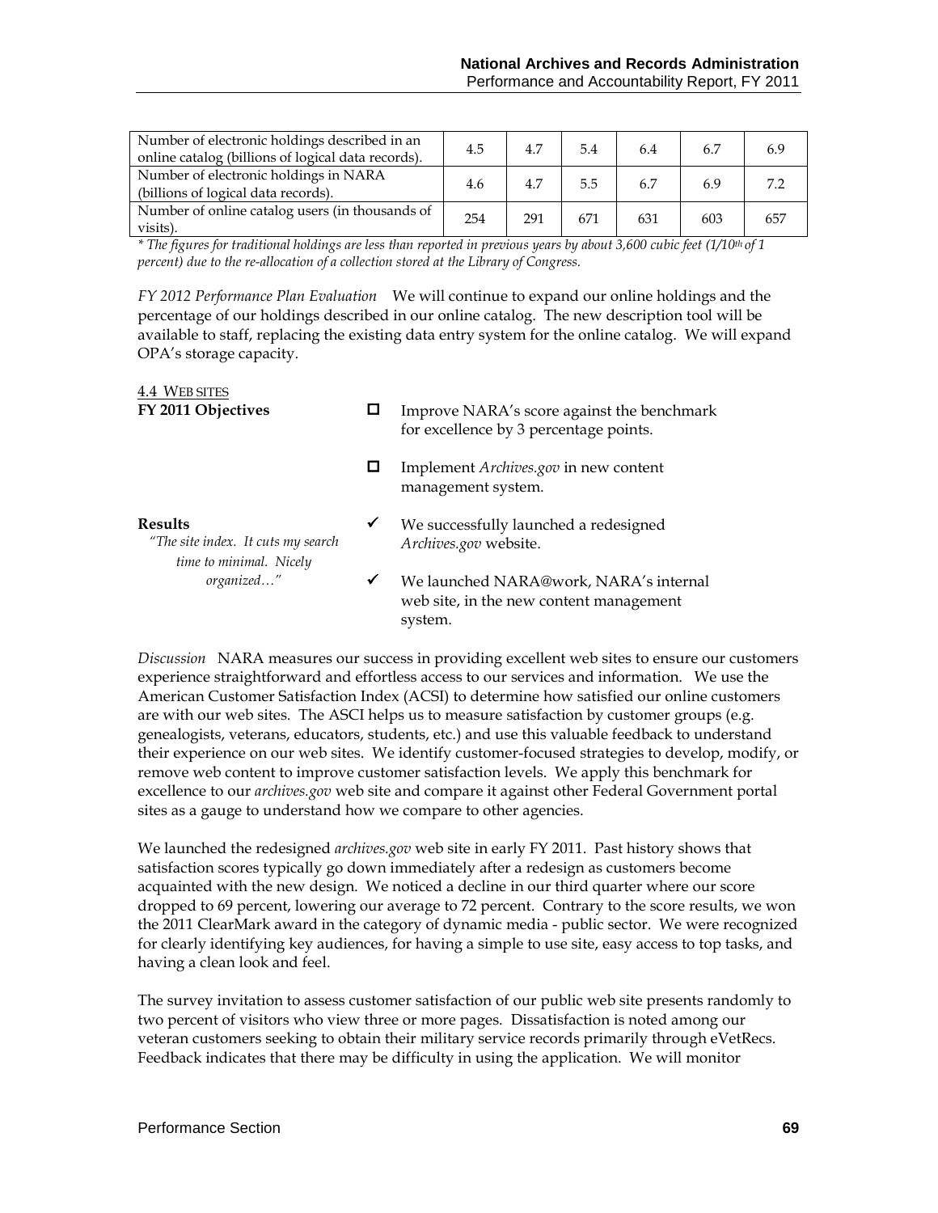| | | | | | | |
|---|---|---|---|---|---|---|
| Number of electronic holdings described in an online catalog (billions of logical data records). | 4.5 | 4.7 | 5.4 | 6.4 | 6.7 | 6.9 |
| Number of electronic holdings in NARA (billions of logical data records). | 4.6 | 4.7 | 5.5 | 6.7 | 6.9 | 7.2 |
| Number of online catalog users (in thousands of visits). | 254 | 291 | 671 | 631 | 603 | 657 |

*\* The figures for traditional holdings are less than reported in previous years by about 3,600 cubic feet (1/10th of 1 percent) due to the re-allocation of a collection stored at the Library of Congress.*

*FY 2012 Performance Plan Evaluation* We will continue to expand our online holdings and the percentage of our holdings described in our online catalog. The new description tool will be available to staff, replacing the existing data entry system for the online catalog. We will expand OPA's storage capacity.

4.4 WEB SITES

**FY 2011 Objectives**

- ☐ Improve NARA's score against the benchmark for excellence by 3 percentage points.
- ☐ Implement *Archives.gov* in new content management system.

**Results**

*"The site index. It cuts my search time to minimal. Nicely organized…"*

- ✔ We successfully launched a redesigned *Archives.gov* website.
- ✔ We launched NARA@work, NARA's internal web site, in the new content management system.

*Discussion* NARA measures our success in providing excellent web sites to ensure our customers experience straightforward and effortless access to our services and information. We use the American Customer Satisfaction Index (ACSI) to determine how satisfied our online customers are with our web sites. The ASCI helps us to measure satisfaction by customer groups (e.g. genealogists, veterans, educators, students, etc.) and use this valuable feedback to understand their experience on our web sites. We identify customer-focused strategies to develop, modify, or remove web content to improve customer satisfaction levels. We apply this benchmark for excellence to our *archives.gov* web site and compare it against other Federal Government portal sites as a gauge to understand how we compare to other agencies.

We launched the redesigned *archives.gov* web site in early FY 2011. Past history shows that satisfaction scores typically go down immediately after a redesign as customers become acquainted with the new design. We noticed a decline in our third quarter where our score dropped to 69 percent, lowering our average to 72 percent. Contrary to the score results, we won the 2011 ClearMark award in the category of dynamic media - public sector. We were recognized for clearly identifying key audiences, for having a simple to use site, easy access to top tasks, and having a clean look and feel.

The survey invitation to assess customer satisfaction of our public web site presents randomly to two percent of visitors who view three or more pages. Dissatisfaction is noted among our veteran customers seeking to obtain their military service records primarily through eVetRecs. Feedback indicates that there may be difficulty in using the application. We will monitor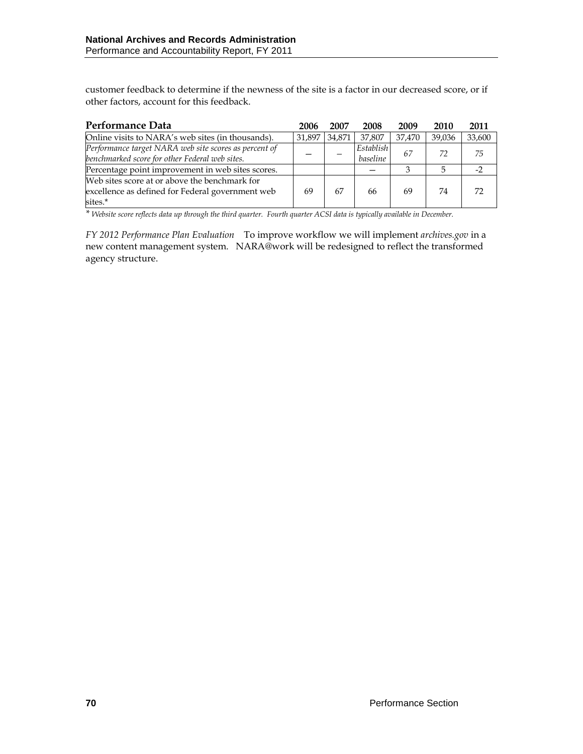customer feedback to determine if the newness of the site is a factor in our decreased score, or if other factors, account for this feedback.

| Performance Data | 2006 | 2007 | 2008 | 2009 | 2010 | 2011 |
|---|---|---|---|---|---|---|
| Online visits to NARA's web sites (in thousands). | 31,897 | 34,871 | 37,807 | 37,470 | 39,036 | 33,600 |
| *Performance target NARA web site scores as percent of benchmarked score for other Federal web sites.* | – | – | *Establish baseline* | *67* | *72* | *75* |
| Percentage point improvement in web sites scores. | | | – | 3 | 5 | -2 |
| Web sites score at or above the benchmark for excellence as defined for Federal government web sites.* | 69 | 67 | 66 | 69 | 74 | 72 |

*\* Website score reflects data up through the third quarter. Fourth quarter ACSI data is typically available in December.*

*FY 2012 Performance Plan Evaluation* To improve workflow we will implement *archives.gov* in a new content management system. NARA@work will be redesigned to reflect the transformed agency structure.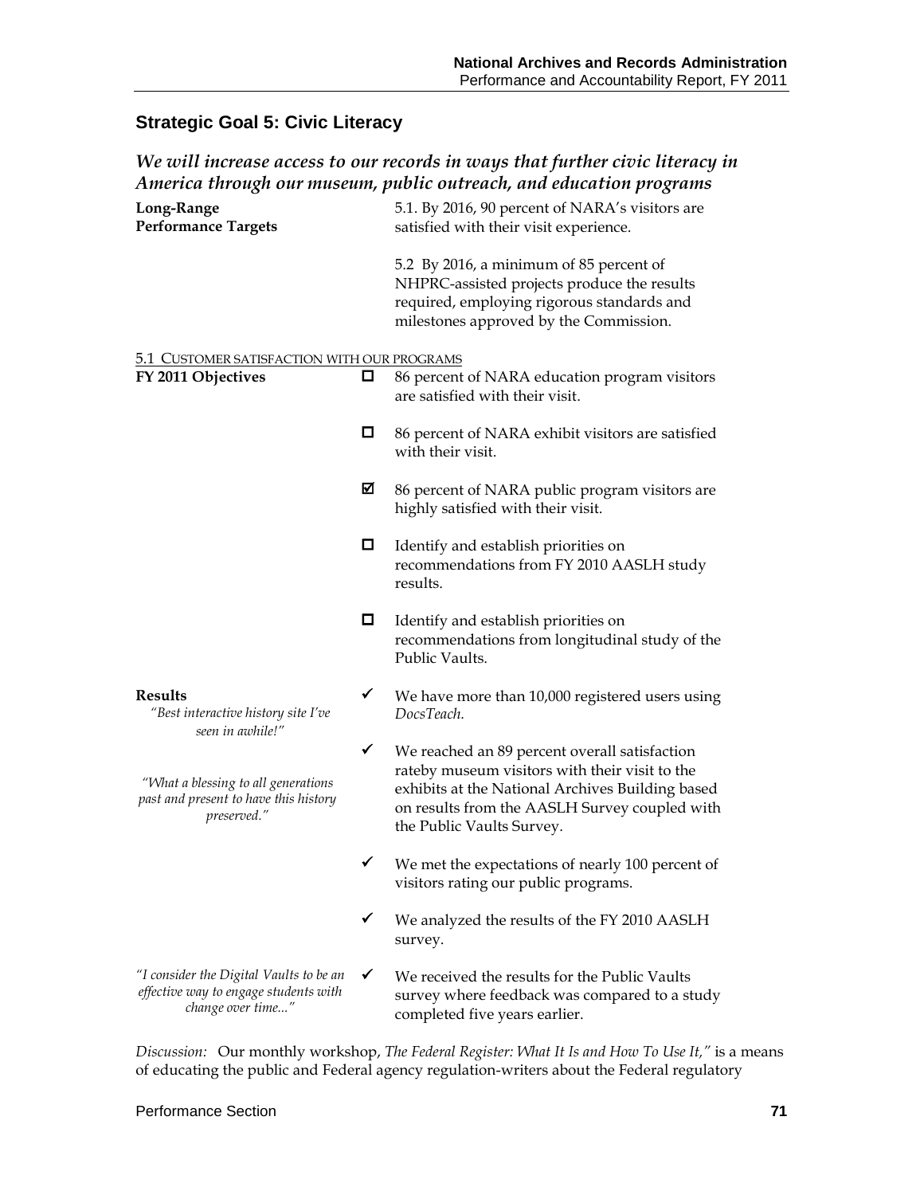## Strategic Goal 5: Civic Literacy

### *We will increase access to our records in ways that further civic literacy in America through our museum, public outreach, and education programs*

**Long-Range Performance Targets**

5.1. By 2016, 90 percent of NARA's visitors are satisfied with their visit experience.

5.2 By 2016, a minimum of 85 percent of NHPRC-assisted projects produce the results required, employing rigorous standards and milestones approved by the Commission.

5.1 CUSTOMER SATISFACTION WITH OUR PROGRAMS

**FY 2011 Objectives**

- ☐ 86 percent of NARA education program visitors are satisfied with their visit.
- ☐ 86 percent of NARA exhibit visitors are satisfied with their visit.
- ☑ 86 percent of NARA public program visitors are highly satisfied with their visit.
- ☐ Identify and establish priorities on recommendations from FY 2010 AASLH study results.
- ☐ Identify and establish priorities on recommendations from longitudinal study of the Public Vaults.

**Results**

*"Best interactive history site I've seen in awhile!"*

*"What a blessing to all generations past and present to have this history preserved."*

*"I consider the Digital Vaults to be an effective way to engage students with change over time..."*

- ✓ We have more than 10,000 registered users using *DocsTeach*.
- ✓ We reached an 89 percent overall satisfaction rateby museum visitors with their visit to the exhibits at the National Archives Building based on results from the AASLH Survey coupled with the Public Vaults Survey.
- ✓ We met the expectations of nearly 100 percent of visitors rating our public programs.
- ✓ We analyzed the results of the FY 2010 AASLH survey.
- ✓ We received the results for the Public Vaults survey where feedback was compared to a study completed five years earlier.

*Discussion:* Our monthly workshop, *The Federal Register: What It Is and How To Use It,"* is a means of educating the public and Federal agency regulation-writers about the Federal regulatory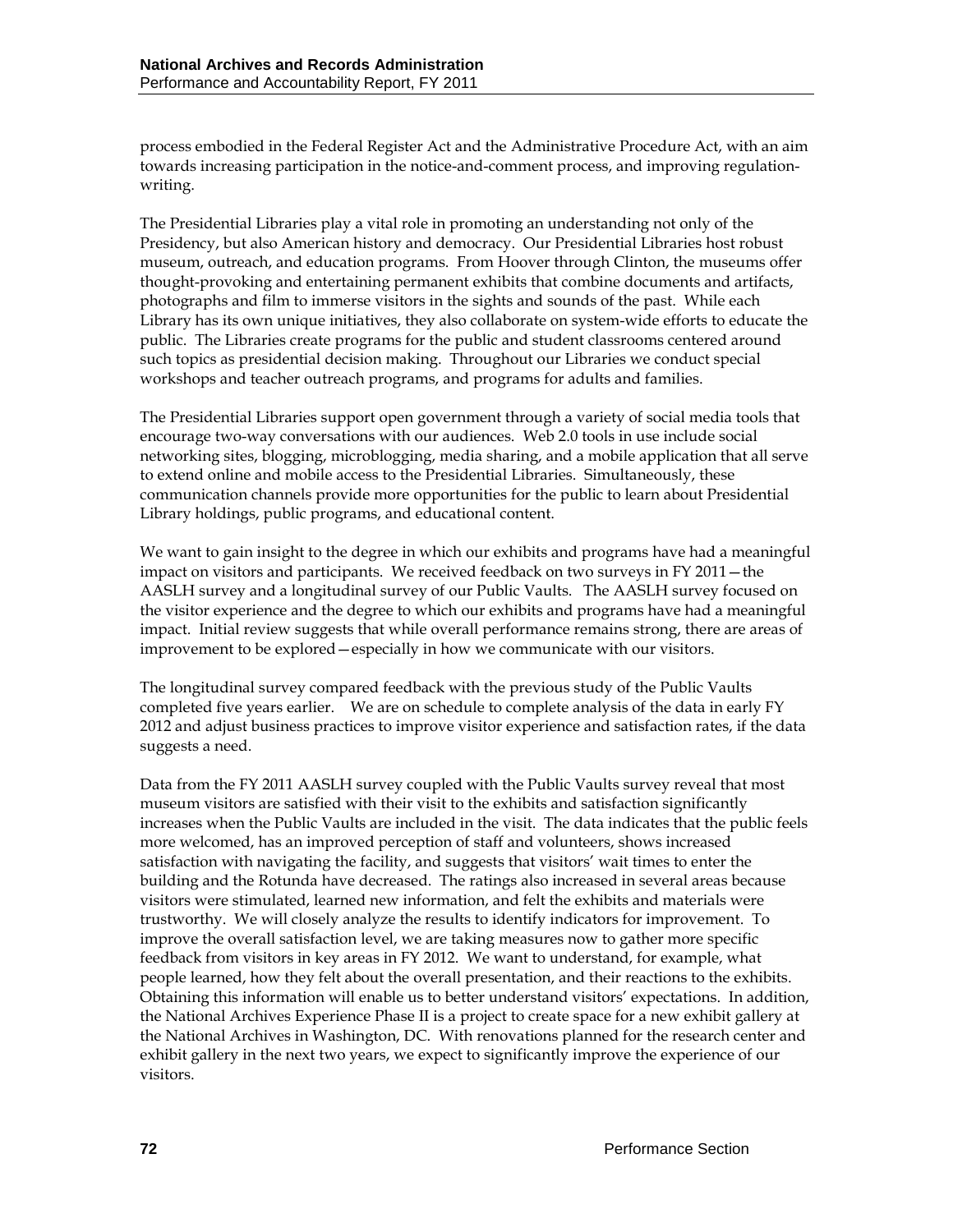process embodied in the Federal Register Act and the Administrative Procedure Act, with an aim towards increasing participation in the notice-and-comment process, and improving regulation-writing.

The Presidential Libraries play a vital role in promoting an understanding not only of the Presidency, but also American history and democracy. Our Presidential Libraries host robust museum, outreach, and education programs. From Hoover through Clinton, the museums offer thought-provoking and entertaining permanent exhibits that combine documents and artifacts, photographs and film to immerse visitors in the sights and sounds of the past. While each Library has its own unique initiatives, they also collaborate on system-wide efforts to educate the public. The Libraries create programs for the public and student classrooms centered around such topics as presidential decision making. Throughout our Libraries we conduct special workshops and teacher outreach programs, and programs for adults and families.

The Presidential Libraries support open government through a variety of social media tools that encourage two-way conversations with our audiences. Web 2.0 tools in use include social networking sites, blogging, microblogging, media sharing, and a mobile application that all serve to extend online and mobile access to the Presidential Libraries. Simultaneously, these communication channels provide more opportunities for the public to learn about Presidential Library holdings, public programs, and educational content.

We want to gain insight to the degree in which our exhibits and programs have had a meaningful impact on visitors and participants. We received feedback on two surveys in FY 2011—the AASLH survey and a longitudinal survey of our Public Vaults. The AASLH survey focused on the visitor experience and the degree to which our exhibits and programs have had a meaningful impact. Initial review suggests that while overall performance remains strong, there are areas of improvement to be explored—especially in how we communicate with our visitors.

The longitudinal survey compared feedback with the previous study of the Public Vaults completed five years earlier. We are on schedule to complete analysis of the data in early FY 2012 and adjust business practices to improve visitor experience and satisfaction rates, if the data suggests a need.

Data from the FY 2011 AASLH survey coupled with the Public Vaults survey reveal that most museum visitors are satisfied with their visit to the exhibits and satisfaction significantly increases when the Public Vaults are included in the visit. The data indicates that the public feels more welcomed, has an improved perception of staff and volunteers, shows increased satisfaction with navigating the facility, and suggests that visitors' wait times to enter the building and the Rotunda have decreased. The ratings also increased in several areas because visitors were stimulated, learned new information, and felt the exhibits and materials were trustworthy. We will closely analyze the results to identify indicators for improvement. To improve the overall satisfaction level, we are taking measures now to gather more specific feedback from visitors in key areas in FY 2012. We want to understand, for example, what people learned, how they felt about the overall presentation, and their reactions to the exhibits. Obtaining this information will enable us to better understand visitors' expectations. In addition, the National Archives Experience Phase II is a project to create space for a new exhibit gallery at the National Archives in Washington, DC. With renovations planned for the research center and exhibit gallery in the next two years, we expect to significantly improve the experience of our visitors.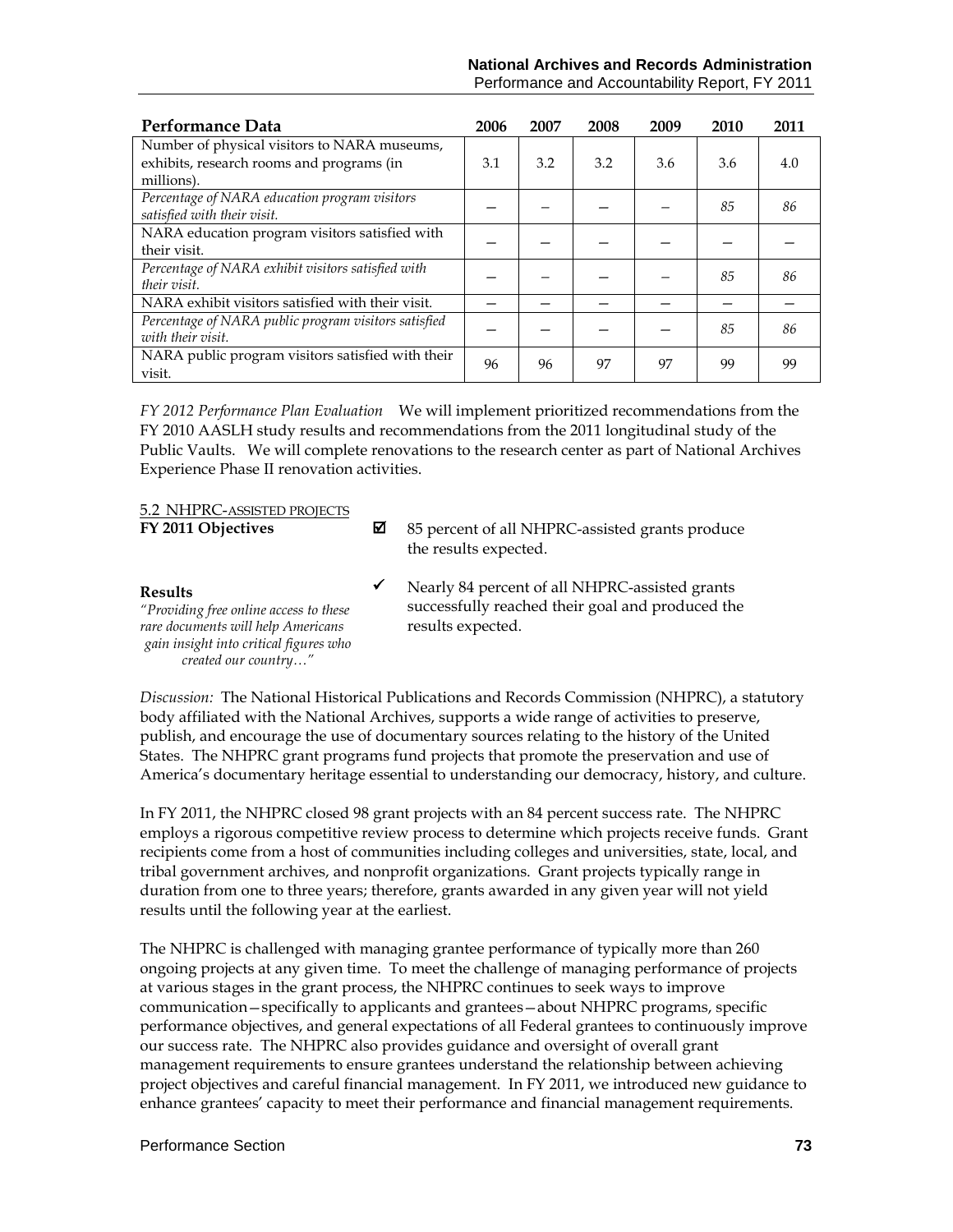| Performance Data | 2006 | 2007 | 2008 | 2009 | 2010 | 2011 |
|---|---|---|---|---|---|---|
| Number of physical visitors to NARA museums, exhibits, research rooms and programs (in millions). | 3.1 | 3.2 | 3.2 | 3.6 | 3.6 | 4.0 |
| *Percentage of NARA education program visitors satisfied with their visit.* | – | – | – | – | *85* | *86* |
| NARA education program visitors satisfied with their visit. | – | – | – | – | – | – |
| *Percentage of NARA exhibit visitors satisfied with their visit.* | – | – | – | – | *85* | *86* |
| NARA exhibit visitors satisfied with their visit. | – | – | – | – | – | – |
| *Percentage of NARA public program visitors satisfied with their visit.* | – | – | – | – | *85* | *86* |
| NARA public program visitors satisfied with their visit. | 96 | 96 | 97 | 97 | 99 | 99 |

*FY 2012 Performance Plan Evaluation* We will implement prioritized recommendations from the FY 2010 AASLH study results and recommendations from the 2011 longitudinal study of the Public Vaults. We will complete renovations to the research center as part of National Archives Experience Phase II renovation activities.

5.2 NHPRC-ASSISTED PROJECTS

**FY 2011 Objectives**

☑ 85 percent of all NHPRC-assisted grants produce the results expected.

**Results**

*"Providing free online access to these rare documents will help Americans gain insight into critical figures who created our country…"*

✓ Nearly 84 percent of all NHPRC-assisted grants successfully reached their goal and produced the results expected.

*Discussion:* The National Historical Publications and Records Commission (NHPRC), a statutory body affiliated with the National Archives, supports a wide range of activities to preserve, publish, and encourage the use of documentary sources relating to the history of the United States. The NHPRC grant programs fund projects that promote the preservation and use of America's documentary heritage essential to understanding our democracy, history, and culture.

In FY 2011, the NHPRC closed 98 grant projects with an 84 percent success rate. The NHPRC employs a rigorous competitive review process to determine which projects receive funds. Grant recipients come from a host of communities including colleges and universities, state, local, and tribal government archives, and nonprofit organizations. Grant projects typically range in duration from one to three years; therefore, grants awarded in any given year will not yield results until the following year at the earliest.

The NHPRC is challenged with managing grantee performance of typically more than 260 ongoing projects at any given time. To meet the challenge of managing performance of projects at various stages in the grant process, the NHPRC continues to seek ways to improve communication—specifically to applicants and grantees—about NHPRC programs, specific performance objectives, and general expectations of all Federal grantees to continuously improve our success rate. The NHPRC also provides guidance and oversight of overall grant management requirements to ensure grantees understand the relationship between achieving project objectives and careful financial management. In FY 2011, we introduced new guidance to enhance grantees' capacity to meet their performance and financial management requirements.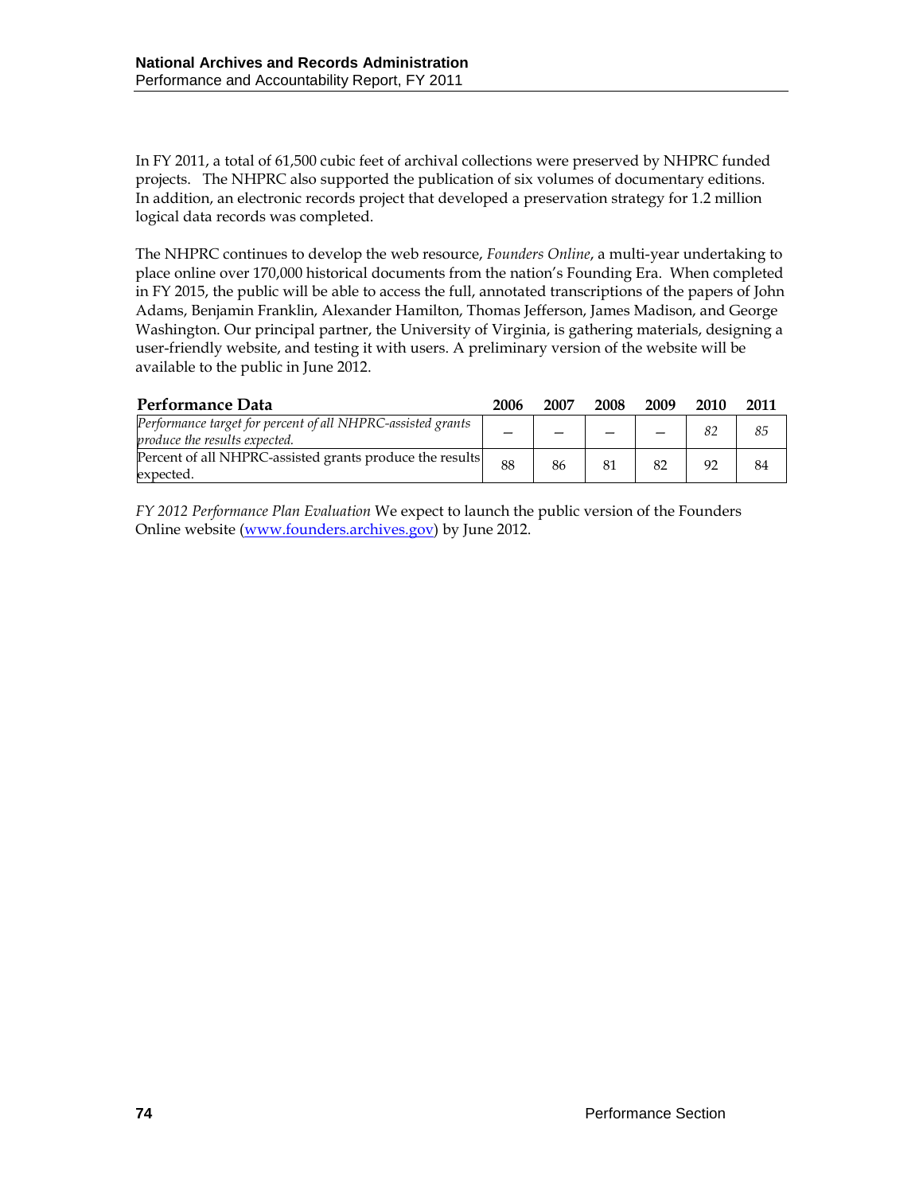In FY 2011, a total of 61,500 cubic feet of archival collections were preserved by NHPRC funded projects. The NHPRC also supported the publication of six volumes of documentary editions. In addition, an electronic records project that developed a preservation strategy for 1.2 million logical data records was completed.

The NHPRC continues to develop the web resource, *Founders Online*, a multi-year undertaking to place online over 170,000 historical documents from the nation's Founding Era. When completed in FY 2015, the public will be able to access the full, annotated transcriptions of the papers of John Adams, Benjamin Franklin, Alexander Hamilton, Thomas Jefferson, James Madison, and George Washington. Our principal partner, the University of Virginia, is gathering materials, designing a user-friendly website, and testing it with users. A preliminary version of the website will be available to the public in June 2012.

| Performance Data | 2006 | 2007 | 2008 | 2009 | 2010 | 2011 |
|---|---|---|---|---|---|---|
| *Performance target for percent of all NHPRC-assisted grants produce the results expected.* | — | — | — | — | *82* | *85* |
| Percent of all NHPRC-assisted grants produce the results expected. | 88 | 86 | 81 | 82 | 92 | 84 |

*FY 2012 Performance Plan Evaluation* We expect to launch the public version of the Founders Online website ([www.founders.archives.gov](www.founders.archives.gov)) by June 2012.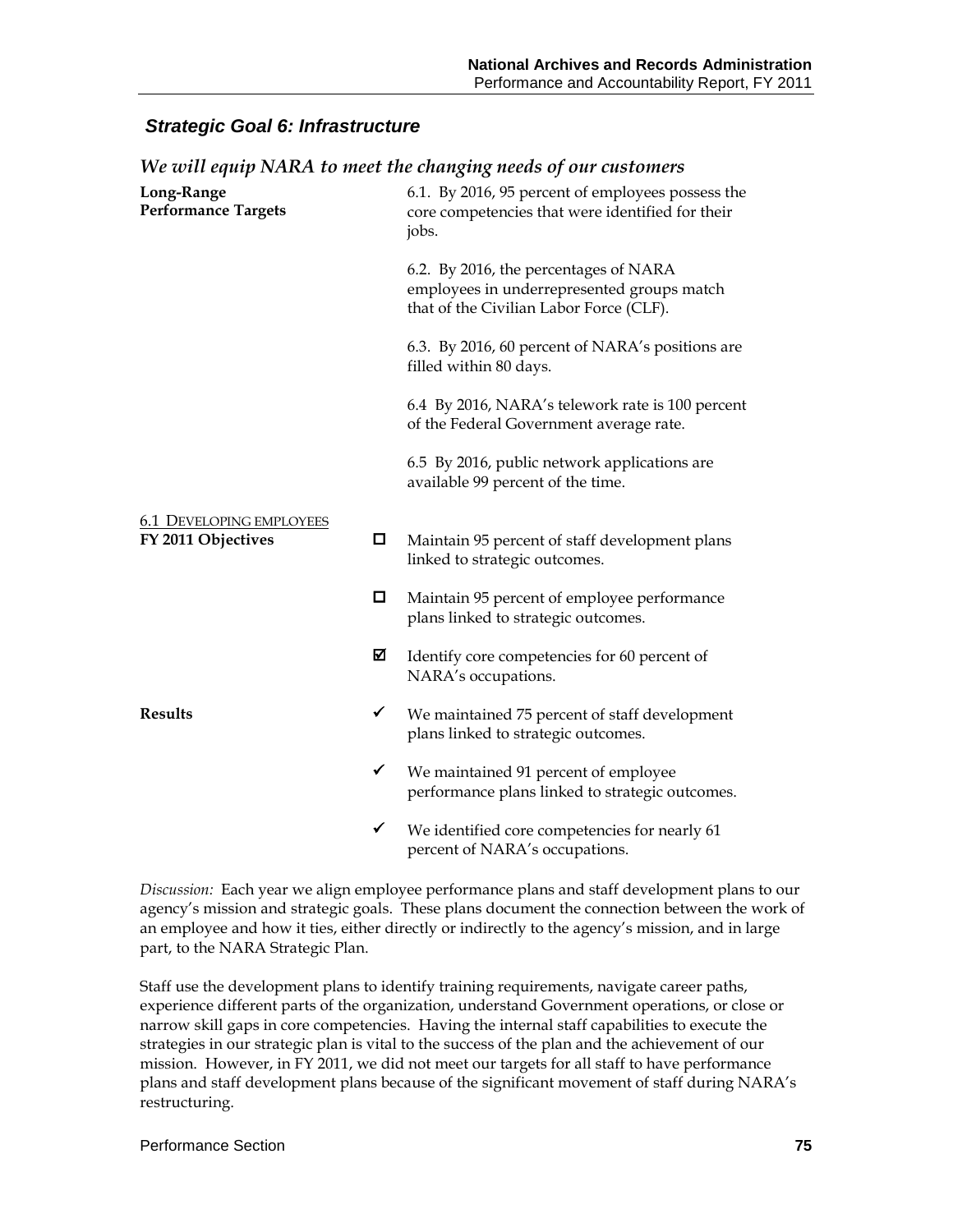## *Strategic Goal 6: Infrastructure*

### *We will equip NARA to meet the changing needs of our customers*

**Long-Range Performance Targets**

6.1. By 2016, 95 percent of employees possess the core competencies that were identified for their jobs.

6.2. By 2016, the percentages of NARA employees in underrepresented groups match that of the Civilian Labor Force (CLF).

6.3. By 2016, 60 percent of NARA's positions are filled within 80 days.

6.4 By 2016, NARA's telework rate is 100 percent of the Federal Government average rate.

6.5 By 2016, public network applications are available 99 percent of the time.

<u>6.1 DEVELOPING EMPLOYEES</u>

**FY 2011 Objectives**

- ☐ Maintain 95 percent of staff development plans linked to strategic outcomes.
- ☐ Maintain 95 percent of employee performance plans linked to strategic outcomes.
- ☑ Identify core competencies for 60 percent of NARA's occupations.

**Results**

- ✓ We maintained 75 percent of staff development plans linked to strategic outcomes.
- ✓ We maintained 91 percent of employee performance plans linked to strategic outcomes.
- ✓ We identified core competencies for nearly 61 percent of NARA's occupations.

*Discussion:* Each year we align employee performance plans and staff development plans to our agency's mission and strategic goals. These plans document the connection between the work of an employee and how it ties, either directly or indirectly to the agency's mission, and in large part, to the NARA Strategic Plan.

Staff use the development plans to identify training requirements, navigate career paths, experience different parts of the organization, understand Government operations, or close or narrow skill gaps in core competencies. Having the internal staff capabilities to execute the strategies in our strategic plan is vital to the success of the plan and the achievement of our mission. However, in FY 2011, we did not meet our targets for all staff to have performance plans and staff development plans because of the significant movement of staff during NARA's restructuring.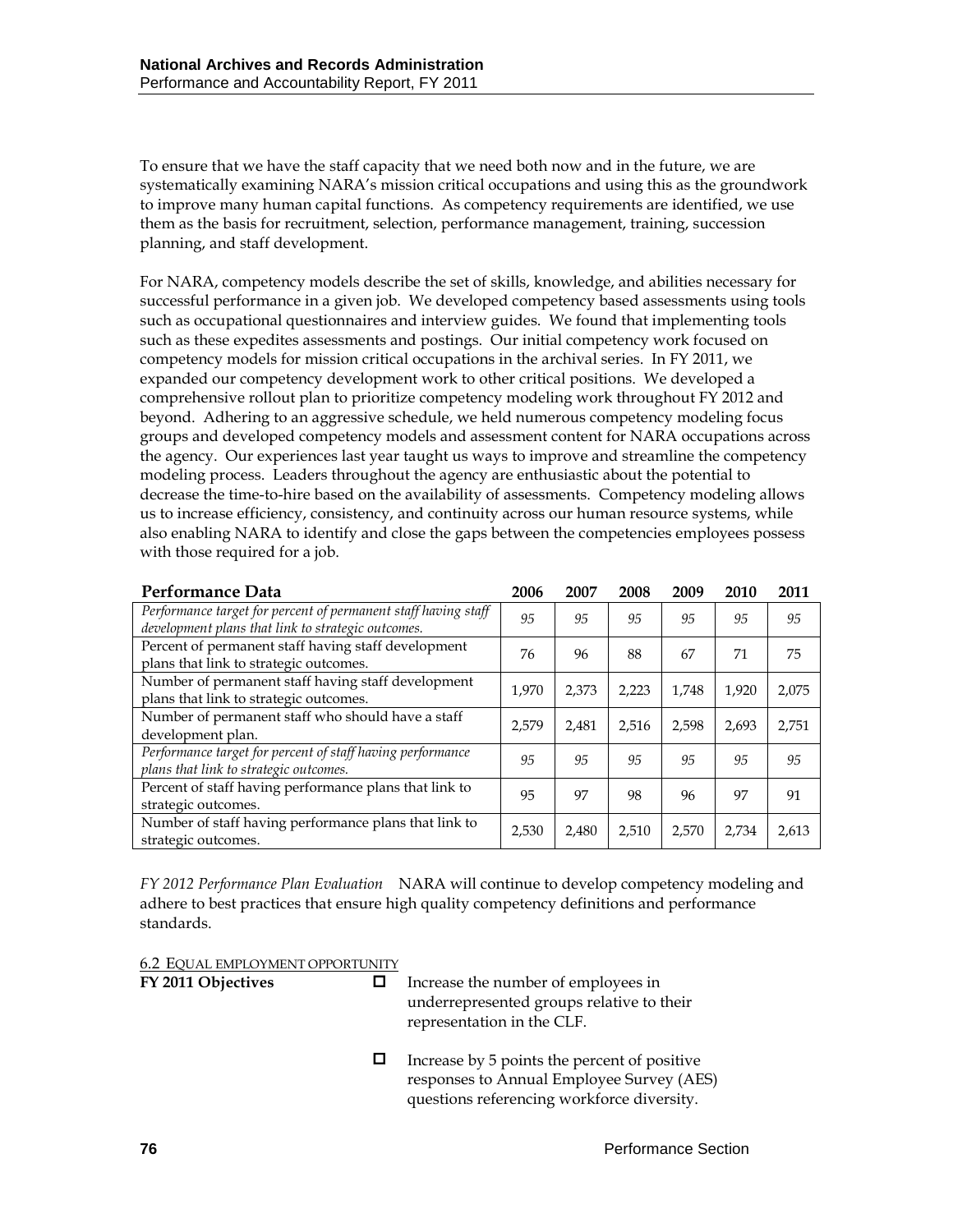To ensure that we have the staff capacity that we need both now and in the future, we are systematically examining NARA's mission critical occupations and using this as the groundwork to improve many human capital functions. As competency requirements are identified, we use them as the basis for recruitment, selection, performance management, training, succession planning, and staff development.

For NARA, competency models describe the set of skills, knowledge, and abilities necessary for successful performance in a given job. We developed competency based assessments using tools such as occupational questionnaires and interview guides. We found that implementing tools such as these expedites assessments and postings. Our initial competency work focused on competency models for mission critical occupations in the archival series. In FY 2011, we expanded our competency development work to other critical positions. We developed a comprehensive rollout plan to prioritize competency modeling work throughout FY 2012 and beyond. Adhering to an aggressive schedule, we held numerous competency modeling focus groups and developed competency models and assessment content for NARA occupations across the agency. Our experiences last year taught us ways to improve and streamline the competency modeling process. Leaders throughout the agency are enthusiastic about the potential to decrease the time-to-hire based on the availability of assessments. Competency modeling allows us to increase efficiency, consistency, and continuity across our human resource systems, while also enabling NARA to identify and close the gaps between the competencies employees possess with those required for a job.

| Performance Data | 2006 | 2007 | 2008 | 2009 | 2010 | 2011 |
|---|---|---|---|---|---|---|
| *Performance target for percent of permanent staff having staff development plans that link to strategic outcomes.* | *95* | *95* | *95* | *95* | *95* | *95* |
| Percent of permanent staff having staff development plans that link to strategic outcomes. | 76 | 96 | 88 | 67 | 71 | 75 |
| Number of permanent staff having staff development plans that link to strategic outcomes. | 1,970 | 2,373 | 2,223 | 1,748 | 1,920 | 2,075 |
| Number of permanent staff who should have a staff development plan. | 2,579 | 2,481 | 2,516 | 2,598 | 2,693 | 2,751 |
| *Performance target for percent of staff having performance plans that link to strategic outcomes.* | *95* | *95* | *95* | *95* | *95* | *95* |
| Percent of staff having performance plans that link to strategic outcomes. | 95 | 97 | 98 | 96 | 97 | 91 |
| Number of staff having performance plans that link to strategic outcomes. | 2,530 | 2,480 | 2,510 | 2,570 | 2,734 | 2,613 |

*FY 2012 Performance Plan Evaluation* NARA will continue to develop competency modeling and adhere to best practices that ensure high quality competency definitions and performance standards.

6.2 EQUAL EMPLOYMENT OPPORTUNITY

**FY 2011 Objectives**

- ☐ Increase the number of employees in underrepresented groups relative to their representation in the CLF.
- ☐ Increase by 5 points the percent of positive responses to Annual Employee Survey (AES) questions referencing workforce diversity.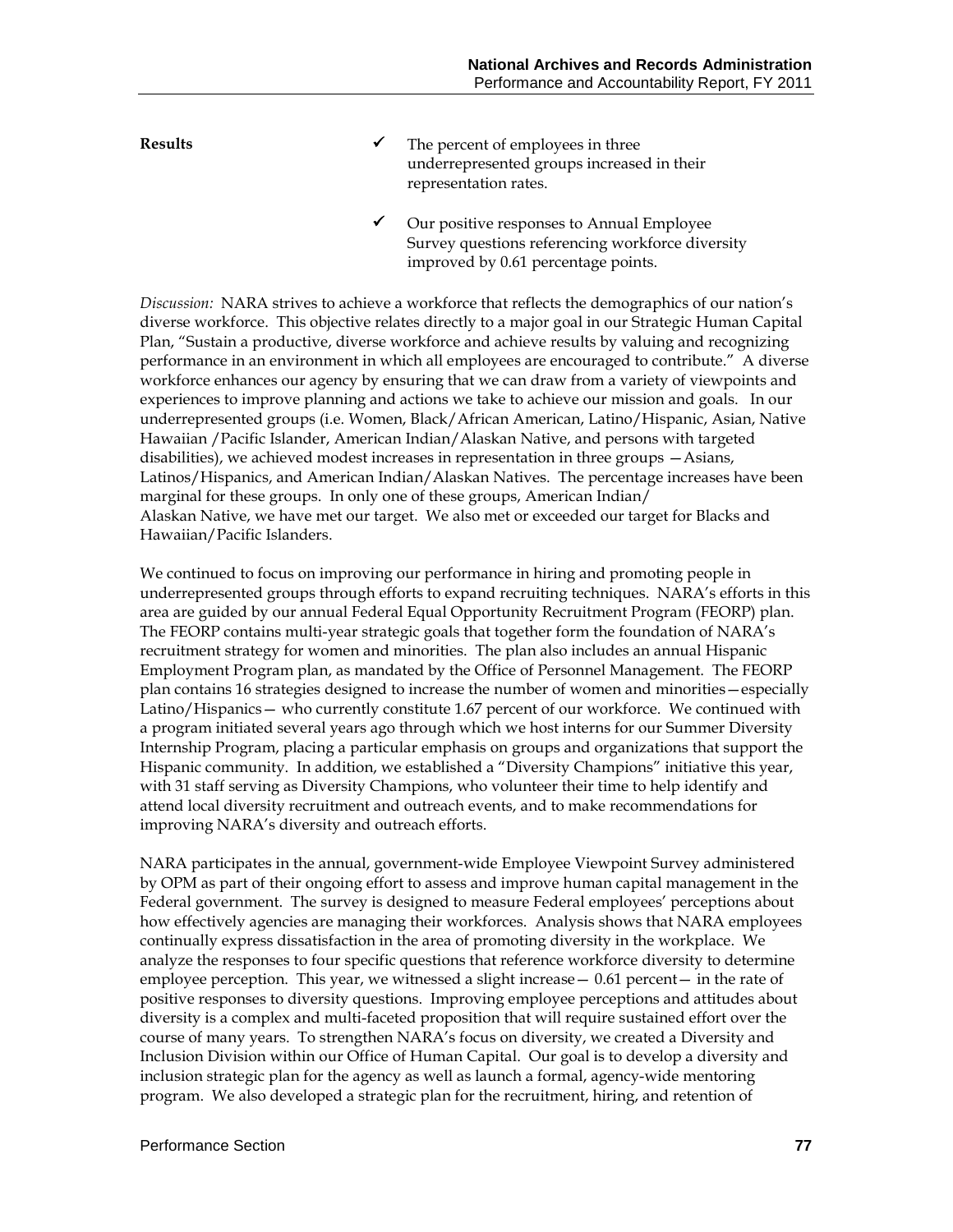**Results**

- ✓ The percent of employees in three underrepresented groups increased in their representation rates.
- ✓ Our positive responses to Annual Employee Survey questions referencing workforce diversity improved by 0.61 percentage points.

*Discussion:* NARA strives to achieve a workforce that reflects the demographics of our nation's diverse workforce. This objective relates directly to a major goal in our Strategic Human Capital Plan, "Sustain a productive, diverse workforce and achieve results by valuing and recognizing performance in an environment in which all employees are encouraged to contribute." A diverse workforce enhances our agency by ensuring that we can draw from a variety of viewpoints and experiences to improve planning and actions we take to achieve our mission and goals. In our underrepresented groups (i.e. Women, Black/African American, Latino/Hispanic, Asian, Native Hawaiian /Pacific Islander, American Indian/Alaskan Native, and persons with targeted disabilities), we achieved modest increases in representation in three groups —Asians, Latinos/Hispanics, and American Indian/Alaskan Natives. The percentage increases have been marginal for these groups. In only one of these groups, American Indian/ Alaskan Native, we have met our target. We also met or exceeded our target for Blacks and Hawaiian/Pacific Islanders.

We continued to focus on improving our performance in hiring and promoting people in underrepresented groups through efforts to expand recruiting techniques. NARA's efforts in this area are guided by our annual Federal Equal Opportunity Recruitment Program (FEORP) plan. The FEORP contains multi-year strategic goals that together form the foundation of NARA's recruitment strategy for women and minorities. The plan also includes an annual Hispanic Employment Program plan, as mandated by the Office of Personnel Management. The FEORP plan contains 16 strategies designed to increase the number of women and minorities—especially Latino/Hispanics— who currently constitute 1.67 percent of our workforce. We continued with a program initiated several years ago through which we host interns for our Summer Diversity Internship Program, placing a particular emphasis on groups and organizations that support the Hispanic community. In addition, we established a "Diversity Champions" initiative this year, with 31 staff serving as Diversity Champions, who volunteer their time to help identify and attend local diversity recruitment and outreach events, and to make recommendations for improving NARA's diversity and outreach efforts.

NARA participates in the annual, government-wide Employee Viewpoint Survey administered by OPM as part of their ongoing effort to assess and improve human capital management in the Federal government. The survey is designed to measure Federal employees' perceptions about how effectively agencies are managing their workforces. Analysis shows that NARA employees continually express dissatisfaction in the area of promoting diversity in the workplace. We analyze the responses to four specific questions that reference workforce diversity to determine employee perception. This year, we witnessed a slight increase— 0.61 percent— in the rate of positive responses to diversity questions. Improving employee perceptions and attitudes about diversity is a complex and multi-faceted proposition that will require sustained effort over the course of many years. To strengthen NARA's focus on diversity, we created a Diversity and Inclusion Division within our Office of Human Capital. Our goal is to develop a diversity and inclusion strategic plan for the agency as well as launch a formal, agency-wide mentoring program. We also developed a strategic plan for the recruitment, hiring, and retention of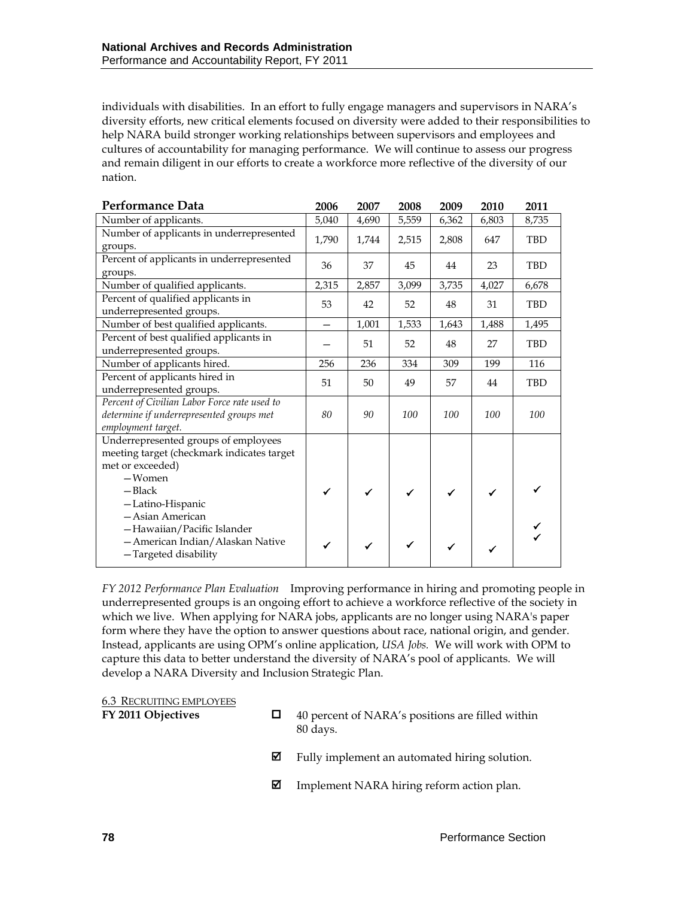individuals with disabilities. In an effort to fully engage managers and supervisors in NARA's diversity efforts, new critical elements focused on diversity were added to their responsibilities to help NARA build stronger working relationships between supervisors and employees and cultures of accountability for managing performance. We will continue to assess our progress and remain diligent in our efforts to create a workforce more reflective of the diversity of our nation.

| Performance Data | 2006 | 2007 | 2008 | 2009 | 2010 | 2011 |
|---|---|---|---|---|---|---|
| Number of applicants. | 5,040 | 4,690 | 5,559 | 6,362 | 6,803 | 8,735 |
| Number of applicants in underrepresented groups. | 1,790 | 1,744 | 2,515 | 2,808 | 647 | TBD |
| Percent of applicants in underrepresented groups. | 36 | 37 | 45 | 44 | 23 | TBD |
| Number of qualified applicants. | 2,315 | 2,857 | 3,099 | 3,735 | 4,027 | 6,678 |
| Percent of qualified applicants in underrepresented groups. | 53 | 42 | 52 | 48 | 31 | TBD |
| Number of best qualified applicants. | — | 1,001 | 1,533 | 1,643 | 1,488 | 1,495 |
| Percent of best qualified applicants in underrepresented groups. | — | 51 | 52 | 48 | 27 | TBD |
| Number of applicants hired. | 256 | 236 | 334 | 309 | 199 | 116 |
| Percent of applicants hired in underrepresented groups. | 51 | 50 | 49 | 57 | 44 | TBD |
| *Percent of Civilian Labor Force rate used to determine if underrepresented groups met employment target.* | *80* | *90* | *100* | *100* | *100* | *100* |
| Underrepresented groups of employees meeting target (checkmark indicates target met or exceeded) | | | | | | |
| —Women | | | | | | |
| —Black | ✓ | ✓ | ✓ | ✓ | ✓ | ✓ |
| —Latino-Hispanic | | | | | | |
| —Asian American | | | | | | |
| —Hawaiian/Pacific Islander | | | | | | ✓ |
| —American Indian/Alaskan Native | ✓ | ✓ | ✓ | ✓ | ✓ | ✓ |
| —Targeted disability | | | | | | |

*FY 2012 Performance Plan Evaluation* Improving performance in hiring and promoting people in underrepresented groups is an ongoing effort to achieve a workforce reflective of the society in which we live. When applying for NARA jobs, applicants are no longer using NARA's paper form where they have the option to answer questions about race, national origin, and gender. Instead, applicants are using OPM's online application, *USA Jobs.* We will work with OPM to capture this data to better understand the diversity of NARA's pool of applicants. We will develop a NARA Diversity and Inclusion Strategic Plan.

6.3 RECRUITING EMPLOYEES

**FY 2011 Objectives**

- ☐ 40 percent of NARA's positions are filled within 80 days.
- ☑ Fully implement an automated hiring solution.
- ☑ Implement NARA hiring reform action plan.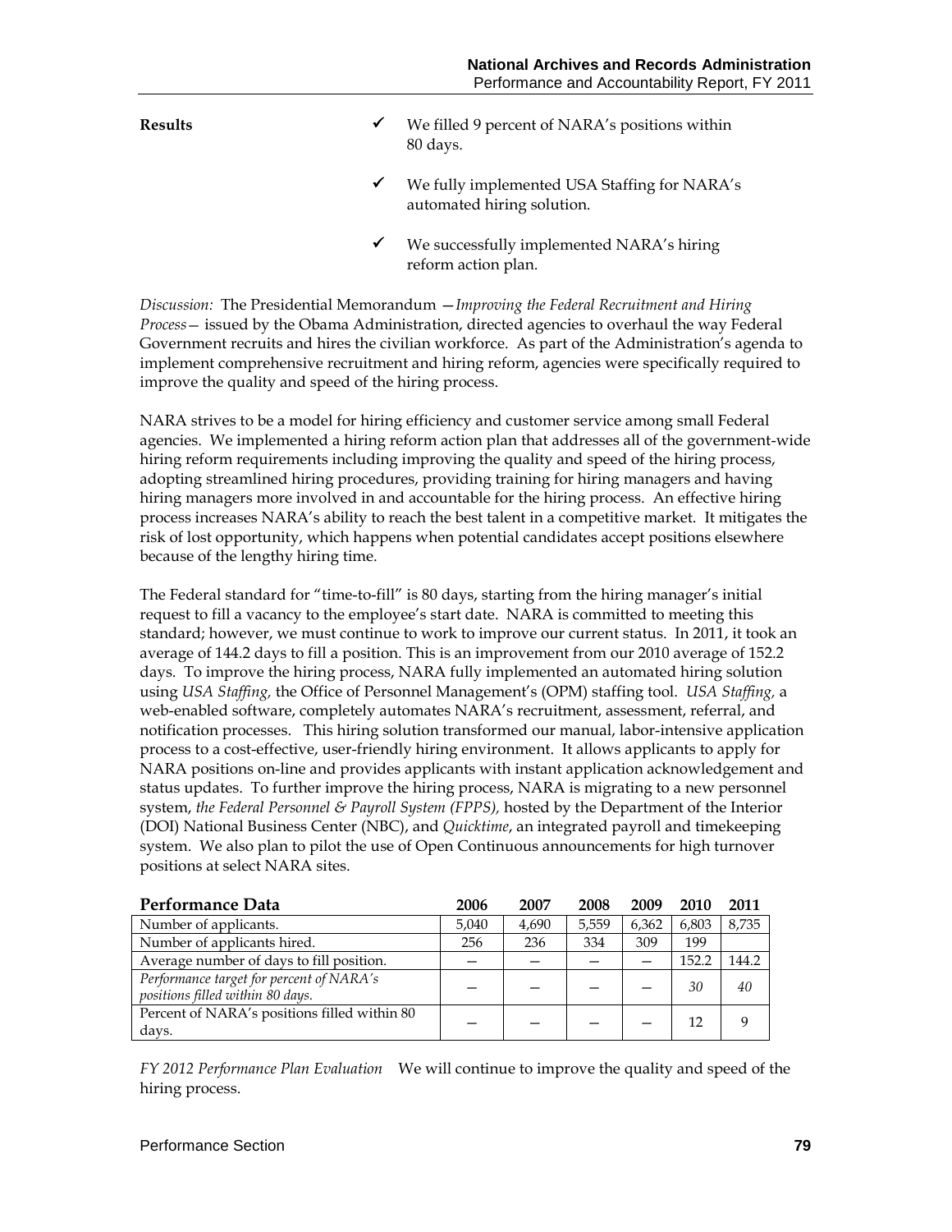**Results**

- ✓ We filled 9 percent of NARA's positions within 80 days.
- ✓ We fully implemented USA Staffing for NARA's automated hiring solution.
- ✓ We successfully implemented NARA's hiring reform action plan.

*Discussion:* The Presidential Memorandum —*Improving the Federal Recruitment and Hiring Process*— issued by the Obama Administration, directed agencies to overhaul the way Federal Government recruits and hires the civilian workforce. As part of the Administration's agenda to implement comprehensive recruitment and hiring reform, agencies were specifically required to improve the quality and speed of the hiring process.

NARA strives to be a model for hiring efficiency and customer service among small Federal agencies. We implemented a hiring reform action plan that addresses all of the government-wide hiring reform requirements including improving the quality and speed of the hiring process, adopting streamlined hiring procedures, providing training for hiring managers and having hiring managers more involved in and accountable for the hiring process. An effective hiring process increases NARA's ability to reach the best talent in a competitive market. It mitigates the risk of lost opportunity, which happens when potential candidates accept positions elsewhere because of the lengthy hiring time.

The Federal standard for "time-to-fill" is 80 days, starting from the hiring manager's initial request to fill a vacancy to the employee's start date. NARA is committed to meeting this standard; however, we must continue to work to improve our current status. In 2011, it took an average of 144.2 days to fill a position. This is an improvement from our 2010 average of 152.2 days. To improve the hiring process, NARA fully implemented an automated hiring solution using *USA Staffing,* the Office of Personnel Management's (OPM) staffing tool. *USA Staffing,* a web-enabled software, completely automates NARA's recruitment, assessment, referral, and notification processes. This hiring solution transformed our manual, labor-intensive application process to a cost-effective, user-friendly hiring environment. It allows applicants to apply for NARA positions on-line and provides applicants with instant application acknowledgement and status updates. To further improve the hiring process, NARA is migrating to a new personnel system, *the Federal Personnel & Payroll System (FPPS),* hosted by the Department of the Interior (DOI) National Business Center (NBC), and *Quicktime*, an integrated payroll and timekeeping system. We also plan to pilot the use of Open Continuous announcements for high turnover positions at select NARA sites.

| **Performance Data** | **2006** | **2007** | **2008** | **2009** | **2010** | **2011** |
|---|---|---|---|---|---|---|
| Number of applicants. | 5,040 | 4,690 | 5,559 | 6,362 | 6,803 | 8,735 |
| Number of applicants hired. | 256 | 236 | 334 | 309 | 199 | |
| Average number of days to fill position. | — | — | — | — | 152.2 | 144.2 |
| *Performance target for percent of NARA's positions filled within 80 days.* | — | — | — | — | *30* | *40* |
| Percent of NARA's positions filled within 80 days. | — | — | — | — | 12 | 9 |

*FY 2012 Performance Plan Evaluation* We will continue to improve the quality and speed of the hiring process.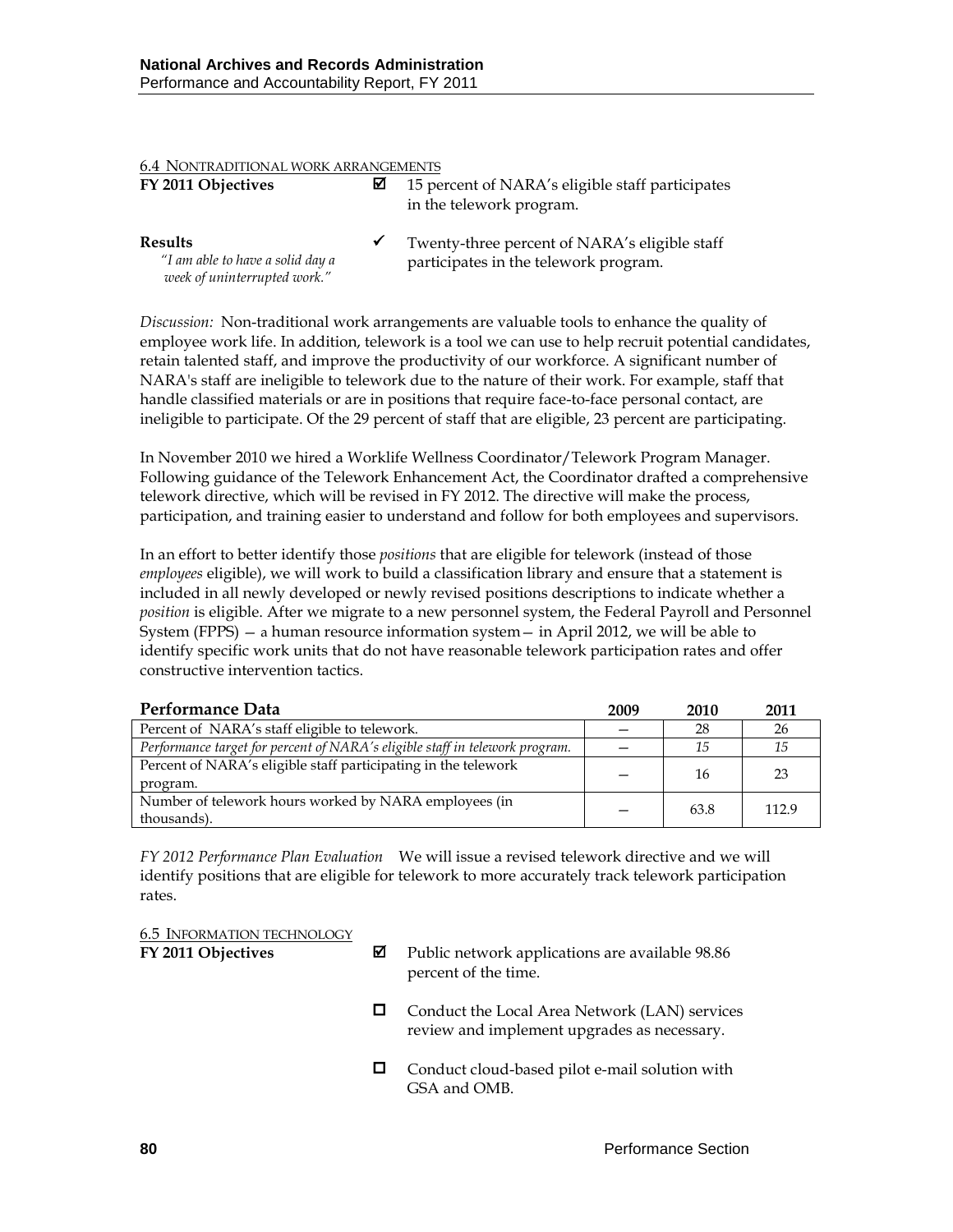6.4 Nontraditional work arrangements

**FY 2011 Objectives**

☑ 15 percent of NARA's eligible staff participates in the telework program.

**Results**

*"I am able to have a solid day a week of uninterrupted work."*

✓ Twenty-three percent of NARA's eligible staff participates in the telework program.

*Discussion:* Non-traditional work arrangements are valuable tools to enhance the quality of employee work life. In addition, telework is a tool we can use to help recruit potential candidates, retain talented staff, and improve the productivity of our workforce. A significant number of NARA's staff are ineligible to telework due to the nature of their work. For example, staff that handle classified materials or are in positions that require face-to-face personal contact, are ineligible to participate. Of the 29 percent of staff that are eligible, 23 percent are participating.

In November 2010 we hired a Worklife Wellness Coordinator/Telework Program Manager. Following guidance of the Telework Enhancement Act, the Coordinator drafted a comprehensive telework directive, which will be revised in FY 2012. The directive will make the process, participation, and training easier to understand and follow for both employees and supervisors.

In an effort to better identify those *positions* that are eligible for telework (instead of those *employees* eligible), we will work to build a classification library and ensure that a statement is included in all newly developed or newly revised positions descriptions to indicate whether a *position* is eligible. After we migrate to a new personnel system, the Federal Payroll and Personnel System (FPPS) — a human resource information system— in April 2012, we will be able to identify specific work units that do not have reasonable telework participation rates and offer constructive intervention tactics.

| Performance Data | 2009 | 2010 | 2011 |
|---|---|---|---|
| Percent of NARA's staff eligible to telework. | — | 28 | 26 |
| *Performance target for percent of NARA's eligible staff in telework program.* | — | *15* | *15* |
| Percent of NARA's eligible staff participating in the telework program. | — | 16 | 23 |
| Number of telework hours worked by NARA employees (in thousands). | — | 63.8 | 112.9 |

*FY 2012 Performance Plan Evaluation* We will issue a revised telework directive and we will identify positions that are eligible for telework to more accurately track telework participation rates.

6.5 Information technology

**FY 2011 Objectives**

☑ Public network applications are available 98.86 percent of the time.

☐ Conduct the Local Area Network (LAN) services review and implement upgrades as necessary.

☐ Conduct cloud-based pilot e-mail solution with GSA and OMB.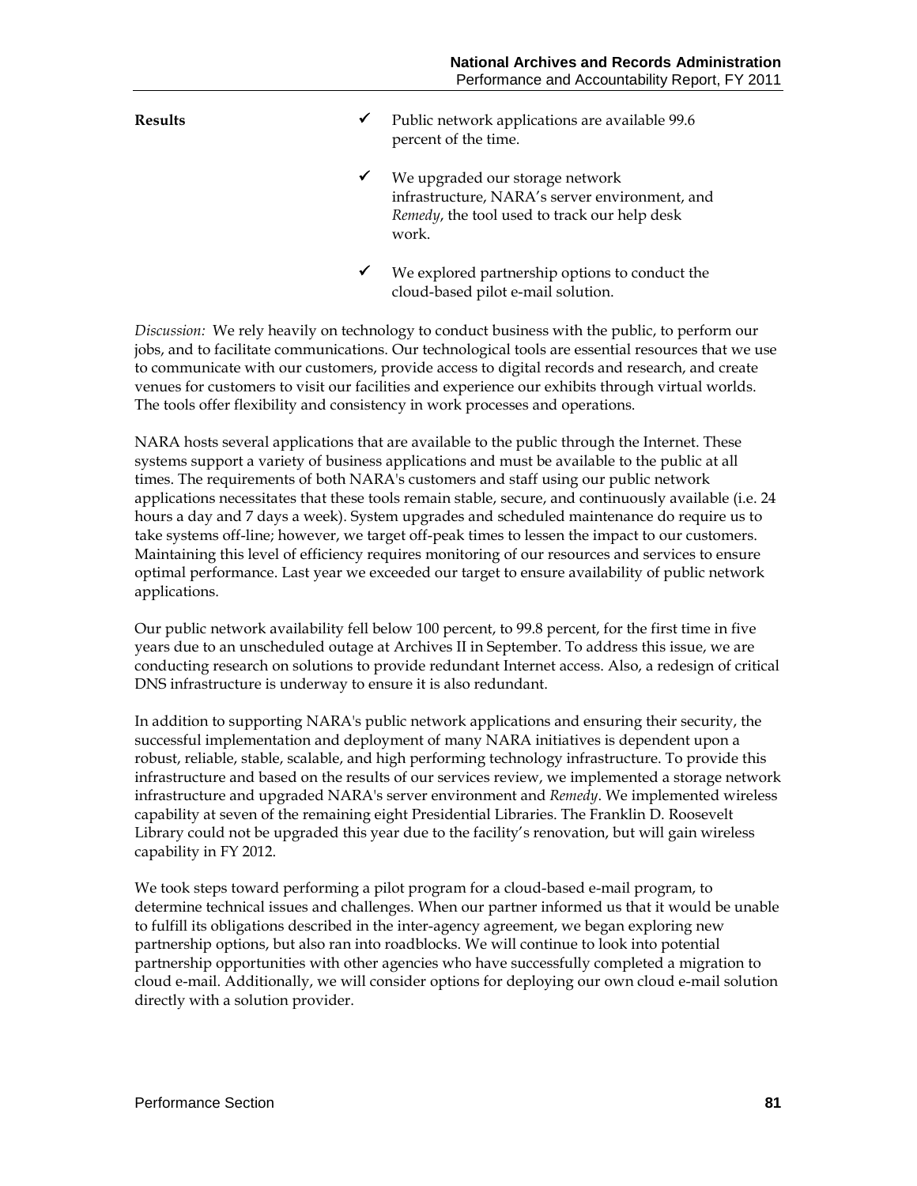**Results**

- ✓ Public network applications are available 99.6 percent of the time.
- ✓ We upgraded our storage network infrastructure, NARA's server environment, and *Remedy*, the tool used to track our help desk work.
- ✓ We explored partnership options to conduct the cloud-based pilot e-mail solution.

*Discussion:* We rely heavily on technology to conduct business with the public, to perform our jobs, and to facilitate communications. Our technological tools are essential resources that we use to communicate with our customers, provide access to digital records and research, and create venues for customers to visit our facilities and experience our exhibits through virtual worlds. The tools offer flexibility and consistency in work processes and operations.

NARA hosts several applications that are available to the public through the Internet. These systems support a variety of business applications and must be available to the public at all times. The requirements of both NARA's customers and staff using our public network applications necessitates that these tools remain stable, secure, and continuously available (i.e. 24 hours a day and 7 days a week). System upgrades and scheduled maintenance do require us to take systems off-line; however, we target off-peak times to lessen the impact to our customers. Maintaining this level of efficiency requires monitoring of our resources and services to ensure optimal performance. Last year we exceeded our target to ensure availability of public network applications.

Our public network availability fell below 100 percent, to 99.8 percent, for the first time in five years due to an unscheduled outage at Archives II in September. To address this issue, we are conducting research on solutions to provide redundant Internet access. Also, a redesign of critical DNS infrastructure is underway to ensure it is also redundant.

In addition to supporting NARA's public network applications and ensuring their security, the successful implementation and deployment of many NARA initiatives is dependent upon a robust, reliable, stable, scalable, and high performing technology infrastructure. To provide this infrastructure and based on the results of our services review, we implemented a storage network infrastructure and upgraded NARA's server environment and *Remedy*. We implemented wireless capability at seven of the remaining eight Presidential Libraries. The Franklin D. Roosevelt Library could not be upgraded this year due to the facility's renovation, but will gain wireless capability in FY 2012.

We took steps toward performing a pilot program for a cloud-based e-mail program, to determine technical issues and challenges. When our partner informed us that it would be unable to fulfill its obligations described in the inter-agency agreement, we began exploring new partnership options, but also ran into roadblocks. We will continue to look into potential partnership opportunities with other agencies who have successfully completed a migration to cloud e-mail. Additionally, we will consider options for deploying our own cloud e-mail solution directly with a solution provider.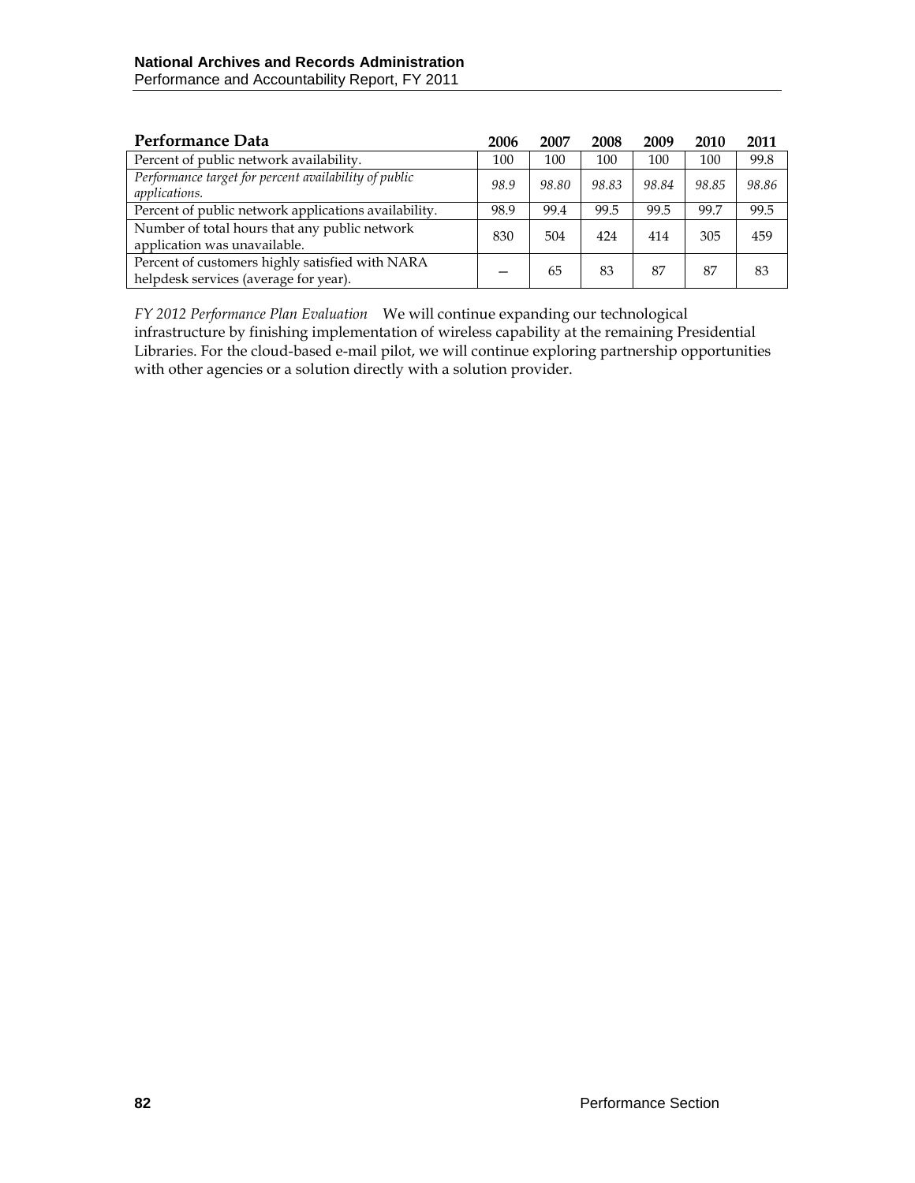| Performance Data | 2006 | 2007 | 2008 | 2009 | 2010 | 2011 |
|---|---|---|---|---|---|---|
| Percent of public network availability. | 100 | 100 | 100 | 100 | 100 | 99.8 |
| *Performance target for percent availability of public applications.* | *98.9* | *98.80* | *98.83* | *98.84* | *98.85* | *98.86* |
| Percent of public network applications availability. | 98.9 | 99.4 | 99.5 | 99.5 | 99.7 | 99.5 |
| Number of total hours that any public network application was unavailable. | 830 | 504 | 424 | 414 | 305 | 459 |
| Percent of customers highly satisfied with NARA helpdesk services (average for year). | — | 65 | 83 | 87 | 87 | 83 |

*FY 2012 Performance Plan Evaluation* We will continue expanding our technological infrastructure by finishing implementation of wireless capability at the remaining Presidential Libraries. For the cloud-based e-mail pilot, we will continue exploring partnership opportunities with other agencies or a solution directly with a solution provider.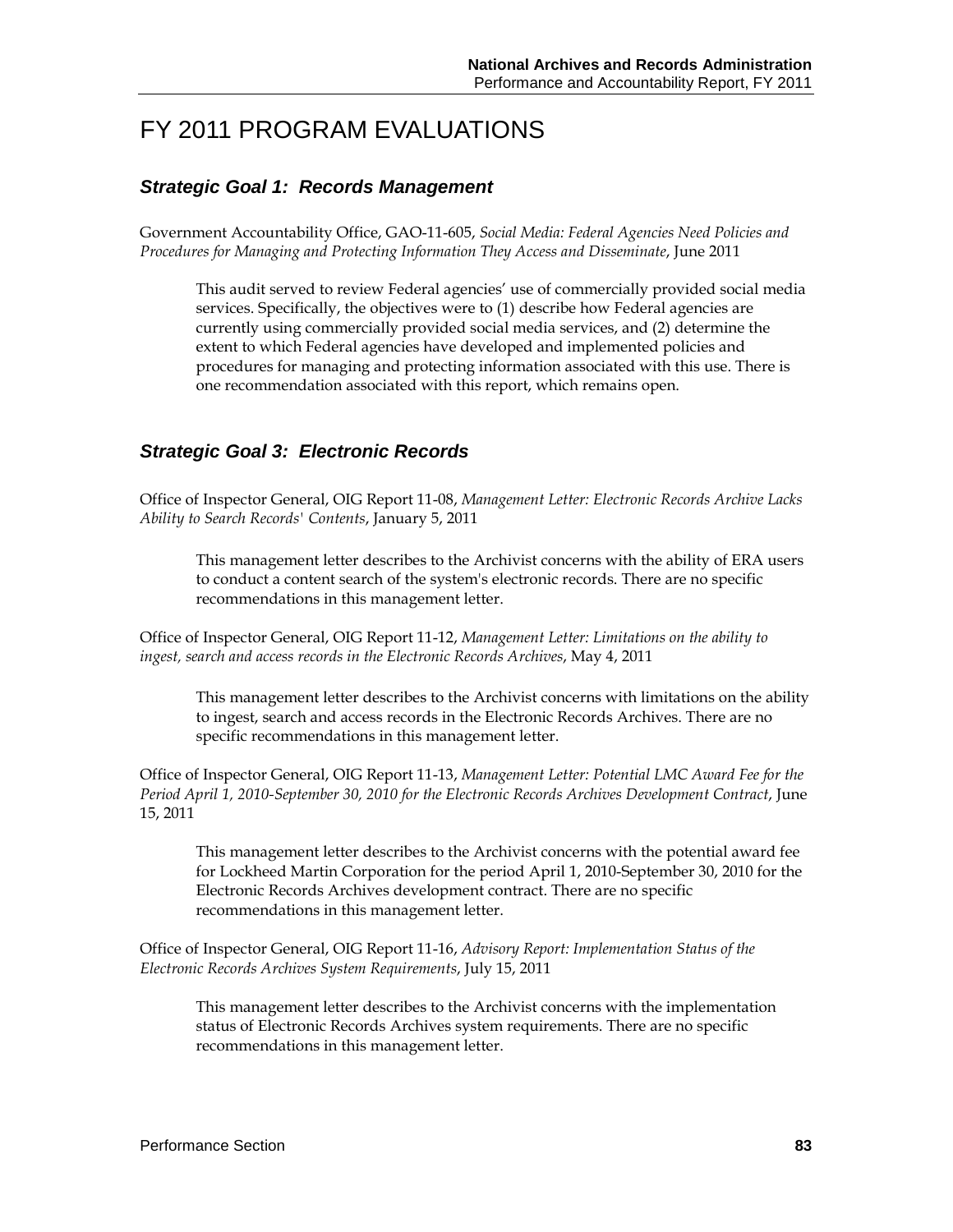# FY 2011 PROGRAM EVALUATIONS

### *Strategic Goal 1: Records Management*

Government Accountability Office, GAO-11-605, *Social Media: Federal Agencies Need Policies and Procedures for Managing and Protecting Information They Access and Disseminate*, June 2011

> This audit served to review Federal agencies' use of commercially provided social media services. Specifically, the objectives were to (1) describe how Federal agencies are currently using commercially provided social media services, and (2) determine the extent to which Federal agencies have developed and implemented policies and procedures for managing and protecting information associated with this use. There is one recommendation associated with this report, which remains open.

### *Strategic Goal 3: Electronic Records*

Office of Inspector General, OIG Report 11-08, *Management Letter: Electronic Records Archive Lacks Ability to Search Records' Contents*, January 5, 2011

> This management letter describes to the Archivist concerns with the ability of ERA users to conduct a content search of the system's electronic records. There are no specific recommendations in this management letter.

Office of Inspector General, OIG Report 11-12, *Management Letter: Limitations on the ability to ingest, search and access records in the Electronic Records Archives*, May 4, 2011

> This management letter describes to the Archivist concerns with limitations on the ability to ingest, search and access records in the Electronic Records Archives. There are no specific recommendations in this management letter.

Office of Inspector General, OIG Report 11-13, *Management Letter: Potential LMC Award Fee for the Period April 1, 2010-September 30, 2010 for the Electronic Records Archives Development Contract*, June 15, 2011

> This management letter describes to the Archivist concerns with the potential award fee for Lockheed Martin Corporation for the period April 1, 2010-September 30, 2010 for the Electronic Records Archives development contract. There are no specific recommendations in this management letter.

Office of Inspector General, OIG Report 11-16, *Advisory Report: Implementation Status of the Electronic Records Archives System Requirements*, July 15, 2011

> This management letter describes to the Archivist concerns with the implementation status of Electronic Records Archives system requirements. There are no specific recommendations in this management letter.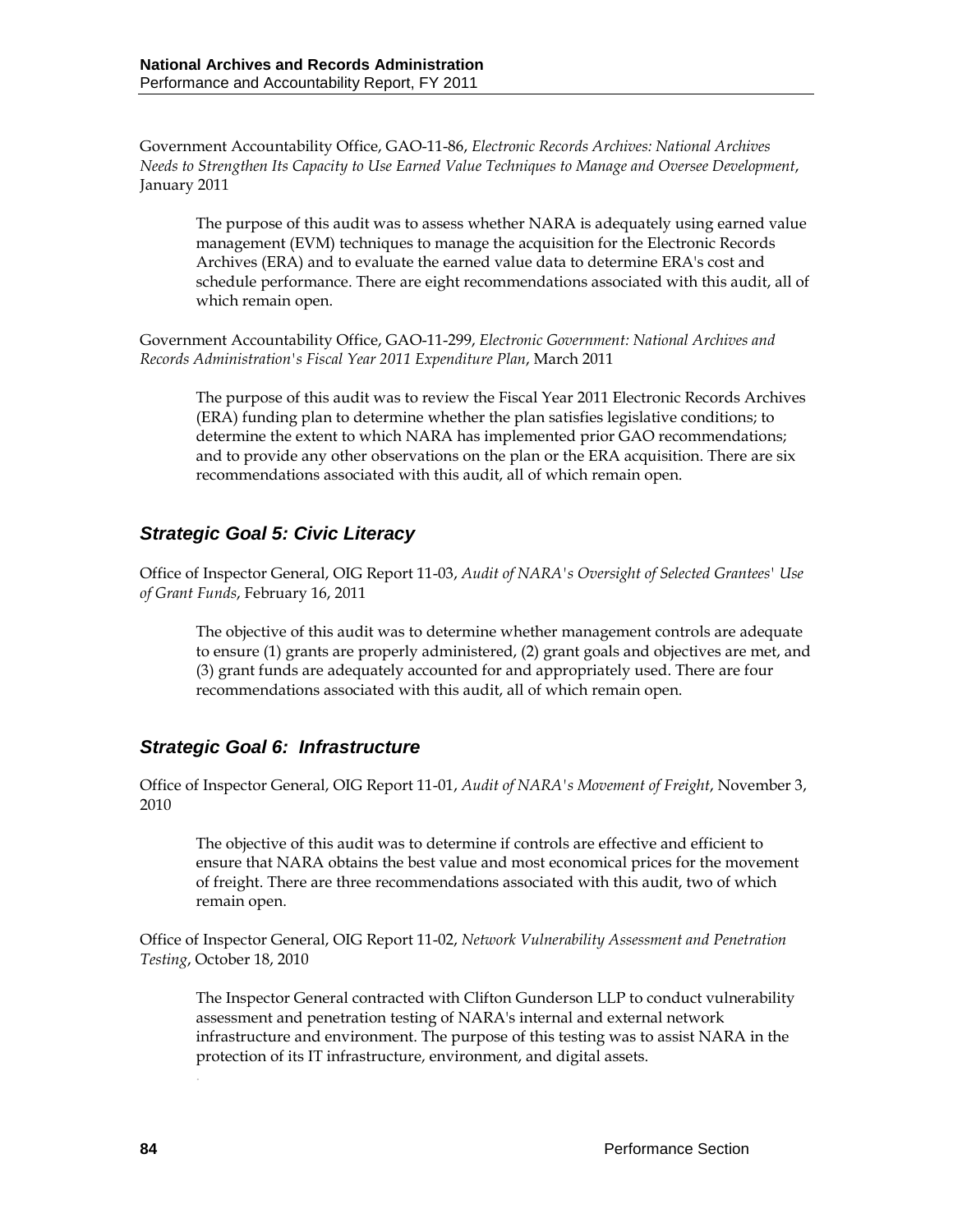Government Accountability Office, GAO-11-86, *Electronic Records Archives: National Archives Needs to Strengthen Its Capacity to Use Earned Value Techniques to Manage and Oversee Development*, January 2011

> The purpose of this audit was to assess whether NARA is adequately using earned value management (EVM) techniques to manage the acquisition for the Electronic Records Archives (ERA) and to evaluate the earned value data to determine ERA's cost and schedule performance. There are eight recommendations associated with this audit, all of which remain open.

Government Accountability Office, GAO-11-299, *Electronic Government: National Archives and Records Administration's Fiscal Year 2011 Expenditure Plan*, March 2011

> The purpose of this audit was to review the Fiscal Year 2011 Electronic Records Archives (ERA) funding plan to determine whether the plan satisfies legislative conditions; to determine the extent to which NARA has implemented prior GAO recommendations; and to provide any other observations on the plan or the ERA acquisition. There are six recommendations associated with this audit, all of which remain open.

## *Strategic Goal 5: Civic Literacy*

Office of Inspector General, OIG Report 11-03, *Audit of NARA's Oversight of Selected Grantees' Use of Grant Funds*, February 16, 2011

> The objective of this audit was to determine whether management controls are adequate to ensure (1) grants are properly administered, (2) grant goals and objectives are met, and (3) grant funds are adequately accounted for and appropriately used. There are four recommendations associated with this audit, all of which remain open.

## *Strategic Goal 6: Infrastructure*

Office of Inspector General, OIG Report 11-01, *Audit of NARA's Movement of Freight*, November 3, 2010

> The objective of this audit was to determine if controls are effective and efficient to ensure that NARA obtains the best value and most economical prices for the movement of freight. There are three recommendations associated with this audit, two of which remain open.

Office of Inspector General, OIG Report 11-02, *Network Vulnerability Assessment and Penetration Testing*, October 18, 2010

> The Inspector General contracted with Clifton Gunderson LLP to conduct vulnerability assessment and penetration testing of NARA's internal and external network infrastructure and environment. The purpose of this testing was to assist NARA in the protection of its IT infrastructure, environment, and digital assets.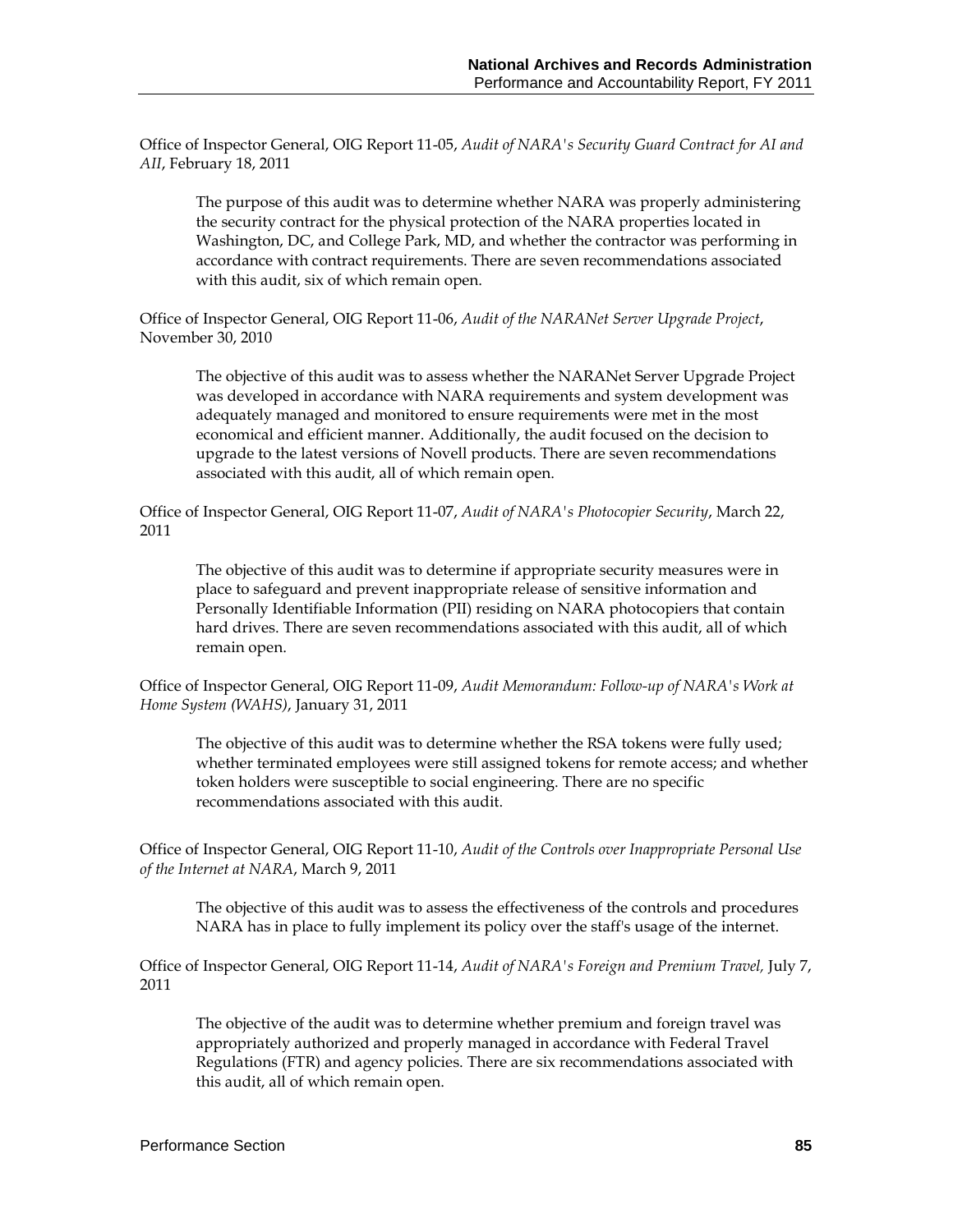Office of Inspector General, OIG Report 11-05, *Audit of NARA's Security Guard Contract for AI and AII*, February 18, 2011

> The purpose of this audit was to determine whether NARA was properly administering the security contract for the physical protection of the NARA properties located in Washington, DC, and College Park, MD, and whether the contractor was performing in accordance with contract requirements. There are seven recommendations associated with this audit, six of which remain open.

Office of Inspector General, OIG Report 11-06, *Audit of the NARANet Server Upgrade Project*, November 30, 2010

> The objective of this audit was to assess whether the NARANet Server Upgrade Project was developed in accordance with NARA requirements and system development was adequately managed and monitored to ensure requirements were met in the most economical and efficient manner. Additionally, the audit focused on the decision to upgrade to the latest versions of Novell products. There are seven recommendations associated with this audit, all of which remain open.

Office of Inspector General, OIG Report 11-07, *Audit of NARA's Photocopier Security*, March 22, 2011

> The objective of this audit was to determine if appropriate security measures were in place to safeguard and prevent inappropriate release of sensitive information and Personally Identifiable Information (PII) residing on NARA photocopiers that contain hard drives. There are seven recommendations associated with this audit, all of which remain open.

Office of Inspector General, OIG Report 11-09, *Audit Memorandum: Follow-up of NARA's Work at Home System (WAHS)*, January 31, 2011

> The objective of this audit was to determine whether the RSA tokens were fully used; whether terminated employees were still assigned tokens for remote access; and whether token holders were susceptible to social engineering. There are no specific recommendations associated with this audit.

Office of Inspector General, OIG Report 11-10, *Audit of the Controls over Inappropriate Personal Use of the Internet at NARA*, March 9, 2011

> The objective of this audit was to assess the effectiveness of the controls and procedures NARA has in place to fully implement its policy over the staff's usage of the internet.

Office of Inspector General, OIG Report 11-14, *Audit of NARA's Foreign and Premium Travel,* July 7, 2011

> The objective of the audit was to determine whether premium and foreign travel was appropriately authorized and properly managed in accordance with Federal Travel Regulations (FTR) and agency policies. There are six recommendations associated with this audit, all of which remain open.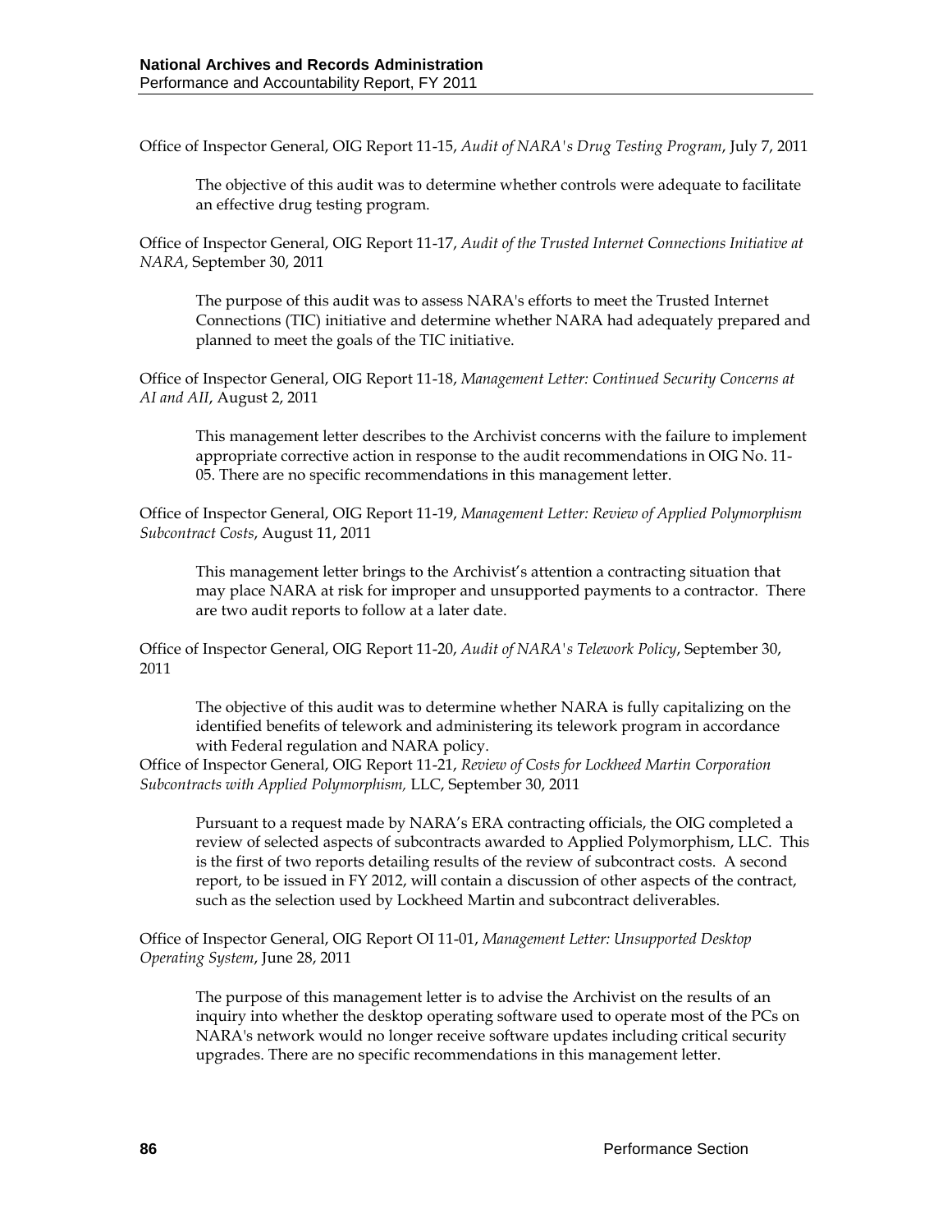Office of Inspector General, OIG Report 11-15, *Audit of NARA's Drug Testing Program*, July 7, 2011

> The objective of this audit was to determine whether controls were adequate to facilitate an effective drug testing program.

Office of Inspector General, OIG Report 11-17, *Audit of the Trusted Internet Connections Initiative at NARA*, September 30, 2011

> The purpose of this audit was to assess NARA's efforts to meet the Trusted Internet Connections (TIC) initiative and determine whether NARA had adequately prepared and planned to meet the goals of the TIC initiative.

Office of Inspector General, OIG Report 11-18, *Management Letter: Continued Security Concerns at AI and AII*, August 2, 2011

> This management letter describes to the Archivist concerns with the failure to implement appropriate corrective action in response to the audit recommendations in OIG No. 11-05. There are no specific recommendations in this management letter.

Office of Inspector General, OIG Report 11-19, *Management Letter: Review of Applied Polymorphism Subcontract Costs*, August 11, 2011

> This management letter brings to the Archivist's attention a contracting situation that may place NARA at risk for improper and unsupported payments to a contractor. There are two audit reports to follow at a later date.

Office of Inspector General, OIG Report 11-20, *Audit of NARA's Telework Policy*, September 30, 2011

> The objective of this audit was to determine whether NARA is fully capitalizing on the identified benefits of telework and administering its telework program in accordance with Federal regulation and NARA policy.

Office of Inspector General, OIG Report 11-21, *Review of Costs for Lockheed Martin Corporation Subcontracts with Applied Polymorphism,* LLC, September 30, 2011

> Pursuant to a request made by NARA's ERA contracting officials, the OIG completed a review of selected aspects of subcontracts awarded to Applied Polymorphism, LLC. This is the first of two reports detailing results of the review of subcontract costs. A second report, to be issued in FY 2012, will contain a discussion of other aspects of the contract, such as the selection used by Lockheed Martin and subcontract deliverables.

Office of Inspector General, OIG Report OI 11-01, *Management Letter: Unsupported Desktop Operating System*, June 28, 2011

> The purpose of this management letter is to advise the Archivist on the results of an inquiry into whether the desktop operating software used to operate most of the PCs on NARA's network would no longer receive software updates including critical security upgrades. There are no specific recommendations in this management letter.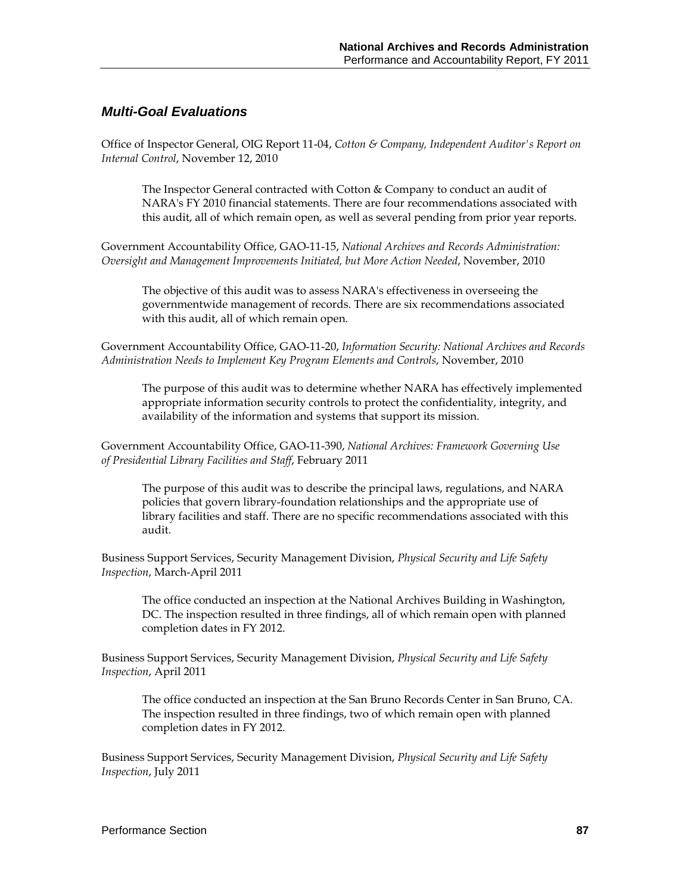### *Multi-Goal Evaluations*

Office of Inspector General, OIG Report 11-04, *Cotton & Company, Independent Auditor's Report on Internal Control*, November 12, 2010

> The Inspector General contracted with Cotton & Company to conduct an audit of NARA's FY 2010 financial statements. There are four recommendations associated with this audit, all of which remain open, as well as several pending from prior year reports.

Government Accountability Office, GAO-11-15, *National Archives and Records Administration: Oversight and Management Improvements Initiated, but More Action Needed*, November, 2010

> The objective of this audit was to assess NARA's effectiveness in overseeing the governmentwide management of records. There are six recommendations associated with this audit, all of which remain open.

Government Accountability Office, GAO-11-20, *Information Security: National Archives and Records Administration Needs to Implement Key Program Elements and Controls*, November, 2010

> The purpose of this audit was to determine whether NARA has effectively implemented appropriate information security controls to protect the confidentiality, integrity, and availability of the information and systems that support its mission.

Government Accountability Office, GAO-11-390, *National Archives: Framework Governing Use of Presidential Library Facilities and Staff*, February 2011

> The purpose of this audit was to describe the principal laws, regulations, and NARA policies that govern library-foundation relationships and the appropriate use of library facilities and staff. There are no specific recommendations associated with this audit.

Business Support Services, Security Management Division, *Physical Security and Life Safety Inspection*, March-April 2011

> The office conducted an inspection at the National Archives Building in Washington, DC. The inspection resulted in three findings, all of which remain open with planned completion dates in FY 2012.

Business Support Services, Security Management Division, *Physical Security and Life Safety Inspection*, April 2011

> The office conducted an inspection at the San Bruno Records Center in San Bruno, CA. The inspection resulted in three findings, two of which remain open with planned completion dates in FY 2012.

Business Support Services, Security Management Division, *Physical Security and Life Safety Inspection*, July 2011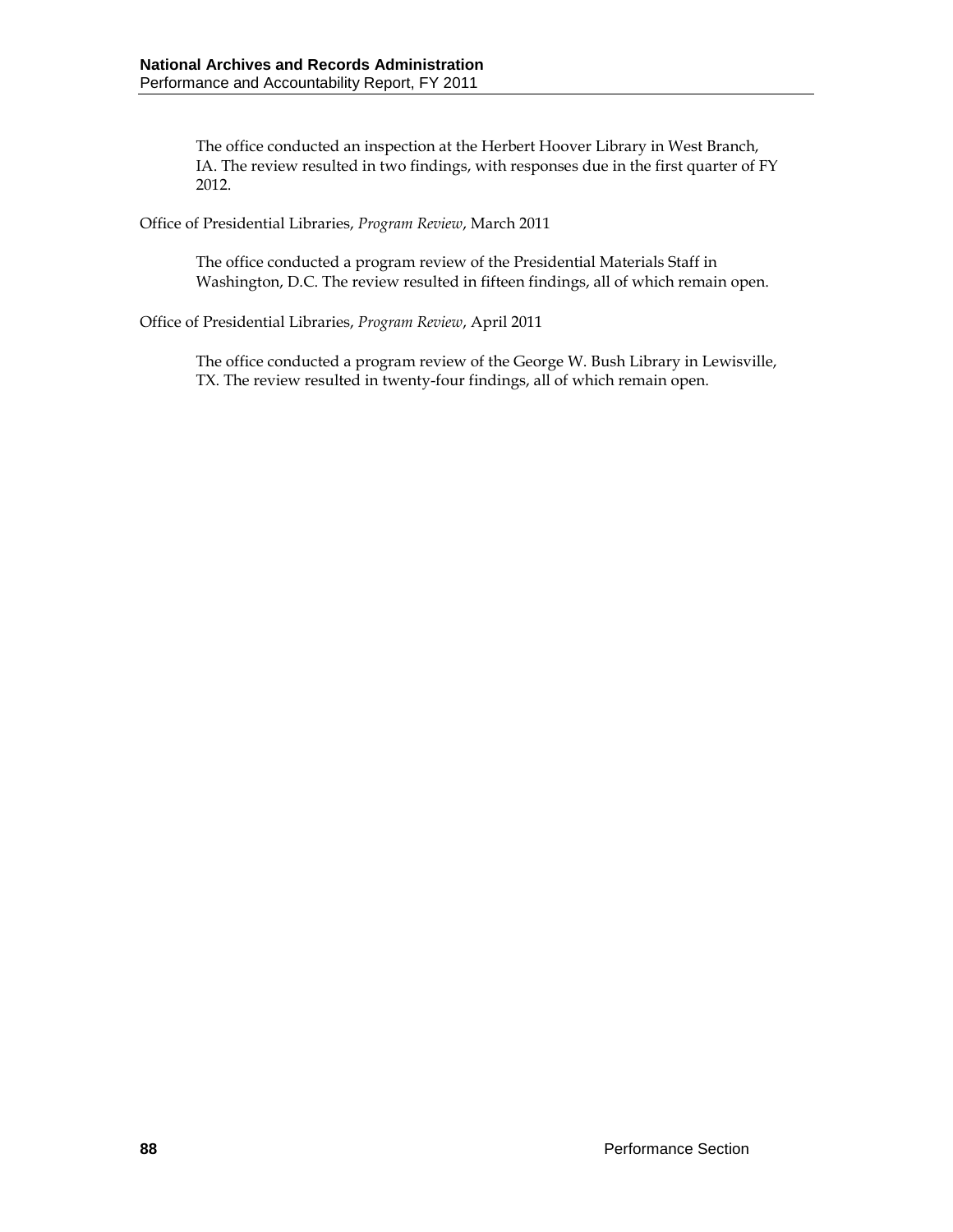The office conducted an inspection at the Herbert Hoover Library in West Branch, IA. The review resulted in two findings, with responses due in the first quarter of FY 2012.

Office of Presidential Libraries, *Program Review*, March 2011

The office conducted a program review of the Presidential Materials Staff in Washington, D.C. The review resulted in fifteen findings, all of which remain open.

Office of Presidential Libraries, *Program Review*, April 2011

The office conducted a program review of the George W. Bush Library in Lewisville, TX. The review resulted in twenty-four findings, all of which remain open.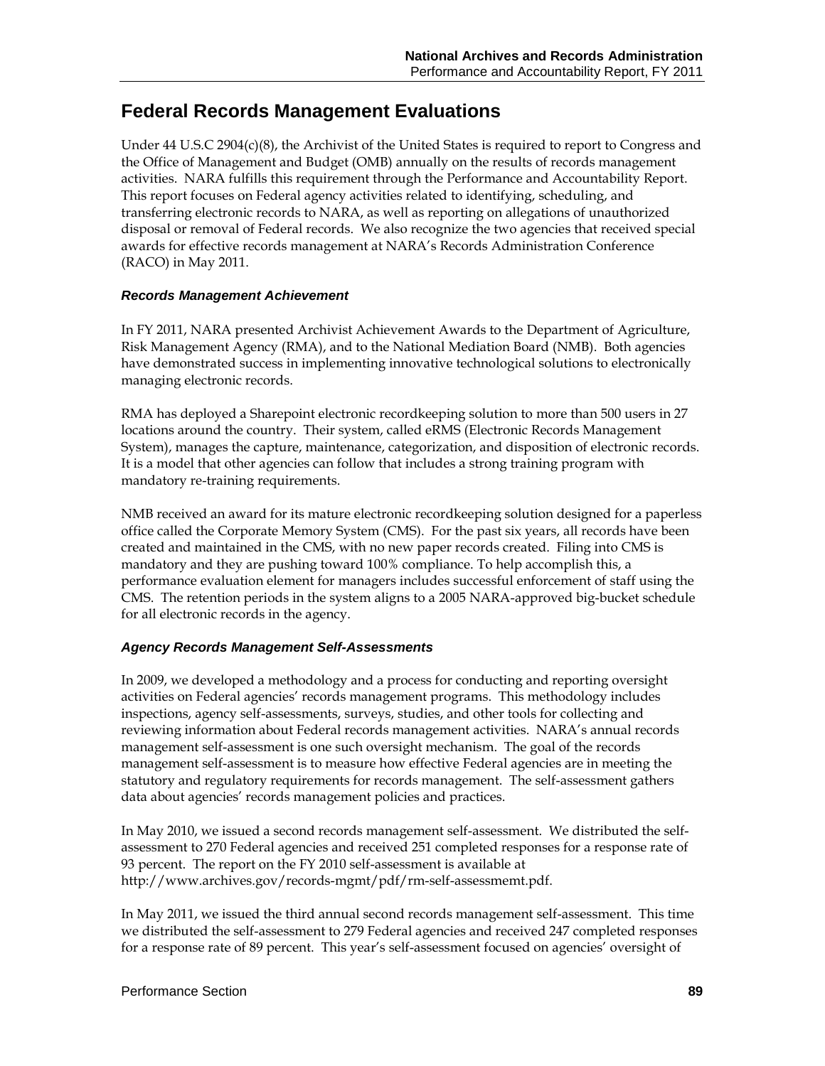# Federal Records Management Evaluations

Under 44 U.S.C 2904(c)(8), the Archivist of the United States is required to report to Congress and the Office of Management and Budget (OMB) annually on the results of records management activities. NARA fulfills this requirement through the Performance and Accountability Report. This report focuses on Federal agency activities related to identifying, scheduling, and transferring electronic records to NARA, as well as reporting on allegations of unauthorized disposal or removal of Federal records. We also recognize the two agencies that received special awards for effective records management at NARA's Records Administration Conference (RACO) in May 2011.

### *Records Management Achievement*

In FY 2011, NARA presented Archivist Achievement Awards to the Department of Agriculture, Risk Management Agency (RMA), and to the National Mediation Board (NMB). Both agencies have demonstrated success in implementing innovative technological solutions to electronically managing electronic records.

RMA has deployed a Sharepoint electronic recordkeeping solution to more than 500 users in 27 locations around the country. Their system, called eRMS (Electronic Records Management System), manages the capture, maintenance, categorization, and disposition of electronic records. It is a model that other agencies can follow that includes a strong training program with mandatory re-training requirements.

NMB received an award for its mature electronic recordkeeping solution designed for a paperless office called the Corporate Memory System (CMS). For the past six years, all records have been created and maintained in the CMS, with no new paper records created. Filing into CMS is mandatory and they are pushing toward 100% compliance. To help accomplish this, a performance evaluation element for managers includes successful enforcement of staff using the CMS. The retention periods in the system aligns to a 2005 NARA-approved big-bucket schedule for all electronic records in the agency.

### *Agency Records Management Self-Assessments*

In 2009, we developed a methodology and a process for conducting and reporting oversight activities on Federal agencies' records management programs. This methodology includes inspections, agency self-assessments, surveys, studies, and other tools for collecting and reviewing information about Federal records management activities. NARA's annual records management self-assessment is one such oversight mechanism. The goal of the records management self-assessment is to measure how effective Federal agencies are in meeting the statutory and regulatory requirements for records management. The self-assessment gathers data about agencies' records management policies and practices.

In May 2010, we issued a second records management self-assessment. We distributed the self-assessment to 270 Federal agencies and received 251 completed responses for a response rate of 93 percent. The report on the FY 2010 self-assessment is available at http://www.archives.gov/records-mgmt/pdf/rm-self-assessmemt.pdf.

In May 2011, we issued the third annual second records management self-assessment. This time we distributed the self-assessment to 279 Federal agencies and received 247 completed responses for a response rate of 89 percent. This year's self-assessment focused on agencies' oversight of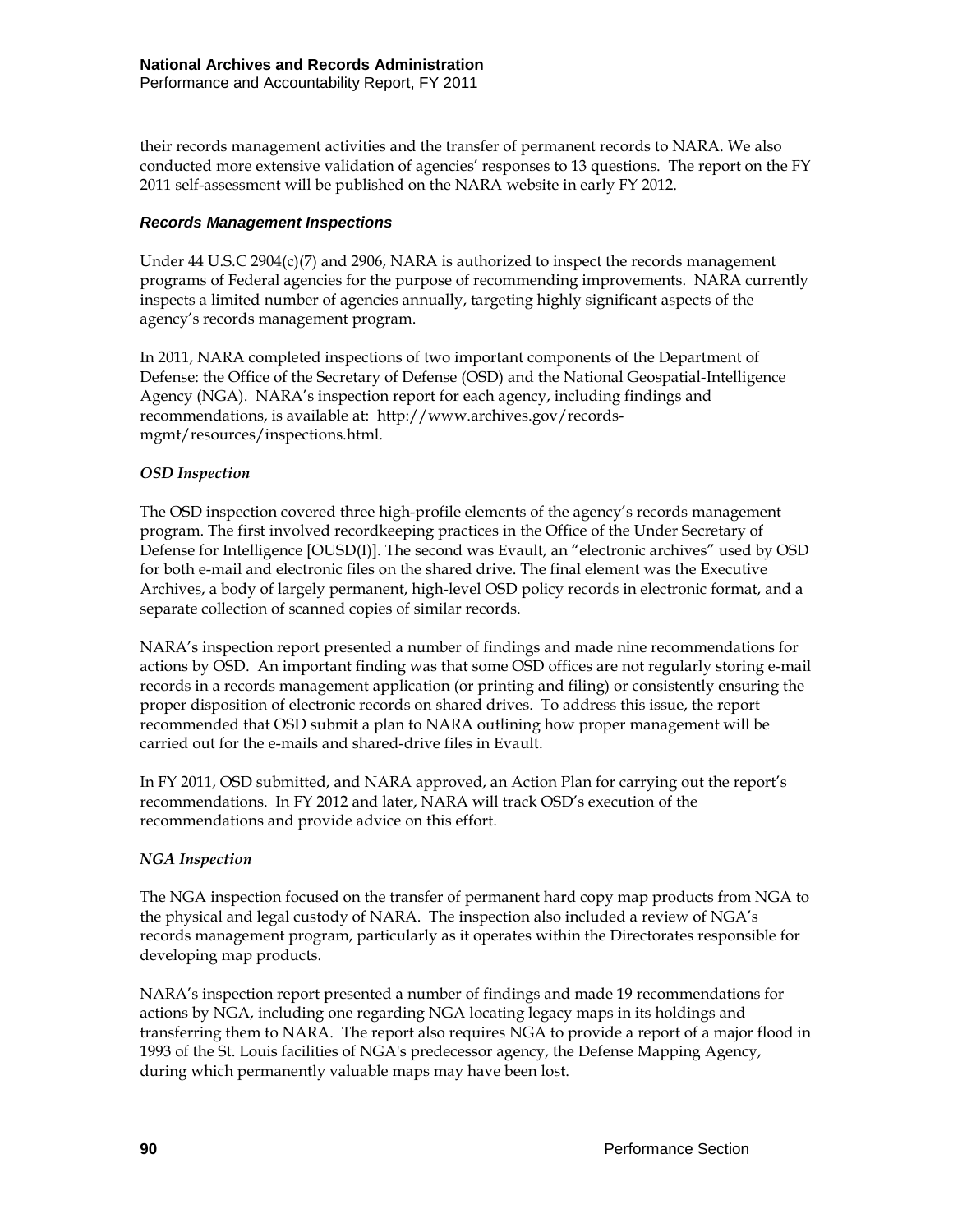their records management activities and the transfer of permanent records to NARA. We also conducted more extensive validation of agencies' responses to 13 questions. The report on the FY 2011 self-assessment will be published on the NARA website in early FY 2012.

### *Records Management Inspections*

Under 44 U.S.C 2904(c)(7) and 2906, NARA is authorized to inspect the records management programs of Federal agencies for the purpose of recommending improvements. NARA currently inspects a limited number of agencies annually, targeting highly significant aspects of the agency's records management program.

In 2011, NARA completed inspections of two important components of the Department of Defense: the Office of the Secretary of Defense (OSD) and the National Geospatial-Intelligence Agency (NGA). NARA's inspection report for each agency, including findings and recommendations, is available at: http://www.archives.gov/records-mgmt/resources/inspections.html.

#### *OSD Inspection*

The OSD inspection covered three high-profile elements of the agency's records management program. The first involved recordkeeping practices in the Office of the Under Secretary of Defense for Intelligence [OUSD(I)]. The second was Evault, an "electronic archives" used by OSD for both e-mail and electronic files on the shared drive. The final element was the Executive Archives, a body of largely permanent, high-level OSD policy records in electronic format, and a separate collection of scanned copies of similar records.

NARA's inspection report presented a number of findings and made nine recommendations for actions by OSD. An important finding was that some OSD offices are not regularly storing e-mail records in a records management application (or printing and filing) or consistently ensuring the proper disposition of electronic records on shared drives. To address this issue, the report recommended that OSD submit a plan to NARA outlining how proper management will be carried out for the e-mails and shared-drive files in Evault.

In FY 2011, OSD submitted, and NARA approved, an Action Plan for carrying out the report's recommendations. In FY 2012 and later, NARA will track OSD's execution of the recommendations and provide advice on this effort.

#### *NGA Inspection*

The NGA inspection focused on the transfer of permanent hard copy map products from NGA to the physical and legal custody of NARA. The inspection also included a review of NGA's records management program, particularly as it operates within the Directorates responsible for developing map products.

NARA's inspection report presented a number of findings and made 19 recommendations for actions by NGA, including one regarding NGA locating legacy maps in its holdings and transferring them to NARA. The report also requires NGA to provide a report of a major flood in 1993 of the St. Louis facilities of NGA's predecessor agency, the Defense Mapping Agency, during which permanently valuable maps may have been lost.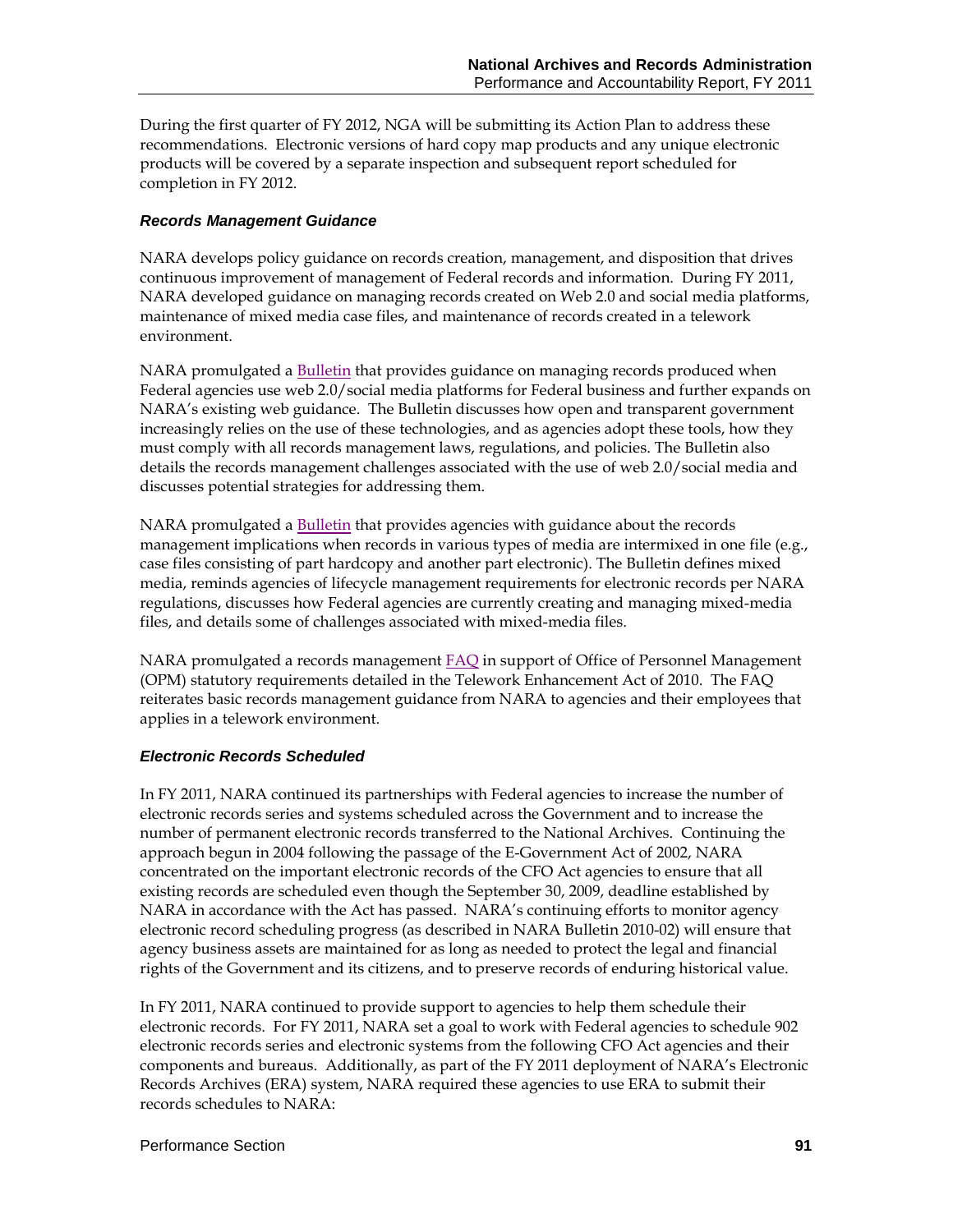During the first quarter of FY 2012, NGA will be submitting its Action Plan to address these recommendations. Electronic versions of hard copy map products and any unique electronic products will be covered by a separate inspection and subsequent report scheduled for completion in FY 2012.

### *Records Management Guidance*

NARA develops policy guidance on records creation, management, and disposition that drives continuous improvement of management of Federal records and information. During FY 2011, NARA developed guidance on managing records created on Web 2.0 and social media platforms, maintenance of mixed media case files, and maintenance of records created in a telework environment.

NARA promulgated a Bulletin that provides guidance on managing records produced when Federal agencies use web 2.0/social media platforms for Federal business and further expands on NARA's existing web guidance. The Bulletin discusses how open and transparent government increasingly relies on the use of these technologies, and as agencies adopt these tools, how they must comply with all records management laws, regulations, and policies. The Bulletin also details the records management challenges associated with the use of web 2.0/social media and discusses potential strategies for addressing them.

NARA promulgated a Bulletin that provides agencies with guidance about the records management implications when records in various types of media are intermixed in one file (e.g., case files consisting of part hardcopy and another part electronic). The Bulletin defines mixed media, reminds agencies of lifecycle management requirements for electronic records per NARA regulations, discusses how Federal agencies are currently creating and managing mixed-media files, and details some of challenges associated with mixed-media files.

NARA promulgated a records management FAQ in support of Office of Personnel Management (OPM) statutory requirements detailed in the Telework Enhancement Act of 2010. The FAQ reiterates basic records management guidance from NARA to agencies and their employees that applies in a telework environment.

### *Electronic Records Scheduled*

In FY 2011, NARA continued its partnerships with Federal agencies to increase the number of electronic records series and systems scheduled across the Government and to increase the number of permanent electronic records transferred to the National Archives. Continuing the approach begun in 2004 following the passage of the E-Government Act of 2002, NARA concentrated on the important electronic records of the CFO Act agencies to ensure that all existing records are scheduled even though the September 30, 2009, deadline established by NARA in accordance with the Act has passed. NARA's continuing efforts to monitor agency electronic record scheduling progress (as described in NARA Bulletin 2010-02) will ensure that agency business assets are maintained for as long as needed to protect the legal and financial rights of the Government and its citizens, and to preserve records of enduring historical value.

In FY 2011, NARA continued to provide support to agencies to help them schedule their electronic records. For FY 2011, NARA set a goal to work with Federal agencies to schedule 902 electronic records series and electronic systems from the following CFO Act agencies and their components and bureaus. Additionally, as part of the FY 2011 deployment of NARA's Electronic Records Archives (ERA) system, NARA required these agencies to use ERA to submit their records schedules to NARA: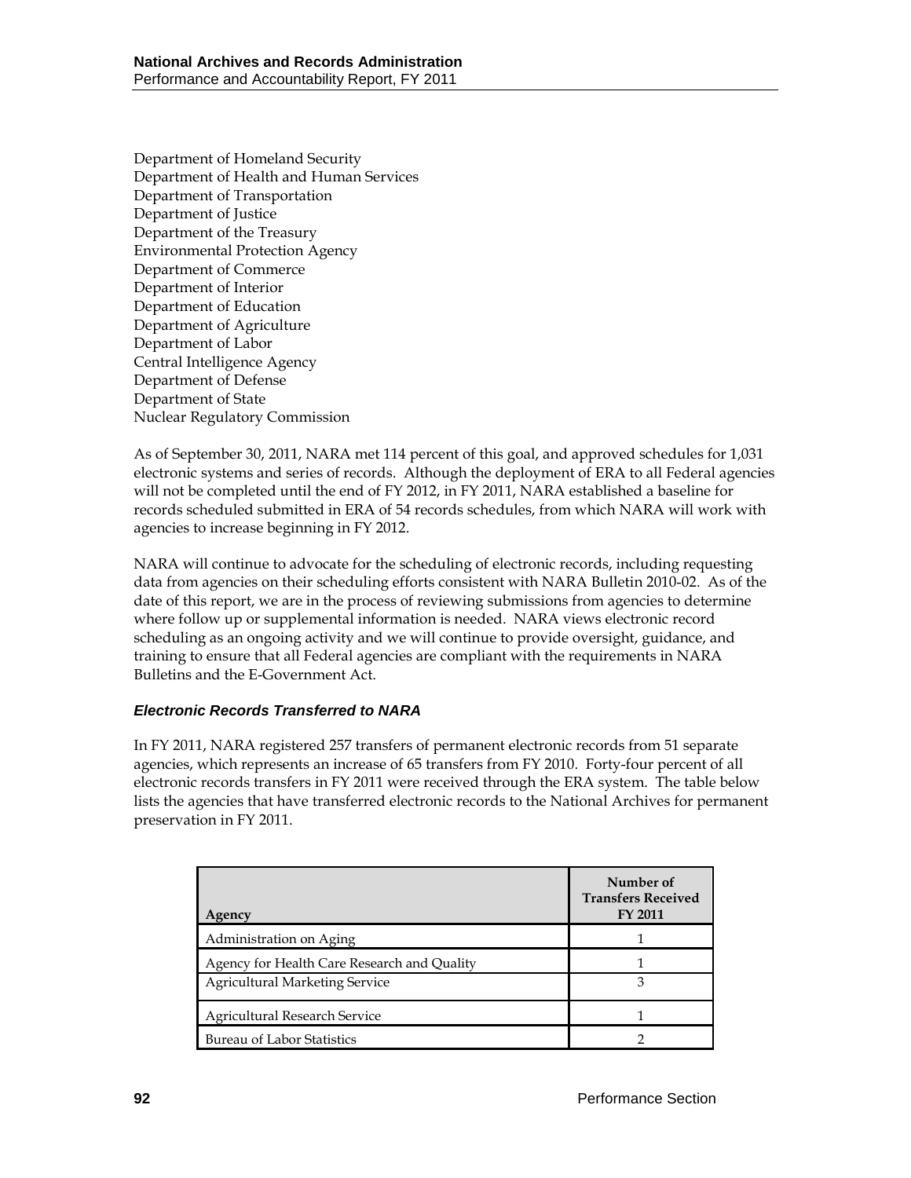Department of Homeland Security
Department of Health and Human Services
Department of Transportation
Department of Justice
Department of the Treasury
Environmental Protection Agency
Department of Commerce
Department of Interior
Department of Education
Department of Agriculture
Department of Labor
Central Intelligence Agency
Department of Defense
Department of State
Nuclear Regulatory Commission

As of September 30, 2011, NARA met 114 percent of this goal, and approved schedules for 1,031 electronic systems and series of records. Although the deployment of ERA to all Federal agencies will not be completed until the end of FY 2012, in FY 2011, NARA established a baseline for records scheduled submitted in ERA of 54 records schedules, from which NARA will work with agencies to increase beginning in FY 2012.

NARA will continue to advocate for the scheduling of electronic records, including requesting data from agencies on their scheduling efforts consistent with NARA Bulletin 2010-02. As of the date of this report, we are in the process of reviewing submissions from agencies to determine where follow up or supplemental information is needed. NARA views electronic record scheduling as an ongoing activity and we will continue to provide oversight, guidance, and training to ensure that all Federal agencies are compliant with the requirements in NARA Bulletins and the E-Government Act.

### *Electronic Records Transferred to NARA*

In FY 2011, NARA registered 257 transfers of permanent electronic records from 51 separate agencies, which represents an increase of 65 transfers from FY 2010. Forty-four percent of all electronic records transfers in FY 2011 were received through the ERA system. The table below lists the agencies that have transferred electronic records to the National Archives for permanent preservation in FY 2011.

| Agency | Number of Transfers Received FY 2011 |
|---|---|
| Administration on Aging | 1 |
| Agency for Health Care Research and Quality | 1 |
| Agricultural Marketing Service | 3 |
| Agricultural Research Service | 1 |
| Bureau of Labor Statistics | 2 |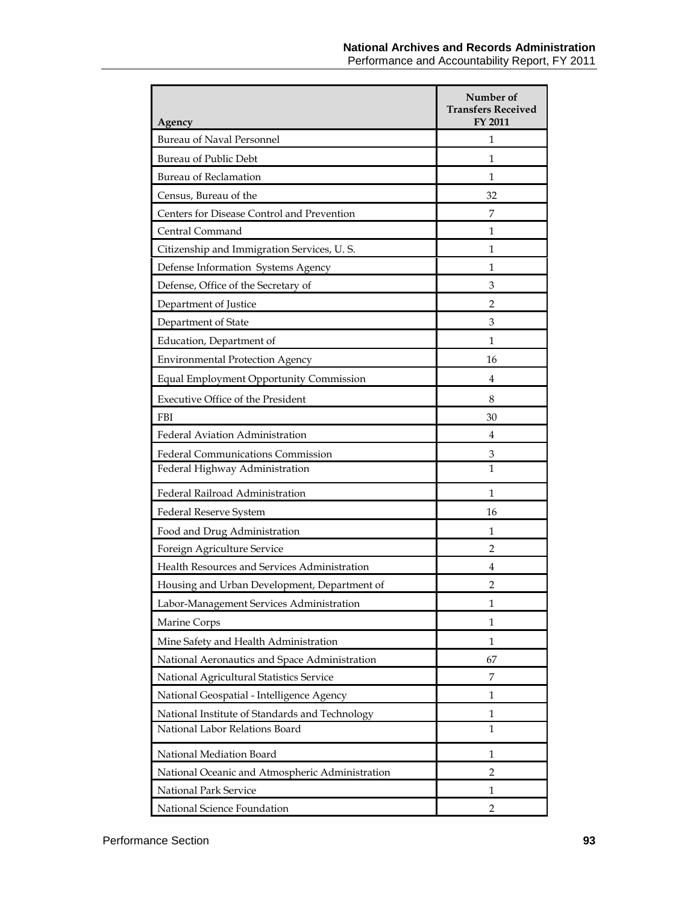| Agency | Number of Transfers Received FY 2011 |
|---|---|
| Bureau of Naval Personnel | 1 |
| Bureau of Public Debt | 1 |
| Bureau of Reclamation | 1 |
| Census, Bureau of the | 32 |
| Centers for Disease Control and Prevention | 7 |
| Central Command | 1 |
| Citizenship and Immigration Services, U. S. | 1 |
| Defense Information Systems Agency | 1 |
| Defense, Office of the Secretary of | 3 |
| Department of Justice | 2 |
| Department of State | 3 |
| Education, Department of | 1 |
| Environmental Protection Agency | 16 |
| Equal Employment Opportunity Commission | 4 |
| Executive Office of the President | 8 |
| FBI | 30 |
| Federal Aviation Administration | 4 |
| Federal Communications Commission | 3 |
| Federal Highway Administration | 1 |
| Federal Railroad Administration | 1 |
| Federal Reserve System | 16 |
| Food and Drug Administration | 1 |
| Foreign Agriculture Service | 2 |
| Health Resources and Services Administration | 4 |
| Housing and Urban Development, Department of | 2 |
| Labor-Management Services Administration | 1 |
| Marine Corps | 1 |
| Mine Safety and Health Administration | 1 |
| National Aeronautics and Space Administration | 67 |
| National Agricultural Statistics Service | 7 |
| National Geospatial - Intelligence Agency | 1 |
| National Institute of Standards and Technology | 1 |
| National Labor Relations Board | 1 |
| National Mediation Board | 1 |
| National Oceanic and Atmospheric Administration | 2 |
| National Park Service | 1 |
| National Science Foundation | 2 |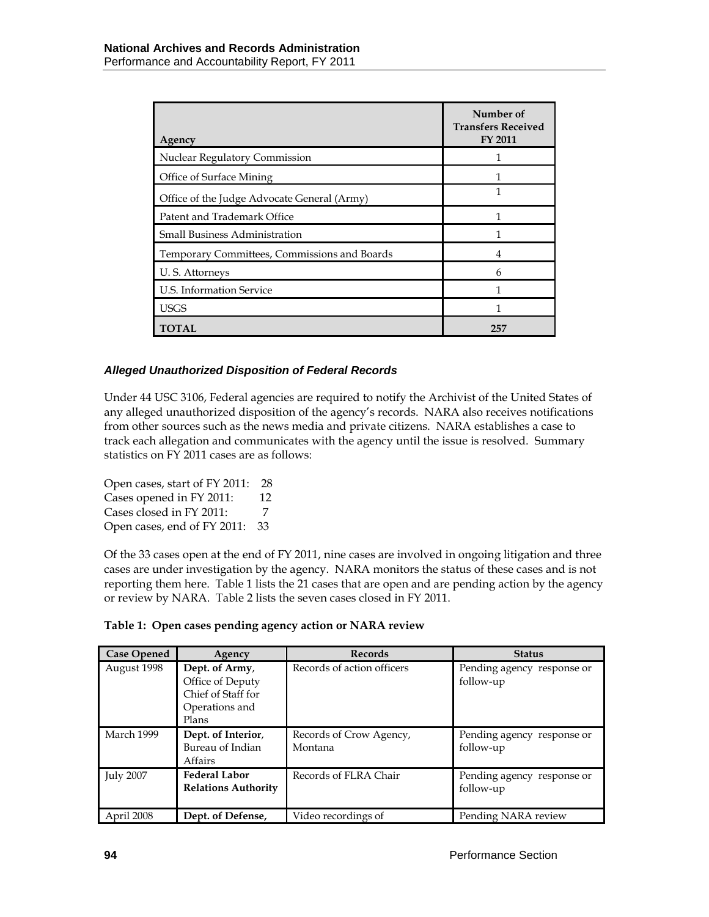| Agency | Number of Transfers Received FY 2011 |
|---|---|
| Nuclear Regulatory Commission | 1 |
| Office of Surface Mining | 1 |
| Office of the Judge Advocate General (Army) | 1 |
| Patent and Trademark Office | 1 |
| Small Business Administration | 1 |
| Temporary Committees, Commissions and Boards | 4 |
| U. S. Attorneys | 6 |
| U.S. Information Service | 1 |
| USGS | 1 |
| **TOTAL** | **257** |

### *Alleged Unauthorized Disposition of Federal Records*

Under 44 USC 3106, Federal agencies are required to notify the Archivist of the United States of any alleged unauthorized disposition of the agency's records. NARA also receives notifications from other sources such as the news media and private citizens. NARA establishes a case to track each allegation and communicates with the agency until the issue is resolved. Summary statistics on FY 2011 cases are as follows:

Open cases, start of FY 2011: 28
Cases opened in FY 2011: 12
Cases closed in FY 2011: 7
Open cases, end of FY 2011: 33

Of the 33 cases open at the end of FY 2011, nine cases are involved in ongoing litigation and three cases are under investigation by the agency. NARA monitors the status of these cases and is not reporting them here. Table 1 lists the 21 cases that are open and are pending action by the agency or review by NARA. Table 2 lists the seven cases closed in FY 2011.

**Table 1: Open cases pending agency action or NARA review**

| Case Opened | Agency | Records | Status |
|---|---|---|---|
| August 1998 | **Dept. of Army**, Office of Deputy Chief of Staff for Operations and Plans | Records of action officers | Pending agency response or follow-up |
| March 1999 | **Dept. of Interior**, Bureau of Indian Affairs | Records of Crow Agency, Montana | Pending agency response or follow-up |
| July 2007 | **Federal Labor Relations Authority** | Records of FLRA Chair | Pending agency response or follow-up |
| April 2008 | **Dept. of Defense,** | Video recordings of | Pending NARA review |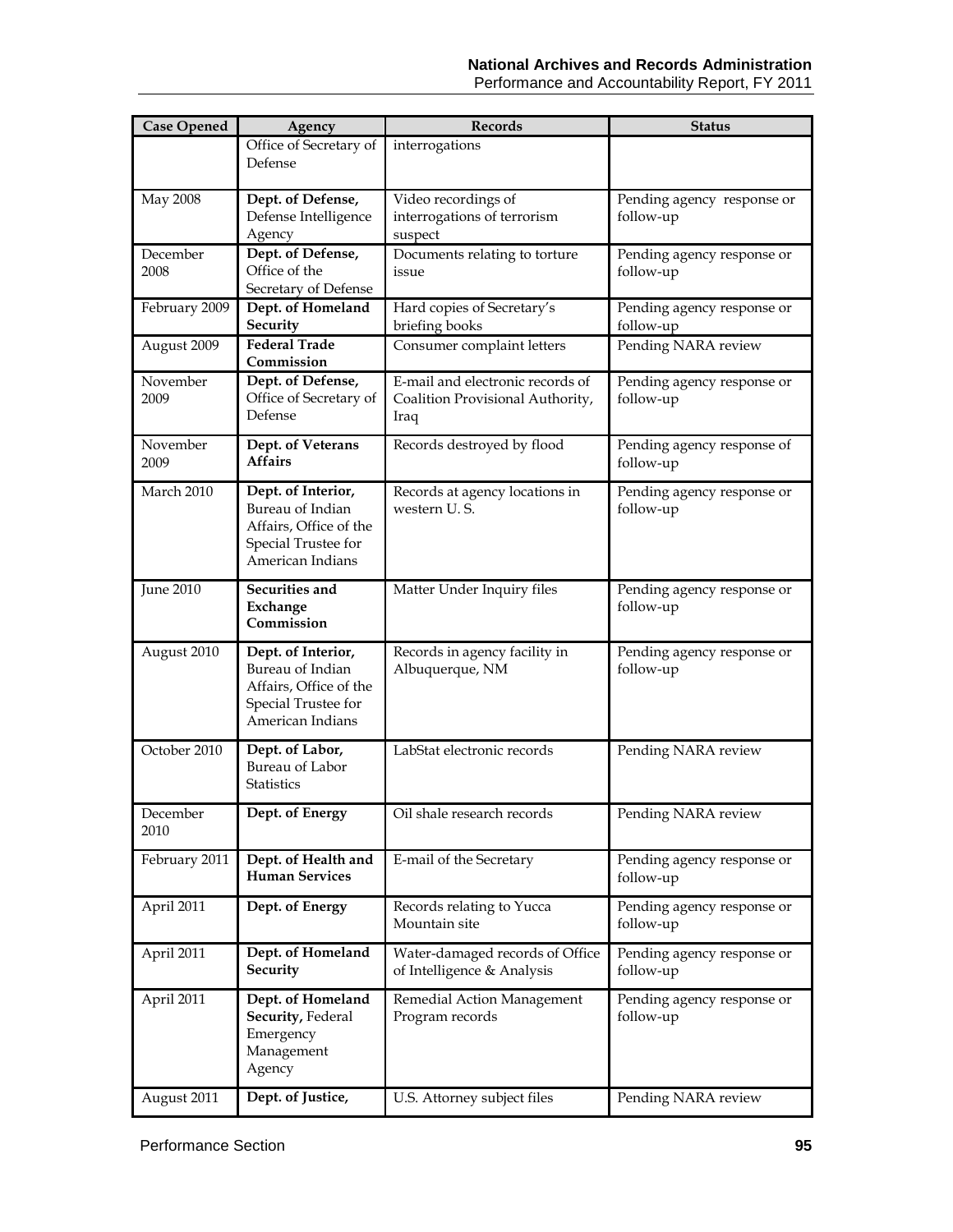| Case Opened | Agency | Records | Status |
|---|---|---|---|
| | Office of Secretary of Defense | interrogations | |
| May 2008 | **Dept. of Defense,** Defense Intelligence Agency | Video recordings of interrogations of terrorism suspect | Pending agency response or follow-up |
| December 2008 | **Dept. of Defense,** Office of the Secretary of Defense | Documents relating to torture issue | Pending agency response or follow-up |
| February 2009 | **Dept. of Homeland Security** | Hard copies of Secretary's briefing books | Pending agency response or follow-up |
| August 2009 | **Federal Trade Commission** | Consumer complaint letters | Pending NARA review |
| November 2009 | **Dept. of Defense,** Office of Secretary of Defense | E-mail and electronic records of Coalition Provisional Authority, Iraq | Pending agency response or follow-up |
| November 2009 | **Dept. of Veterans Affairs** | Records destroyed by flood | Pending agency response of follow-up |
| March 2010 | **Dept. of Interior,** Bureau of Indian Affairs, Office of the Special Trustee for American Indians | Records at agency locations in western U. S. | Pending agency response or follow-up |
| June 2010 | **Securities and Exchange Commission** | Matter Under Inquiry files | Pending agency response or follow-up |
| August 2010 | **Dept. of Interior,** Bureau of Indian Affairs, Office of the Special Trustee for American Indians | Records in agency facility in Albuquerque, NM | Pending agency response or follow-up |
| October 2010 | **Dept. of Labor,** Bureau of Labor Statistics | LabStat electronic records | Pending NARA review |
| December 2010 | **Dept. of Energy** | Oil shale research records | Pending NARA review |
| February 2011 | **Dept. of Health and Human Services** | E-mail of the Secretary | Pending agency response or follow-up |
| April 2011 | **Dept. of Energy** | Records relating to Yucca Mountain site | Pending agency response or follow-up |
| April 2011 | **Dept. of Homeland Security** | Water-damaged records of Office of Intelligence & Analysis | Pending agency response or follow-up |
| April 2011 | **Dept. of Homeland Security,** Federal Emergency Management Agency | Remedial Action Management Program records | Pending agency response or follow-up |
| August 2011 | **Dept. of Justice,** | U.S. Attorney subject files | Pending NARA review |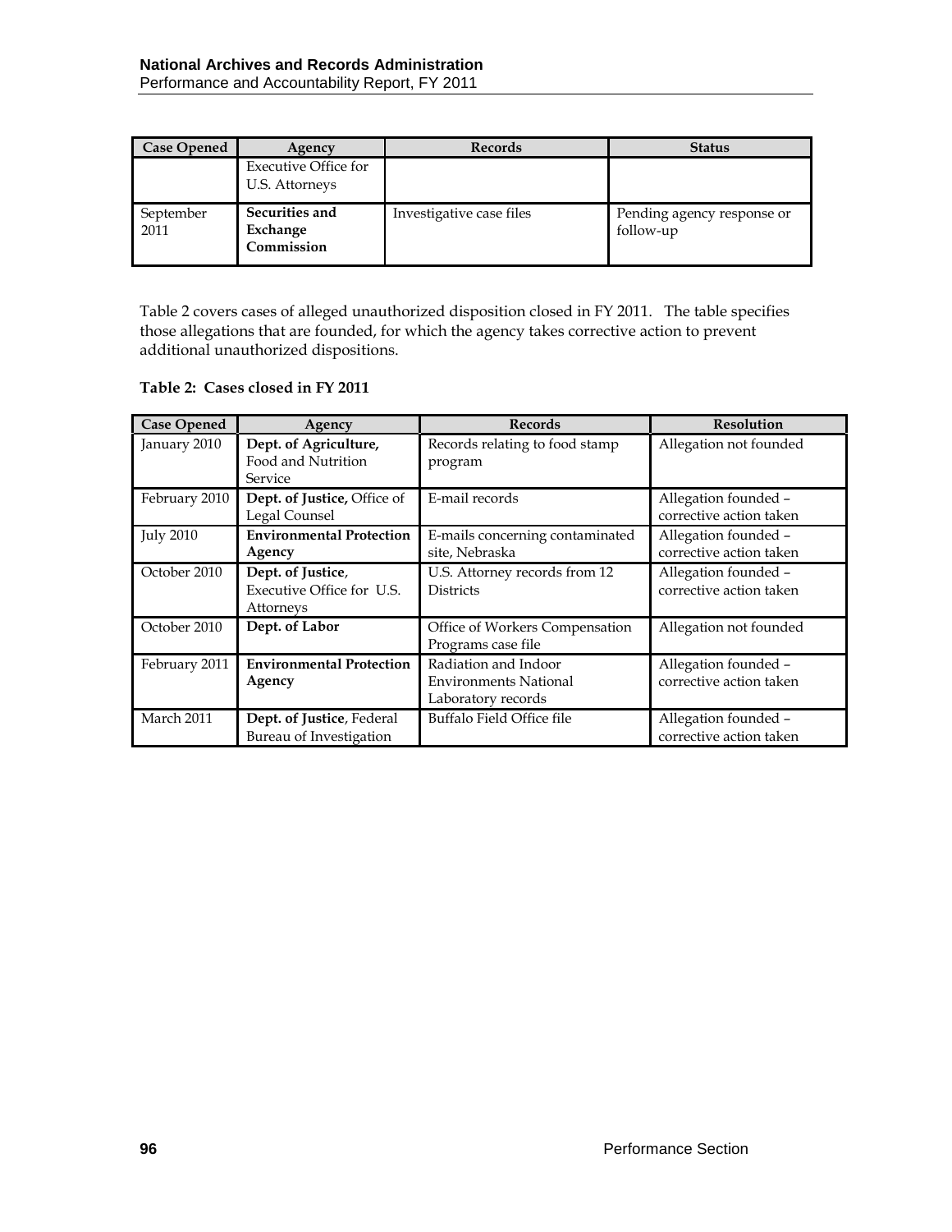| Case Opened | Agency | Records | Status |
|---|---|---|---|
| | Executive Office for U.S. Attorneys | | |
| September 2011 | **Securities and Exchange Commission** | Investigative case files | Pending agency response or follow-up |

Table 2 covers cases of alleged unauthorized disposition closed in FY 2011. The table specifies those allegations that are founded, for which the agency takes corrective action to prevent additional unauthorized dispositions.

**Table 2: Cases closed in FY 2011**

| Case Opened | Agency | Records | Resolution |
|---|---|---|---|
| January 2010 | **Dept. of Agriculture,** Food and Nutrition Service | Records relating to food stamp program | Allegation not founded |
| February 2010 | **Dept. of Justice,** Office of Legal Counsel | E-mail records | Allegation founded – corrective action taken |
| July 2010 | **Environmental Protection Agency** | E-mails concerning contaminated site, Nebraska | Allegation founded – corrective action taken |
| October 2010 | **Dept. of Justice**, Executive Office for U.S. Attorneys | U.S. Attorney records from 12 Districts | Allegation founded – corrective action taken |
| October 2010 | **Dept. of Labor** | Office of Workers Compensation Programs case file | Allegation not founded |
| February 2011 | **Environmental Protection Agency** | Radiation and Indoor Environments National Laboratory records | Allegation founded – corrective action taken |
| March 2011 | **Dept. of Justice**, Federal Bureau of Investigation | Buffalo Field Office file | Allegation founded – corrective action taken |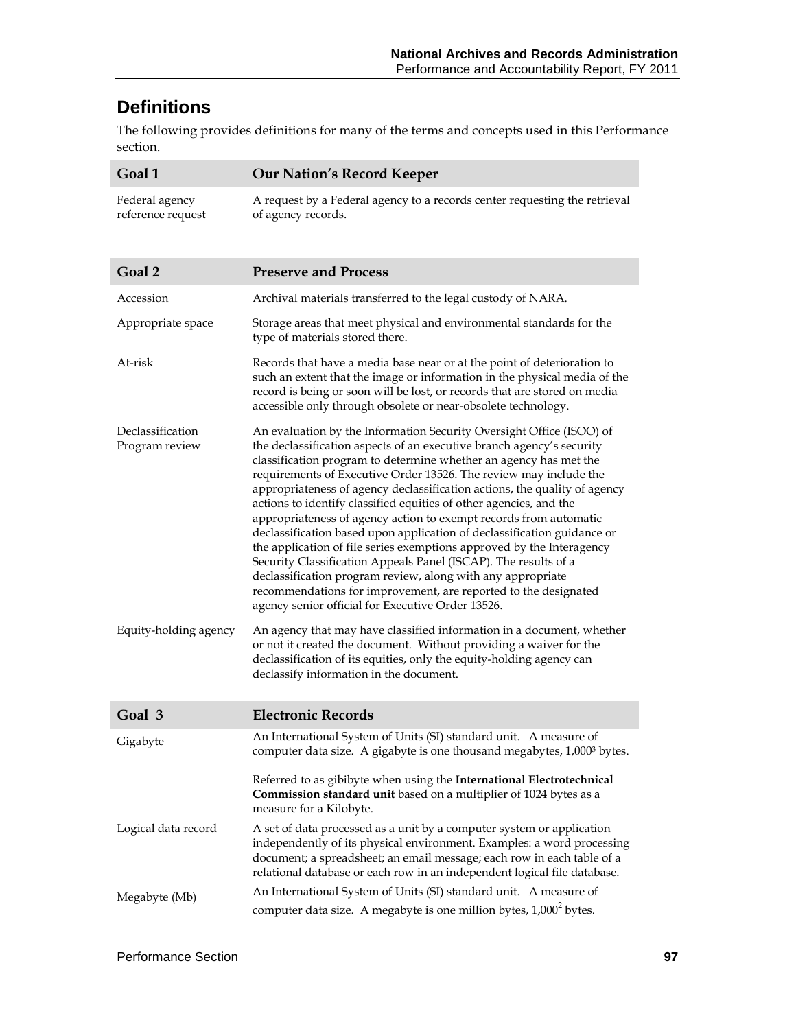## Definitions

The following provides definitions for many of the terms and concepts used in this Performance section.

| Goal 1 | Our Nation's Record Keeper |
|---|---|
| Federal agency reference request | A request by a Federal agency to a records center requesting the retrieval of agency records. |

| Goal 2 | Preserve and Process |
|---|---|
| Accession | Archival materials transferred to the legal custody of NARA. |
| Appropriate space | Storage areas that meet physical and environmental standards for the type of materials stored there. |
| At-risk | Records that have a media base near or at the point of deterioration to such an extent that the image or information in the physical media of the record is being or soon will be lost, or records that are stored on media accessible only through obsolete or near-obsolete technology. |
| Declassification Program review | An evaluation by the Information Security Oversight Office (ISOO) of the declassification aspects of an executive branch agency's security classification program to determine whether an agency has met the requirements of Executive Order 13526. The review may include the appropriateness of agency declassification actions, the quality of agency actions to identify classified equities of other agencies, and the appropriateness of agency action to exempt records from automatic declassification based upon application of declassification guidance or the application of file series exemptions approved by the Interagency Security Classification Appeals Panel (ISCAP). The results of a declassification program review, along with any appropriate recommendations for improvement, are reported to the designated agency senior official for Executive Order 13526. |
| Equity-holding agency | An agency that may have classified information in a document, whether or not it created the document. Without providing a waiver for the declassification of its equities, only the equity-holding agency can declassify information in the document. |

| Goal 3 | Electronic Records |
|---|---|
| Gigabyte | An International System of Units (SI) standard unit. A measure of computer data size. A gigabyte is one thousand megabytes, $1{,}000^3$ bytes.<br><br>Referred to as gibibyte when using the **International Electrotechnical Commission standard unit** based on a multiplier of 1024 bytes as a measure for a Kilobyte. |
| Logical data record | A set of data processed as a unit by a computer system or application independently of its physical environment. Examples: a word processing document; a spreadsheet; an email message; each row in each table of a relational database or each row in an independent logical file database. |
| Megabyte (Mb) | An International System of Units (SI) standard unit. A measure of computer data size. A megabyte is one million bytes, $1{,}000^2$ bytes. |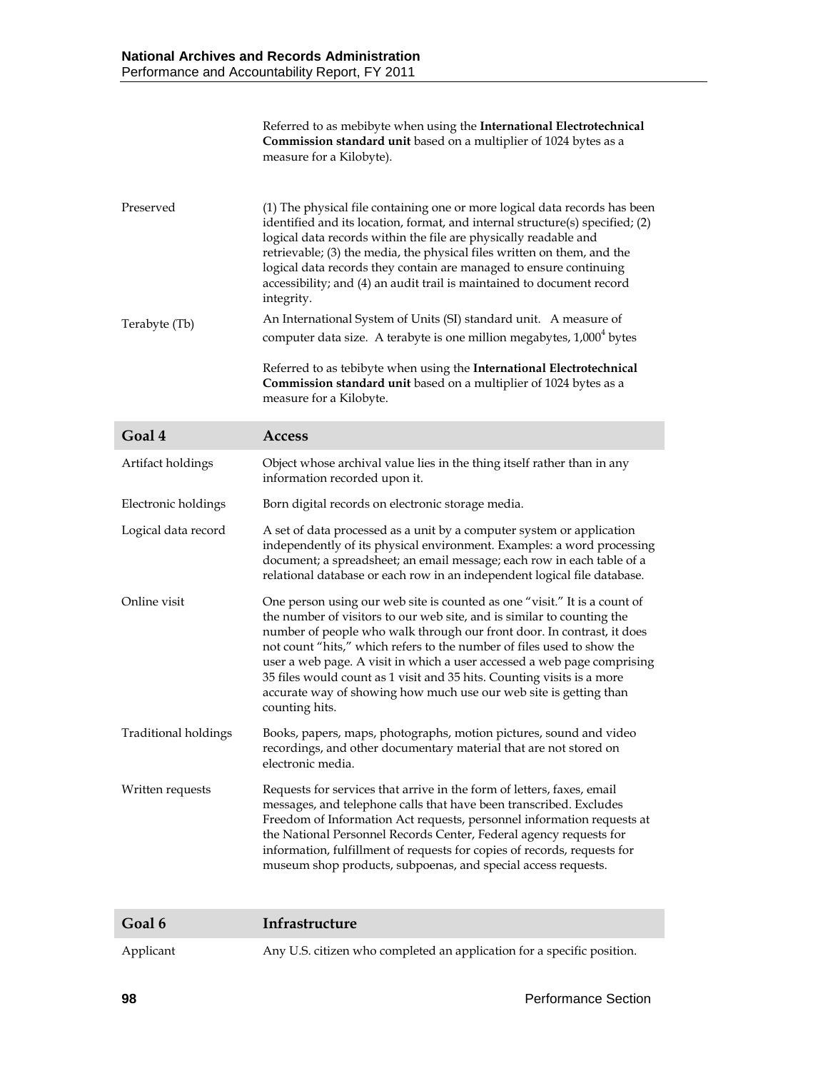| | |
|---|---|
| | Referred to as mebibyte when using the **International Electrotechnical Commission standard unit** based on a multiplier of 1024 bytes as a measure for a Kilobyte). |
| Preserved | (1) The physical file containing one or more logical data records has been identified and its location, format, and internal structure(s) specified; (2) logical data records within the file are physically readable and retrievable; (3) the media, the physical files written on them, and the logical data records they contain are managed to ensure continuing accessibility; and (4) an audit trail is maintained to document record integrity. |
| Terabyte (Tb) | An International System of Units (SI) standard unit. A measure of computer data size. A terabyte is one million megabytes, $1{,}000^4$ bytes<br><br>Referred to as tebibyte when using the **International Electrotechnical Commission standard unit** based on a multiplier of 1024 bytes as a measure for a Kilobyte. |

| Goal 4 | Access |
|---|---|
| Artifact holdings | Object whose archival value lies in the thing itself rather than in any information recorded upon it. |
| Electronic holdings | Born digital records on electronic storage media. |
| Logical data record | A set of data processed as a unit by a computer system or application independently of its physical environment. Examples: a word processing document; a spreadsheet; an email message; each row in each table of a relational database or each row in an independent logical file database. |
| Online visit | One person using our web site is counted as one "visit." It is a count of the number of visitors to our web site, and is similar to counting the number of people who walk through our front door. In contrast, it does not count "hits," which refers to the number of files used to show the user a web page. A visit in which a user accessed a web page comprising 35 files would count as 1 visit and 35 hits. Counting visits is a more accurate way of showing how much use our web site is getting than counting hits. |
| Traditional holdings | Books, papers, maps, photographs, motion pictures, sound and video recordings, and other documentary material that are not stored on electronic media. |
| Written requests | Requests for services that arrive in the form of letters, faxes, email messages, and telephone calls that have been transcribed. Excludes Freedom of Information Act requests, personnel information requests at the National Personnel Records Center, Federal agency requests for information, fulfillment of requests for copies of records, requests for museum shop products, subpoenas, and special access requests. |

| Goal 6 | Infrastructure |
|---|---|
| Applicant | Any U.S. citizen who completed an application for a specific position. |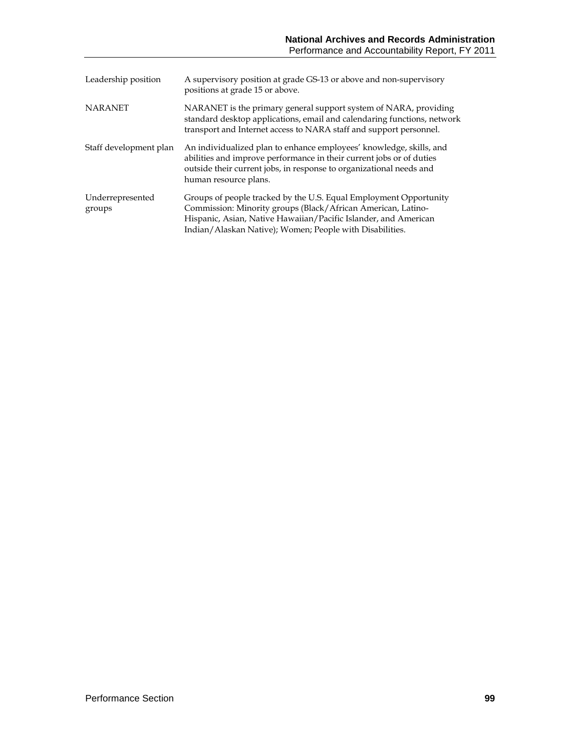| | |
|---|---|
| Leadership position | A supervisory position at grade GS-13 or above and non-supervisory positions at grade 15 or above. |
| NARANET | NARANET is the primary general support system of NARA, providing standard desktop applications, email and calendaring functions, network transport and Internet access to NARA staff and support personnel. |
| Staff development plan | An individualized plan to enhance employees' knowledge, skills, and abilities and improve performance in their current jobs or of duties outside their current jobs, in response to organizational needs and human resource plans. |
| Underrepresented groups | Groups of people tracked by the U.S. Equal Employment Opportunity Commission: Minority groups (Black/African American, Latino-Hispanic, Asian, Native Hawaiian/Pacific Islander, and American Indian/Alaskan Native); Women; People with Disabilities. |